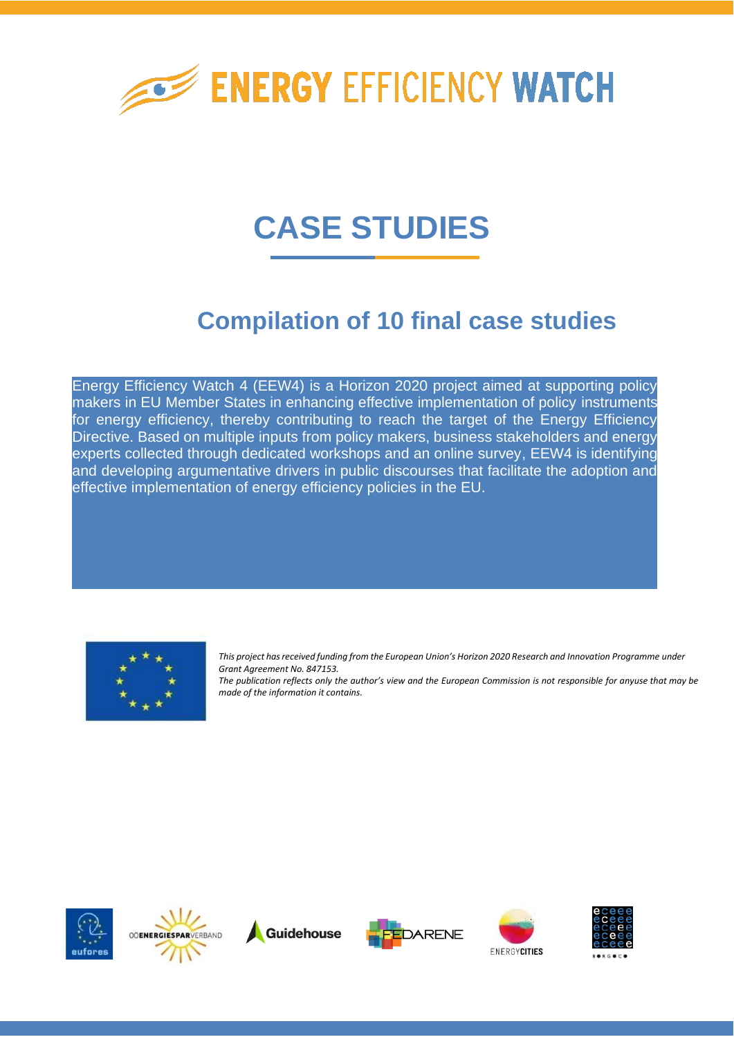# ENERGY EFFICIENCY WATCH

# CASE STUDIES

## Compilation of 10 final case studies

Energy Efficiency Watch 4 (EEW4) is a Horizon 2020 project aimed at supporting policy makers in EU Member States in enhancing effective implementation of policy instruments for energy efficiency, thereby contributing to reach the target of the Energy Efficiency Directive. Based on multiple inputs from policy makers, business stakeholders and energy experts collected through dedicated workshops and an online survey, EEW4 is identifying and developing argumentative drivers in public discourses that facilitate the adoption and effective implementation of energy efficiency policies in the EU.

*This project has received funding from the European Union's Horizon 2020 Research and Innovation Programme under Grant Agreement No. 847153.*
*The publication reflects only the author's view and the European Commission is not responsible for anyuse that may be made of the information it contains.*

eufores | OÖ ENERGIESPARVERBAND | Guidehouse | FEDARENE | ENERGYCITIES | eceee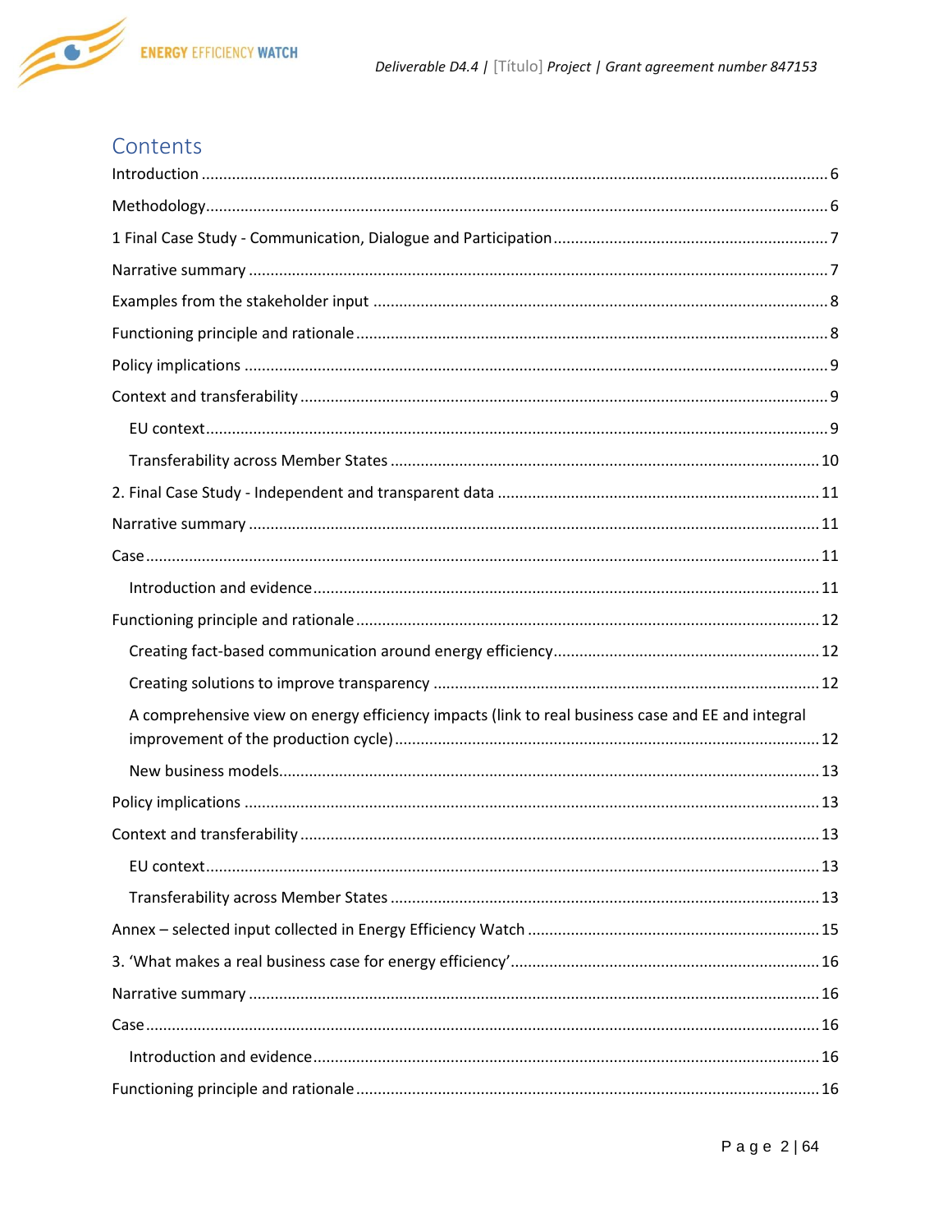# Contents

Introduction ........................................................................................................................................ 6

Methodology ........................................................................................................................................ 6

1 Final Case Study - Communication, Dialogue and Participation ................................................ 7

Narrative summary ............................................................................................................................. 7

Examples from the stakeholder input ................................................................................................ 8

Functioning principle and rationale .................................................................................................... 8

Policy implications .............................................................................................................................. 9

Context and transferability ................................................................................................................. 9

  EU context ....................................................................................................................................... 9

  Transferability across Member States ......................................................................................... 10

2. Final Case Study - Independent and transparent data ............................................................. 11

Narrative summary ........................................................................................................................... 11

Case ................................................................................................................................................... 11

  Introduction and evidence ............................................................................................................ 11

Functioning principle and rationale .................................................................................................. 12

  Creating fact-based communication around energy efficiency .................................................... 12

  Creating solutions to improve transparency ................................................................................ 12

  A comprehensive view on energy efficiency impacts (link to real business case and EE and integral improvement of the production cycle) ................................................................................. 12

  New business models .................................................................................................................... 13

Policy implications ............................................................................................................................ 13

Context and transferability ............................................................................................................... 13

  EU context ..................................................................................................................................... 13

  Transferability across Member States ......................................................................................... 13

Annex – selected input collected in Energy Efficiency Watch ........................................................... 15

3. 'What makes a real business case for energy efficiency' ............................................................. 16

Narrative summary ........................................................................................................................... 16

Case ................................................................................................................................................... 16

  Introduction and evidence ............................................................................................................ 16

Functioning principle and rationale .................................................................................................. 16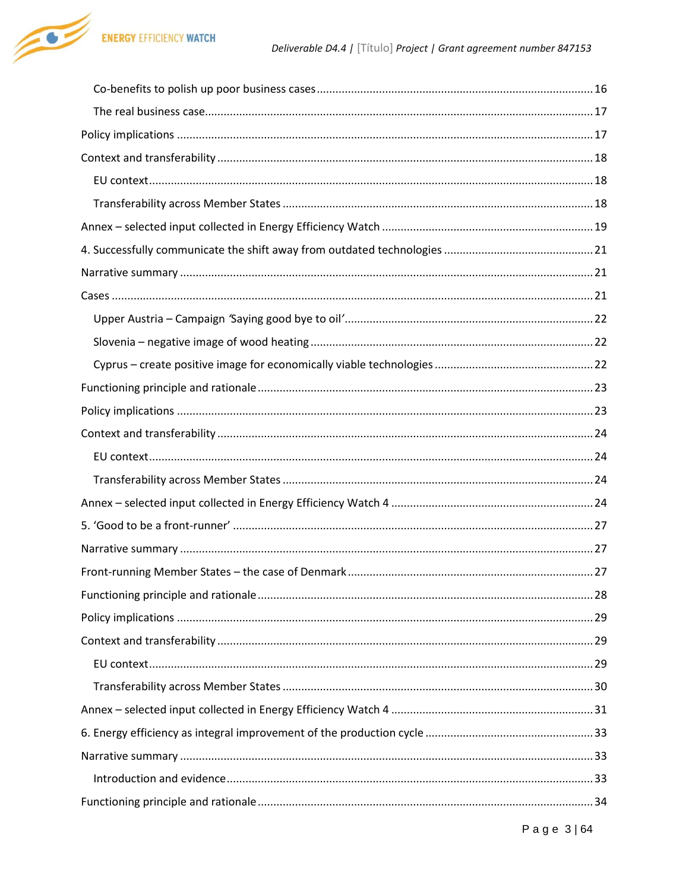Co-benefits to polish up poor business cases ........................................................................................ 16

The real business case........................................................................................................................... 17

Policy implications ..................................................................................................................................... 17

Context and transferability ........................................................................................................................ 18

EU context............................................................................................................................................. 18

Transferability across Member States ................................................................................................... 18

Annex – selected input collected in Energy Efficiency Watch .................................................................... 19

4. Successfully communicate the shift away from outdated technologies ................................................ 21

Narrative summary .................................................................................................................................... 21

Cases ......................................................................................................................................................... 21

Upper Austria – Campaign 'Saying good bye to oil' ............................................................................... 22

Slovenia – negative image of wood heating .......................................................................................... 22

Cyprus – create positive image for economically viable technologies ................................................... 22

Functioning principle and rationale ........................................................................................................... 23

Policy implications ..................................................................................................................................... 23

Context and transferability ........................................................................................................................ 24

EU context............................................................................................................................................. 24

Transferability across Member States ................................................................................................... 24

Annex – selected input collected in Energy Efficiency Watch 4 ................................................................. 24

5. 'Good to be a front-runner' .................................................................................................................. 27

Narrative summary .................................................................................................................................... 27

Front-running Member States – the case of Denmark ............................................................................... 27

Functioning principle and rationale ........................................................................................................... 28

Policy implications ..................................................................................................................................... 29

Context and transferability ........................................................................................................................ 29

EU context............................................................................................................................................. 29

Transferability across Member States ................................................................................................... 30

Annex – selected input collected in Energy Efficiency Watch 4 ................................................................. 31

6. Energy efficiency as integral improvement of the production cycle ...................................................... 33

Narrative summary .................................................................................................................................... 33

Introduction and evidence..................................................................................................................... 33

Functioning principle and rationale ........................................................................................................... 34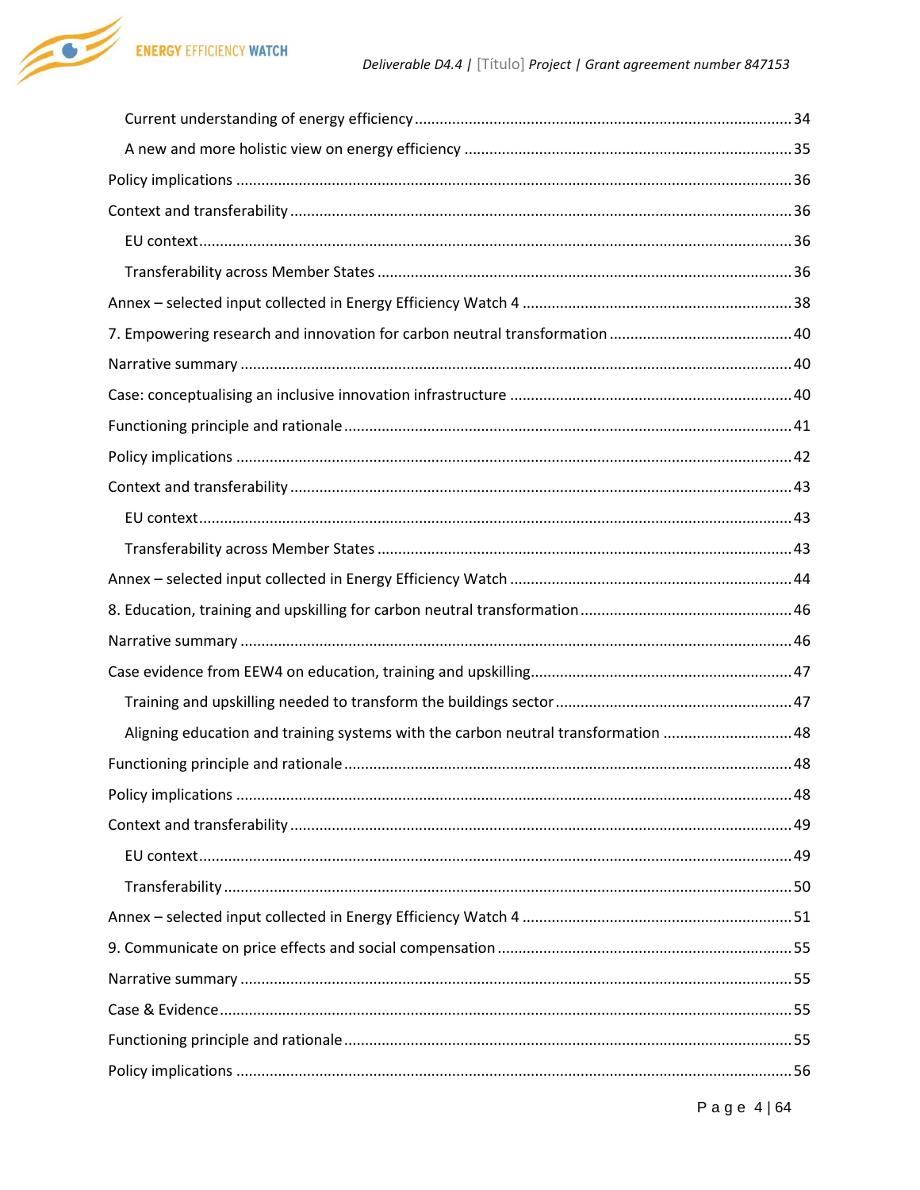- Current understanding of energy efficiency ..... 34
- A new and more holistic view on energy efficiency ..... 35

Policy implications ..... 36

Context and transferability ..... 36

- EU context ..... 36
- Transferability across Member States ..... 36

Annex – selected input collected in Energy Efficiency Watch 4 ..... 38

7. Empowering research and innovation for carbon neutral transformation ..... 40

Narrative summary ..... 40

Case: conceptualising an inclusive innovation infrastructure ..... 40

Functioning principle and rationale ..... 41

Policy implications ..... 42

Context and transferability ..... 43

- EU context ..... 43
- Transferability across Member States ..... 43

Annex – selected input collected in Energy Efficiency Watch ..... 44

8. Education, training and upskilling for carbon neutral transformation ..... 46

Narrative summary ..... 46

Case evidence from EEW4 on education, training and upskilling ..... 47

- Training and upskilling needed to transform the buildings sector ..... 47
- Aligning education and training systems with the carbon neutral transformation ..... 48

Functioning principle and rationale ..... 48

Policy implications ..... 48

Context and transferability ..... 49

- EU context ..... 49
- Transferability ..... 50

Annex – selected input collected in Energy Efficiency Watch 4 ..... 51

9. Communicate on price effects and social compensation ..... 55

Narrative summary ..... 55

Case & Evidence ..... 55

Functioning principle and rationale ..... 55

Policy implications ..... 56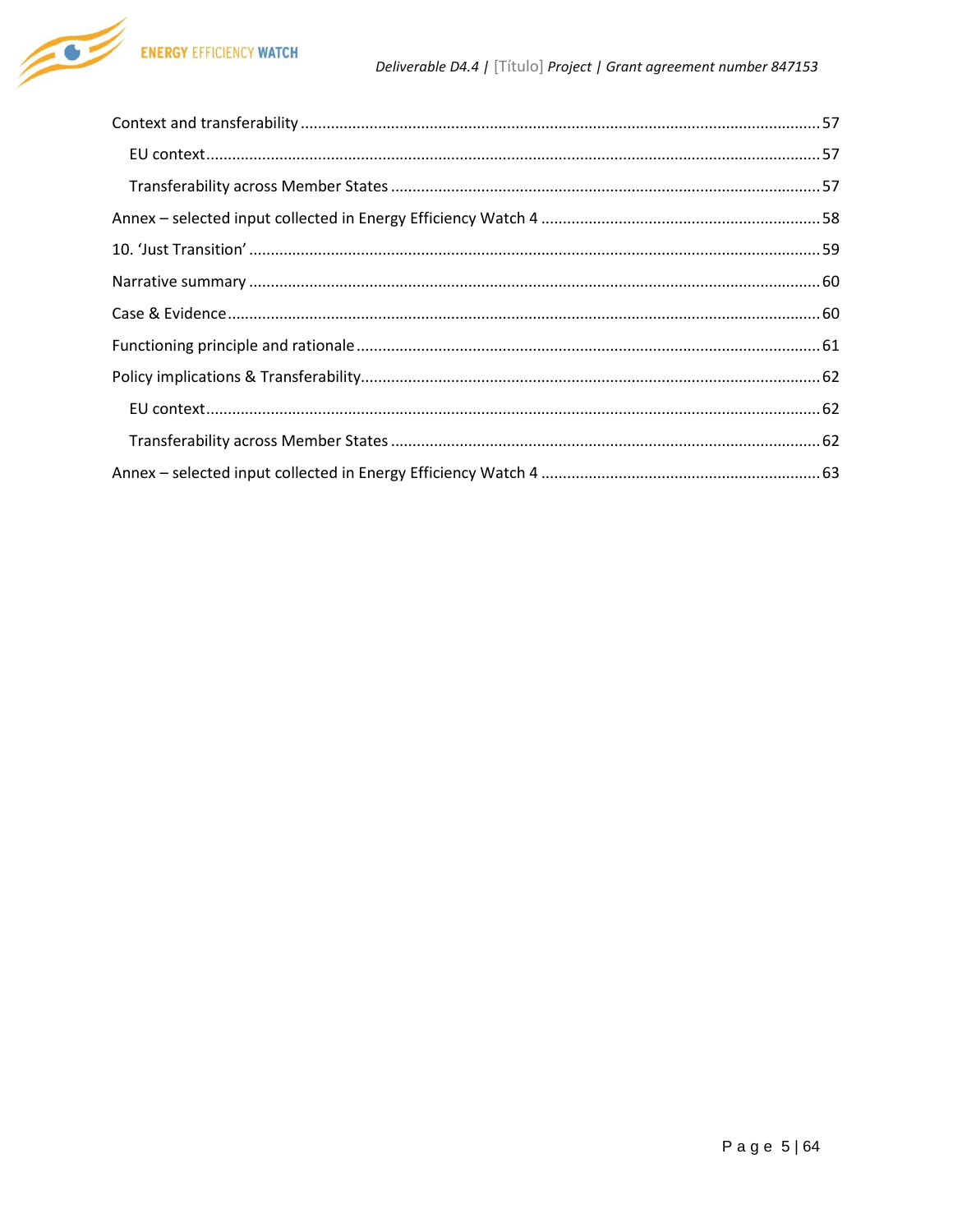Context and transferability ........................................................................................................ 57

EU context ............................................................................................................................ 57

Transferability across Member States .................................................................................. 57

Annex – selected input collected in Energy Efficiency Watch 4 ................................................. 58

10. 'Just Transition' ................................................................................................................... 59

Narrative summary .................................................................................................................... 60

Case & Evidence ........................................................................................................................ 60

Functioning principle and rationale .......................................................................................... 61

Policy implications & Transferability ......................................................................................... 62

EU context ............................................................................................................................ 62

Transferability across Member States .................................................................................. 62

Annex – selected input collected in Energy Efficiency Watch 4 ................................................. 63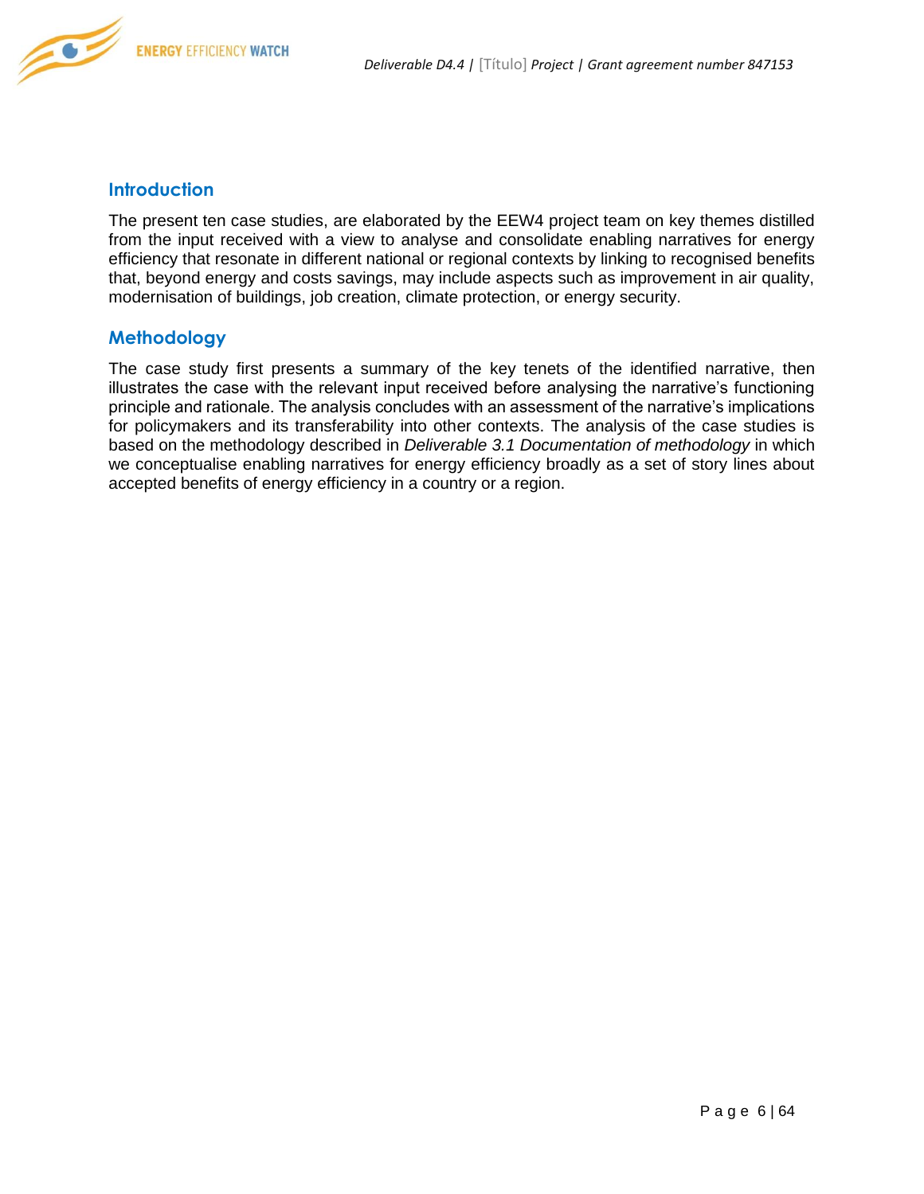## Introduction

The present ten case studies, are elaborated by the EEW4 project team on key themes distilled from the input received with a view to analyse and consolidate enabling narratives for energy efficiency that resonate in different national or regional contexts by linking to recognised benefits that, beyond energy and costs savings, may include aspects such as improvement in air quality, modernisation of buildings, job creation, climate protection, or energy security.

## Methodology

The case study first presents a summary of the key tenets of the identified narrative, then illustrates the case with the relevant input received before analysing the narrative's functioning principle and rationale. The analysis concludes with an assessment of the narrative's implications for policymakers and its transferability into other contexts. The analysis of the case studies is based on the methodology described in *Deliverable 3.1 Documentation of methodology* in which we conceptualise enabling narratives for energy efficiency broadly as a set of story lines about accepted benefits of energy efficiency in a country or a region.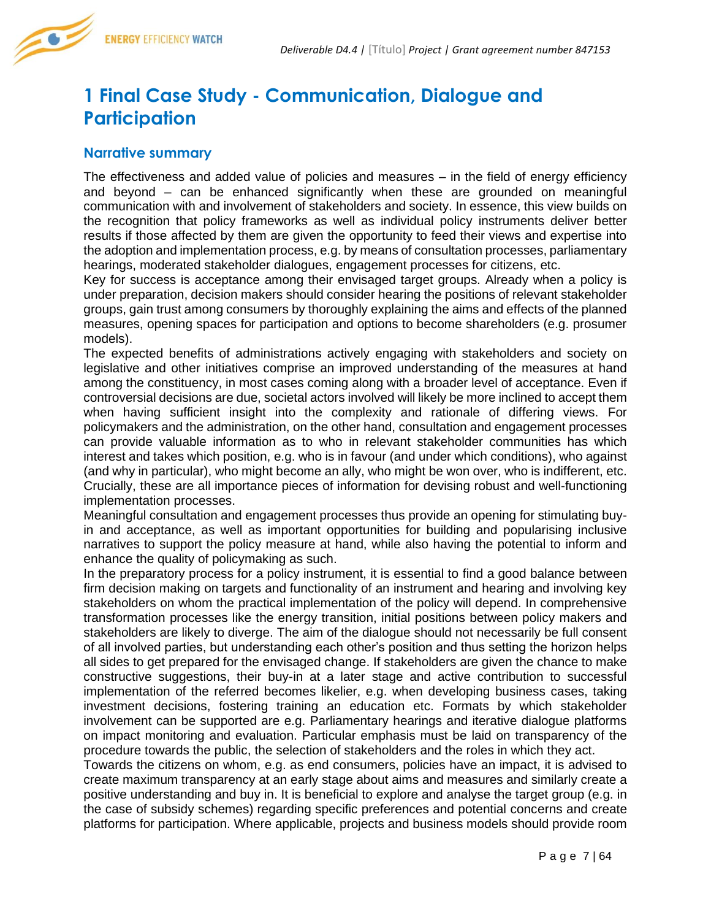# 1 Final Case Study - Communication, Dialogue and Participation

## Narrative summary

The effectiveness and added value of policies and measures – in the field of energy efficiency and beyond – can be enhanced significantly when these are grounded on meaningful communication with and involvement of stakeholders and society. In essence, this view builds on the recognition that policy frameworks as well as individual policy instruments deliver better results if those affected by them are given the opportunity to feed their views and expertise into the adoption and implementation process, e.g. by means of consultation processes, parliamentary hearings, moderated stakeholder dialogues, engagement processes for citizens, etc.

Key for success is acceptance among their envisaged target groups. Already when a policy is under preparation, decision makers should consider hearing the positions of relevant stakeholder groups, gain trust among consumers by thoroughly explaining the aims and effects of the planned measures, opening spaces for participation and options to become shareholders (e.g. prosumer models).

The expected benefits of administrations actively engaging with stakeholders and society on legislative and other initiatives comprise an improved understanding of the measures at hand among the constituency, in most cases coming along with a broader level of acceptance. Even if controversial decisions are due, societal actors involved will likely be more inclined to accept them when having sufficient insight into the complexity and rationale of differing views. For policymakers and the administration, on the other hand, consultation and engagement processes can provide valuable information as to who in relevant stakeholder communities has which interest and takes which position, e.g. who is in favour (and under which conditions), who against (and why in particular), who might become an ally, who might be won over, who is indifferent, etc. Crucially, these are all importance pieces of information for devising robust and well-functioning implementation processes.

Meaningful consultation and engagement processes thus provide an opening for stimulating buy-in and acceptance, as well as important opportunities for building and popularising inclusive narratives to support the policy measure at hand, while also having the potential to inform and enhance the quality of policymaking as such.

In the preparatory process for a policy instrument, it is essential to find a good balance between firm decision making on targets and functionality of an instrument and hearing and involving key stakeholders on whom the practical implementation of the policy will depend. In comprehensive transformation processes like the energy transition, initial positions between policy makers and stakeholders are likely to diverge. The aim of the dialogue should not necessarily be full consent of all involved parties, but understanding each other's position and thus setting the horizon helps all sides to get prepared for the envisaged change. If stakeholders are given the chance to make constructive suggestions, their buy-in at a later stage and active contribution to successful implementation of the referred becomes likelier, e.g. when developing business cases, taking investment decisions, fostering training an education etc. Formats by which stakeholder involvement can be supported are e.g. Parliamentary hearings and iterative dialogue platforms on impact monitoring and evaluation. Particular emphasis must be laid on transparency of the procedure towards the public, the selection of stakeholders and the roles in which they act.

Towards the citizens on whom, e.g. as end consumers, policies have an impact, it is advised to create maximum transparency at an early stage about aims and measures and similarly create a positive understanding and buy in. It is beneficial to explore and analyse the target group (e.g. in the case of subsidy schemes) regarding specific preferences and potential concerns and create platforms for participation. Where applicable, projects and business models should provide room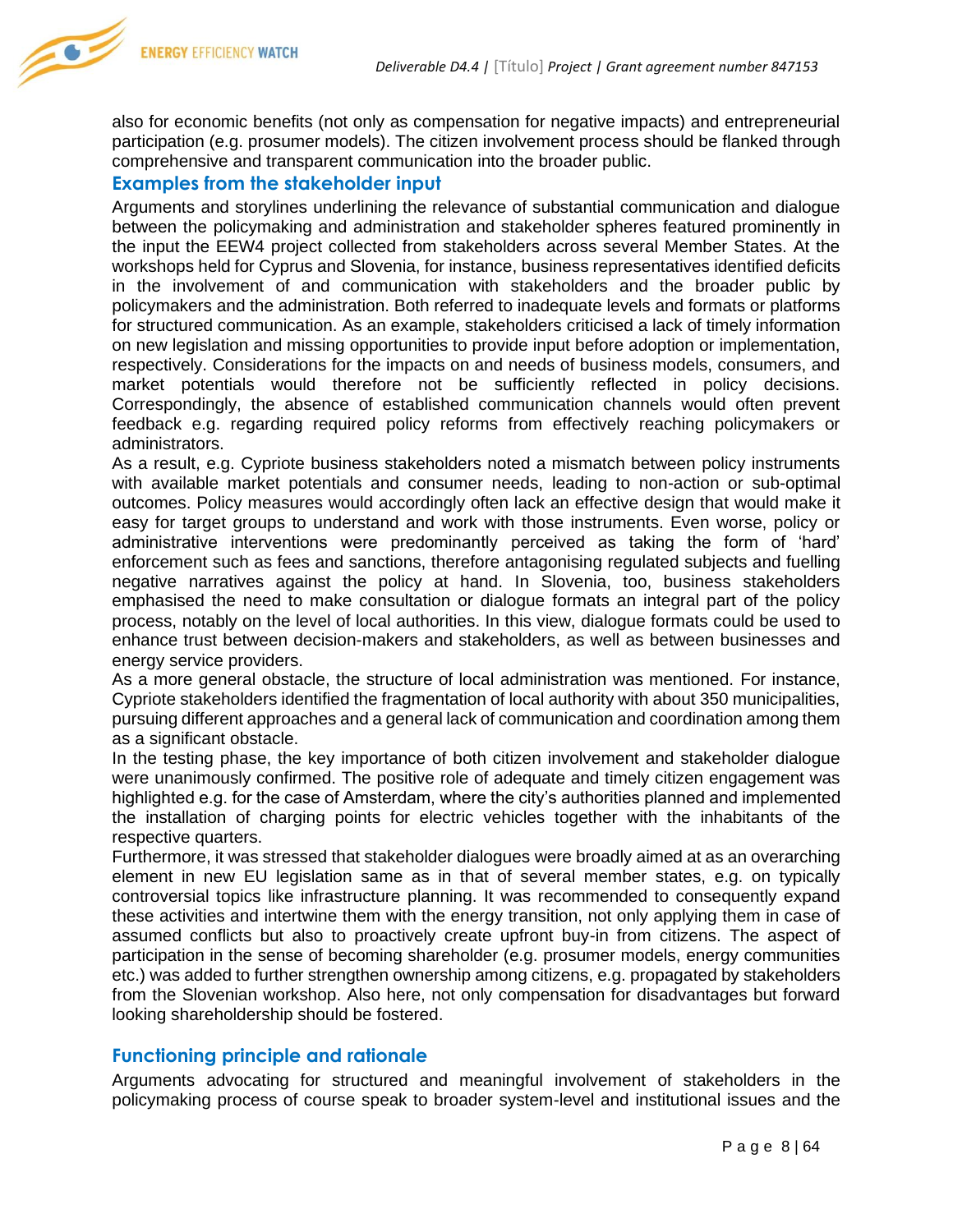also for economic benefits (not only as compensation for negative impacts) and entrepreneurial participation (e.g. prosumer models). The citizen involvement process should be flanked through comprehensive and transparent communication into the broader public.

### Examples from the stakeholder input

Arguments and storylines underlining the relevance of substantial communication and dialogue between the policymaking and administration and stakeholder spheres featured prominently in the input the EEW4 project collected from stakeholders across several Member States. At the workshops held for Cyprus and Slovenia, for instance, business representatives identified deficits in the involvement of and communication with stakeholders and the broader public by policymakers and the administration. Both referred to inadequate levels and formats or platforms for structured communication. As an example, stakeholders criticised a lack of timely information on new legislation and missing opportunities to provide input before adoption or implementation, respectively. Considerations for the impacts on and needs of business models, consumers, and market potentials would therefore not be sufficiently reflected in policy decisions. Correspondingly, the absence of established communication channels would often prevent feedback e.g. regarding required policy reforms from effectively reaching policymakers or administrators.

As a result, e.g. Cypriote business stakeholders noted a mismatch between policy instruments with available market potentials and consumer needs, leading to non-action or sub-optimal outcomes. Policy measures would accordingly often lack an effective design that would make it easy for target groups to understand and work with those instruments. Even worse, policy or administrative interventions were predominantly perceived as taking the form of 'hard' enforcement such as fees and sanctions, therefore antagonising regulated subjects and fuelling negative narratives against the policy at hand. In Slovenia, too, business stakeholders emphasised the need to make consultation or dialogue formats an integral part of the policy process, notably on the level of local authorities. In this view, dialogue formats could be used to enhance trust between decision-makers and stakeholders, as well as between businesses and energy service providers.

As a more general obstacle, the structure of local administration was mentioned. For instance, Cypriote stakeholders identified the fragmentation of local authority with about 350 municipalities, pursuing different approaches and a general lack of communication and coordination among them as a significant obstacle.

In the testing phase, the key importance of both citizen involvement and stakeholder dialogue were unanimously confirmed. The positive role of adequate and timely citizen engagement was highlighted e.g. for the case of Amsterdam, where the city's authorities planned and implemented the installation of charging points for electric vehicles together with the inhabitants of the respective quarters.

Furthermore, it was stressed that stakeholder dialogues were broadly aimed at as an overarching element in new EU legislation same as in that of several member states, e.g. on typically controversial topics like infrastructure planning. It was recommended to consequently expand these activities and intertwine them with the energy transition, not only applying them in case of assumed conflicts but also to proactively create upfront buy-in from citizens. The aspect of participation in the sense of becoming shareholder (e.g. prosumer models, energy communities etc.) was added to further strengthen ownership among citizens, e.g. propagated by stakeholders from the Slovenian workshop. Also here, not only compensation for disadvantages but forward looking shareholdership should be fostered.

### Functioning principle and rationale

Arguments advocating for structured and meaningful involvement of stakeholders in the policymaking process of course speak to broader system-level and institutional issues and the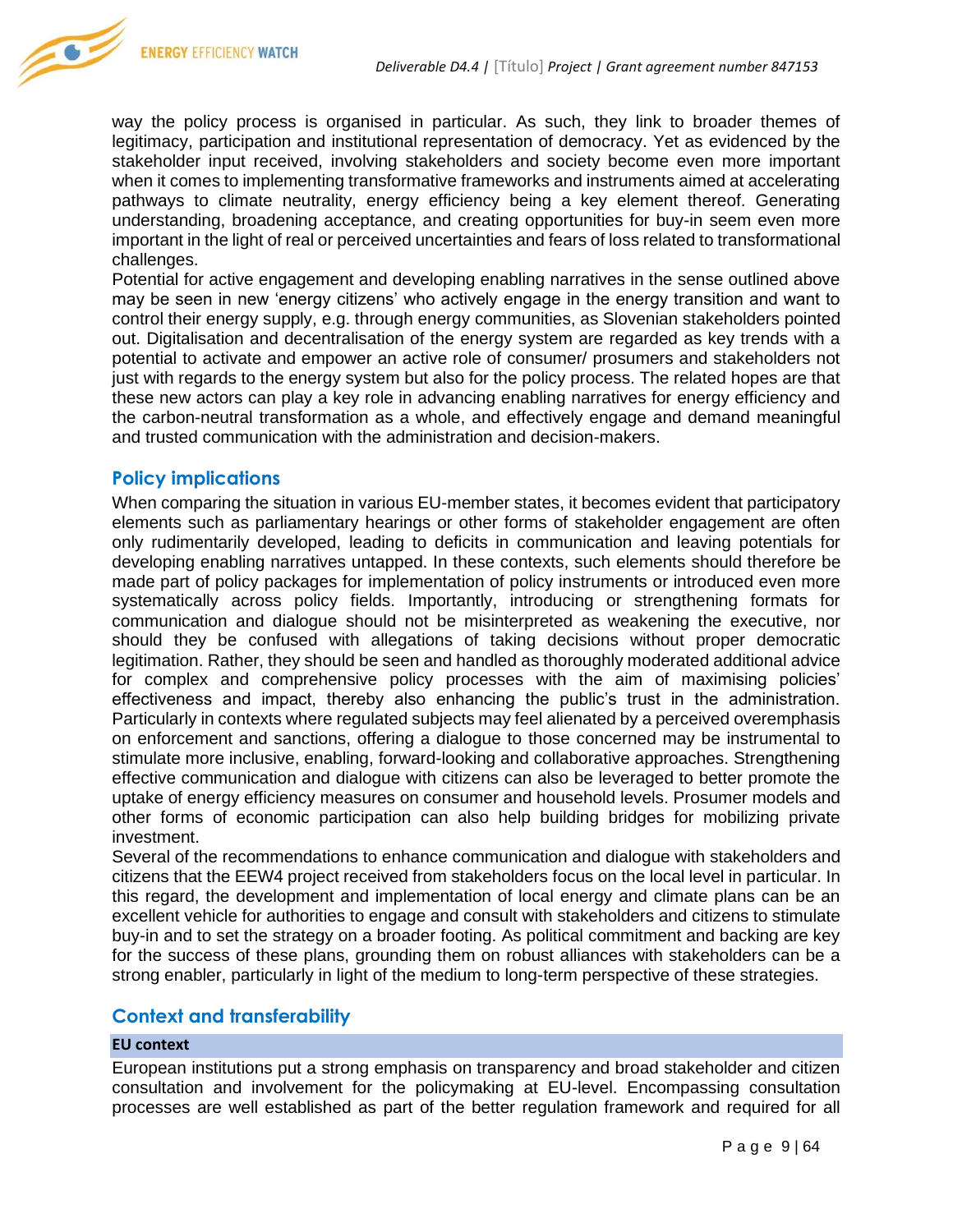way the policy process is organised in particular. As such, they link to broader themes of legitimacy, participation and institutional representation of democracy. Yet as evidenced by the stakeholder input received, involving stakeholders and society become even more important when it comes to implementing transformative frameworks and instruments aimed at accelerating pathways to climate neutrality, energy efficiency being a key element thereof. Generating understanding, broadening acceptance, and creating opportunities for buy-in seem even more important in the light of real or perceived uncertainties and fears of loss related to transformational challenges.

Potential for active engagement and developing enabling narratives in the sense outlined above may be seen in new 'energy citizens' who actively engage in the energy transition and want to control their energy supply, e.g. through energy communities, as Slovenian stakeholders pointed out. Digitalisation and decentralisation of the energy system are regarded as key trends with a potential to activate and empower an active role of consumer/ prosumers and stakeholders not just with regards to the energy system but also for the policy process. The related hopes are that these new actors can play a key role in advancing enabling narratives for energy efficiency and the carbon-neutral transformation as a whole, and effectively engage and demand meaningful and trusted communication with the administration and decision-makers.

## Policy implications

When comparing the situation in various EU-member states, it becomes evident that participatory elements such as parliamentary hearings or other forms of stakeholder engagement are often only rudimentarily developed, leading to deficits in communication and leaving potentials for developing enabling narratives untapped. In these contexts, such elements should therefore be made part of policy packages for implementation of policy instruments or introduced even more systematically across policy fields. Importantly, introducing or strengthening formats for communication and dialogue should not be misinterpreted as weakening the executive, nor should they be confused with allegations of taking decisions without proper democratic legitimation. Rather, they should be seen and handled as thoroughly moderated additional advice for complex and comprehensive policy processes with the aim of maximising policies' effectiveness and impact, thereby also enhancing the public's trust in the administration. Particularly in contexts where regulated subjects may feel alienated by a perceived overemphasis on enforcement and sanctions, offering a dialogue to those concerned may be instrumental to stimulate more inclusive, enabling, forward-looking and collaborative approaches. Strengthening effective communication and dialogue with citizens can also be leveraged to better promote the uptake of energy efficiency measures on consumer and household levels. Prosumer models and other forms of economic participation can also help building bridges for mobilizing private investment.

Several of the recommendations to enhance communication and dialogue with stakeholders and citizens that the EEW4 project received from stakeholders focus on the local level in particular. In this regard, the development and implementation of local energy and climate plans can be an excellent vehicle for authorities to engage and consult with stakeholders and citizens to stimulate buy-in and to set the strategy on a broader footing. As political commitment and backing are key for the success of these plans, grounding them on robust alliances with stakeholders can be a strong enabler, particularly in light of the medium to long-term perspective of these strategies.

## Context and transferability

### EU context

European institutions put a strong emphasis on transparency and broad stakeholder and citizen consultation and involvement for the policymaking at EU-level. Encompassing consultation processes are well established as part of the better regulation framework and required for all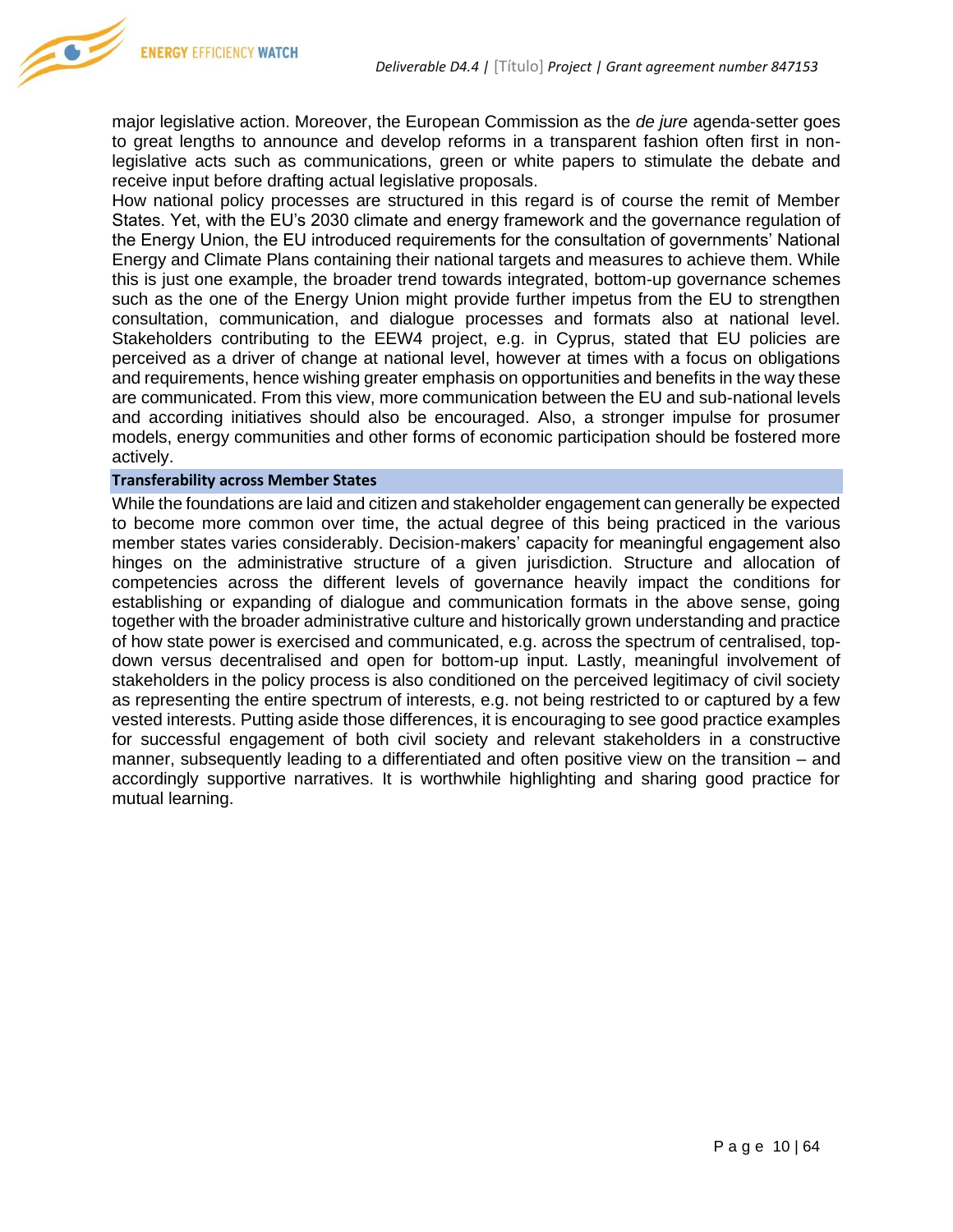major legislative action. Moreover, the European Commission as the *de jure* agenda-setter goes to great lengths to announce and develop reforms in a transparent fashion often first in non-legislative acts such as communications, green or white papers to stimulate the debate and receive input before drafting actual legislative proposals.

How national policy processes are structured in this regard is of course the remit of Member States. Yet, with the EU's 2030 climate and energy framework and the governance regulation of the Energy Union, the EU introduced requirements for the consultation of governments' National Energy and Climate Plans containing their national targets and measures to achieve them. While this is just one example, the broader trend towards integrated, bottom-up governance schemes such as the one of the Energy Union might provide further impetus from the EU to strengthen consultation, communication, and dialogue processes and formats also at national level. Stakeholders contributing to the EEW4 project, e.g. in Cyprus, stated that EU policies are perceived as a driver of change at national level, however at times with a focus on obligations and requirements, hence wishing greater emphasis on opportunities and benefits in the way these are communicated. From this view, more communication between the EU and sub-national levels and according initiatives should also be encouraged. Also, a stronger impulse for prosumer models, energy communities and other forms of economic participation should be fostered more actively.

**Transferability across Member States**

While the foundations are laid and citizen and stakeholder engagement can generally be expected to become more common over time, the actual degree of this being practiced in the various member states varies considerably. Decision-makers' capacity for meaningful engagement also hinges on the administrative structure of a given jurisdiction. Structure and allocation of competencies across the different levels of governance heavily impact the conditions for establishing or expanding of dialogue and communication formats in the above sense, going together with the broader administrative culture and historically grown understanding and practice of how state power is exercised and communicated, e.g. across the spectrum of centralised, top-down versus decentralised and open for bottom-up input. Lastly, meaningful involvement of stakeholders in the policy process is also conditioned on the perceived legitimacy of civil society as representing the entire spectrum of interests, e.g. not being restricted to or captured by a few vested interests. Putting aside those differences, it is encouraging to see good practice examples for successful engagement of both civil society and relevant stakeholders in a constructive manner, subsequently leading to a differentiated and often positive view on the transition – and accordingly supportive narratives. It is worthwhile highlighting and sharing good practice for mutual learning.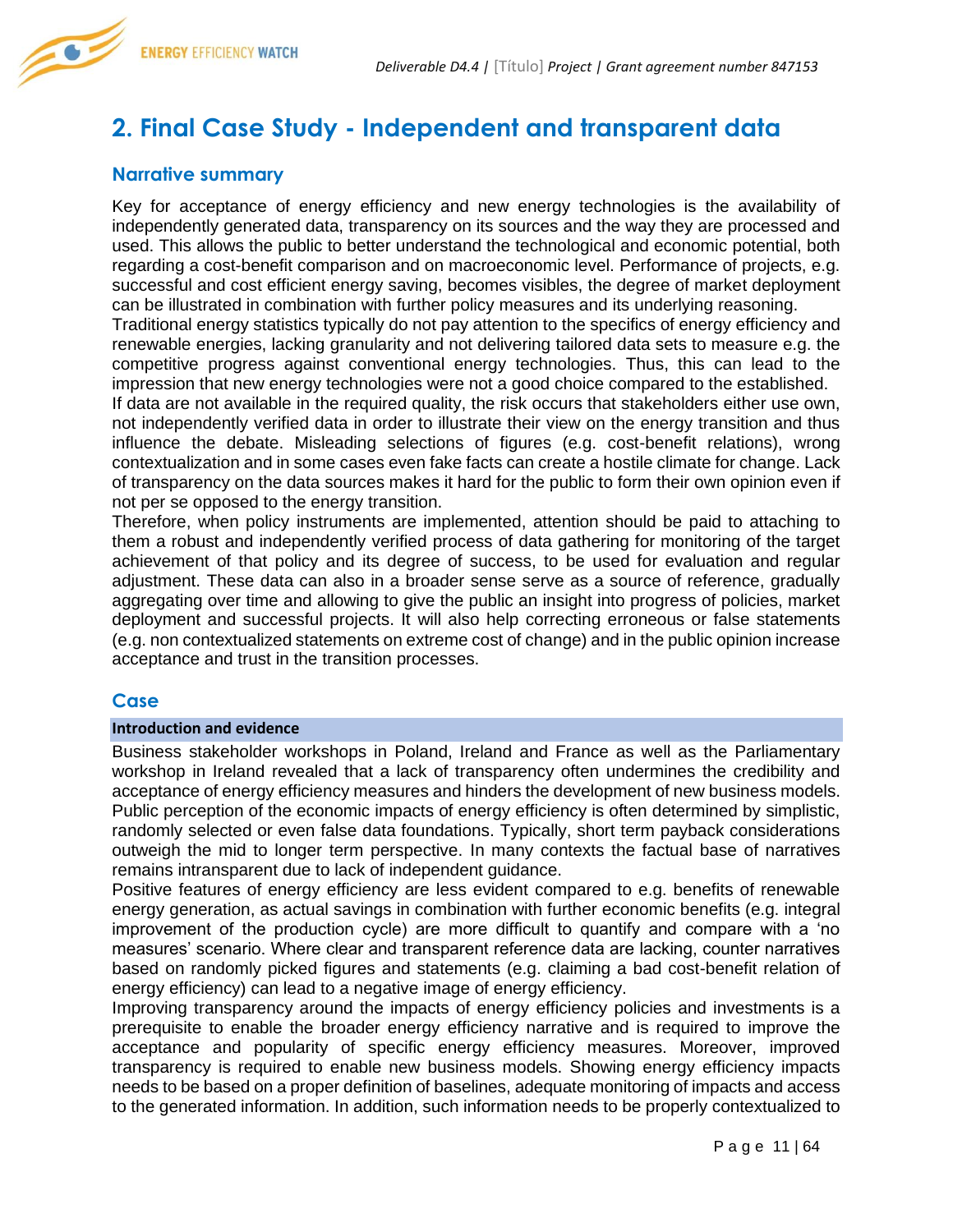# 2. Final Case Study - Independent and transparent data

## Narrative summary

Key for acceptance of energy efficiency and new energy technologies is the availability of independently generated data, transparency on its sources and the way they are processed and used. This allows the public to better understand the technological and economic potential, both regarding a cost-benefit comparison and on macroeconomic level. Performance of projects, e.g. successful and cost efficient energy saving, becomes visibles, the degree of market deployment can be illustrated in combination with further policy measures and its underlying reasoning.

Traditional energy statistics typically do not pay attention to the specifics of energy efficiency and renewable energies, lacking granularity and not delivering tailored data sets to measure e.g. the competitive progress against conventional energy technologies. Thus, this can lead to the impression that new energy technologies were not a good choice compared to the established.

If data are not available in the required quality, the risk occurs that stakeholders either use own, not independently verified data in order to illustrate their view on the energy transition and thus influence the debate. Misleading selections of figures (e.g. cost-benefit relations), wrong contextualization and in some cases even fake facts can create a hostile climate for change. Lack of transparency on the data sources makes it hard for the public to form their own opinion even if not per se opposed to the energy transition.

Therefore, when policy instruments are implemented, attention should be paid to attaching to them a robust and independently verified process of data gathering for monitoring of the target achievement of that policy and its degree of success, to be used for evaluation and regular adjustment. These data can also in a broader sense serve as a source of reference, gradually aggregating over time and allowing to give the public an insight into progress of policies, market deployment and successful projects. It will also help correcting erroneous or false statements (e.g. non contextualized statements on extreme cost of change) and in the public opinion increase acceptance and trust in the transition processes.

## Case

**Introduction and evidence**

Business stakeholder workshops in Poland, Ireland and France as well as the Parliamentary workshop in Ireland revealed that a lack of transparency often undermines the credibility and acceptance of energy efficiency measures and hinders the development of new business models. Public perception of the economic impacts of energy efficiency is often determined by simplistic, randomly selected or even false data foundations. Typically, short term payback considerations outweigh the mid to longer term perspective. In many contexts the factual base of narratives remains intransparent due to lack of independent guidance.

Positive features of energy efficiency are less evident compared to e.g. benefits of renewable energy generation, as actual savings in combination with further economic benefits (e.g. integral improvement of the production cycle) are more difficult to quantify and compare with a 'no measures' scenario. Where clear and transparent reference data are lacking, counter narratives based on randomly picked figures and statements (e.g. claiming a bad cost-benefit relation of energy efficiency) can lead to a negative image of energy efficiency.

Improving transparency around the impacts of energy efficiency policies and investments is a prerequisite to enable the broader energy efficiency narrative and is required to improve the acceptance and popularity of specific energy efficiency measures. Moreover, improved transparency is required to enable new business models. Showing energy efficiency impacts needs to be based on a proper definition of baselines, adequate monitoring of impacts and access to the generated information. In addition, such information needs to be properly contextualized to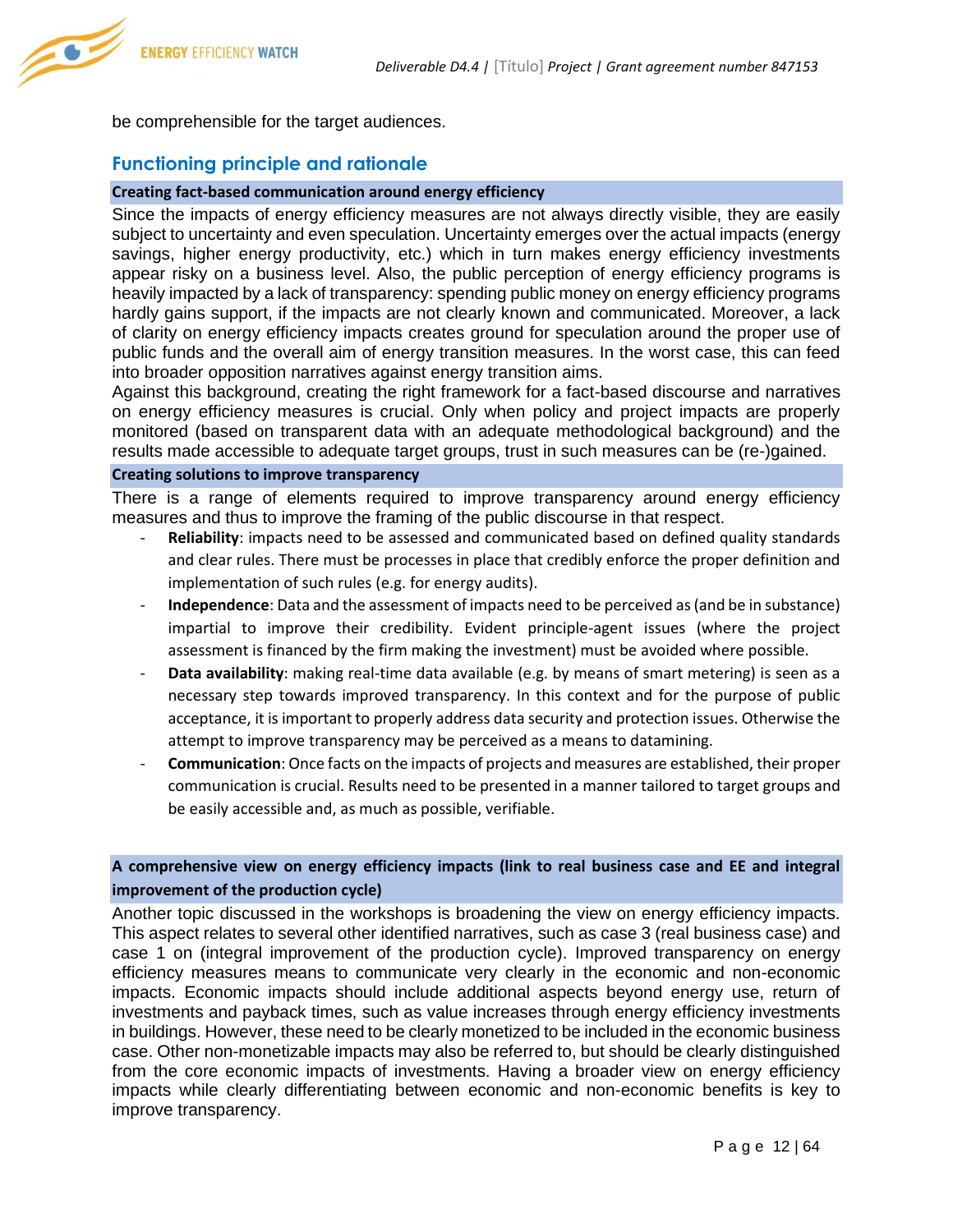be comprehensible for the target audiences.

## Functioning principle and rationale

**Creating fact-based communication around energy efficiency**

Since the impacts of energy efficiency measures are not always directly visible, they are easily subject to uncertainty and even speculation. Uncertainty emerges over the actual impacts (energy savings, higher energy productivity, etc.) which in turn makes energy efficiency investments appear risky on a business level. Also, the public perception of energy efficiency programs is heavily impacted by a lack of transparency: spending public money on energy efficiency programs hardly gains support, if the impacts are not clearly known and communicated. Moreover, a lack of clarity on energy efficiency impacts creates ground for speculation around the proper use of public funds and the overall aim of energy transition measures. In the worst case, this can feed into broader opposition narratives against energy transition aims.

Against this background, creating the right framework for a fact-based discourse and narratives on energy efficiency measures is crucial. Only when policy and project impacts are properly monitored (based on transparent data with an adequate methodological background) and the results made accessible to adequate target groups, trust in such measures can be (re-)gained.

**Creating solutions to improve transparency**

There is a range of elements required to improve transparency around energy efficiency measures and thus to improve the framing of the public discourse in that respect.

- **Reliability**: impacts need to be assessed and communicated based on defined quality standards and clear rules. There must be processes in place that credibly enforce the proper definition and implementation of such rules (e.g. for energy audits).
- **Independence**: Data and the assessment of impacts need to be perceived as (and be in substance) impartial to improve their credibility. Evident principle-agent issues (where the project assessment is financed by the firm making the investment) must be avoided where possible.
- **Data availability**: making real-time data available (e.g. by means of smart metering) is seen as a necessary step towards improved transparency. In this context and for the purpose of public acceptance, it is important to properly address data security and protection issues. Otherwise the attempt to improve transparency may be perceived as a means to datamining.
- **Communication**: Once facts on the impacts of projects and measures are established, their proper communication is crucial. Results need to be presented in a manner tailored to target groups and be easily accessible and, as much as possible, verifiable.

**A comprehensive view on energy efficiency impacts (link to real business case and EE and integral improvement of the production cycle)**

Another topic discussed in the workshops is broadening the view on energy efficiency impacts. This aspect relates to several other identified narratives, such as case 3 (real business case) and case 1 on (integral improvement of the production cycle). Improved transparency on energy efficiency measures means to communicate very clearly in the economic and non-economic impacts. Economic impacts should include additional aspects beyond energy use, return of investments and payback times, such as value increases through energy efficiency investments in buildings. However, these need to be clearly monetized to be included in the economic business case. Other non-monetizable impacts may also be referred to, but should be clearly distinguished from the core economic impacts of investments. Having a broader view on energy efficiency impacts while clearly differentiating between economic and non-economic benefits is key to improve transparency.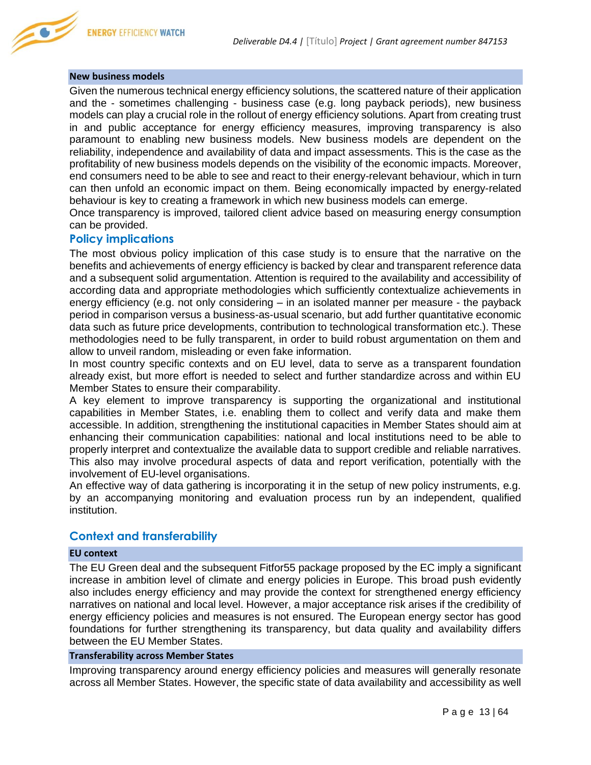#### New business models

Given the numerous technical energy efficiency solutions, the scattered nature of their application and the - sometimes challenging - business case (e.g. long payback periods), new business models can play a crucial role in the rollout of energy efficiency solutions. Apart from creating trust in and public acceptance for energy efficiency measures, improving transparency is also paramount to enabling new business models. New business models are dependent on the reliability, independence and availability of data and impact assessments. This is the case as the profitability of new business models depends on the visibility of the economic impacts. Moreover, end consumers need to be able to see and react to their energy-relevant behaviour, which in turn can then unfold an economic impact on them. Being economically impacted by energy-related behaviour is key to creating a framework in which new business models can emerge.

Once transparency is improved, tailored client advice based on measuring energy consumption can be provided.

### Policy implications

The most obvious policy implication of this case study is to ensure that the narrative on the benefits and achievements of energy efficiency is backed by clear and transparent reference data and a subsequent solid argumentation. Attention is required to the availability and accessibility of according data and appropriate methodologies which sufficiently contextualize achievements in energy efficiency (e.g. not only considering – in an isolated manner per measure - the payback period in comparison versus a business-as-usual scenario, but add further quantitative economic data such as future price developments, contribution to technological transformation etc.). These methodologies need to be fully transparent, in order to build robust argumentation on them and allow to unveil random, misleading or even fake information.

In most country specific contexts and on EU level, data to serve as a transparent foundation already exist, but more effort is needed to select and further standardize across and within EU Member States to ensure their comparability.

A key element to improve transparency is supporting the organizational and institutional capabilities in Member States, i.e. enabling them to collect and verify data and make them accessible. In addition, strengthening the institutional capacities in Member States should aim at enhancing their communication capabilities: national and local institutions need to be able to properly interpret and contextualize the available data to support credible and reliable narratives. This also may involve procedural aspects of data and report verification, potentially with the involvement of EU-level organisations.

An effective way of data gathering is incorporating it in the setup of new policy instruments, e.g. by an accompanying monitoring and evaluation process run by an independent, qualified institution.

### Context and transferability

#### EU context

The EU Green deal and the subsequent Fitfor55 package proposed by the EC imply a significant increase in ambition level of climate and energy policies in Europe. This broad push evidently also includes energy efficiency and may provide the context for strengthened energy efficiency narratives on national and local level. However, a major acceptance risk arises if the credibility of energy efficiency policies and measures is not ensured. The European energy sector has good foundations for further strengthening its transparency, but data quality and availability differs between the EU Member States.

#### Transferability across Member States

Improving transparency around energy efficiency policies and measures will generally resonate across all Member States. However, the specific state of data availability and accessibility as well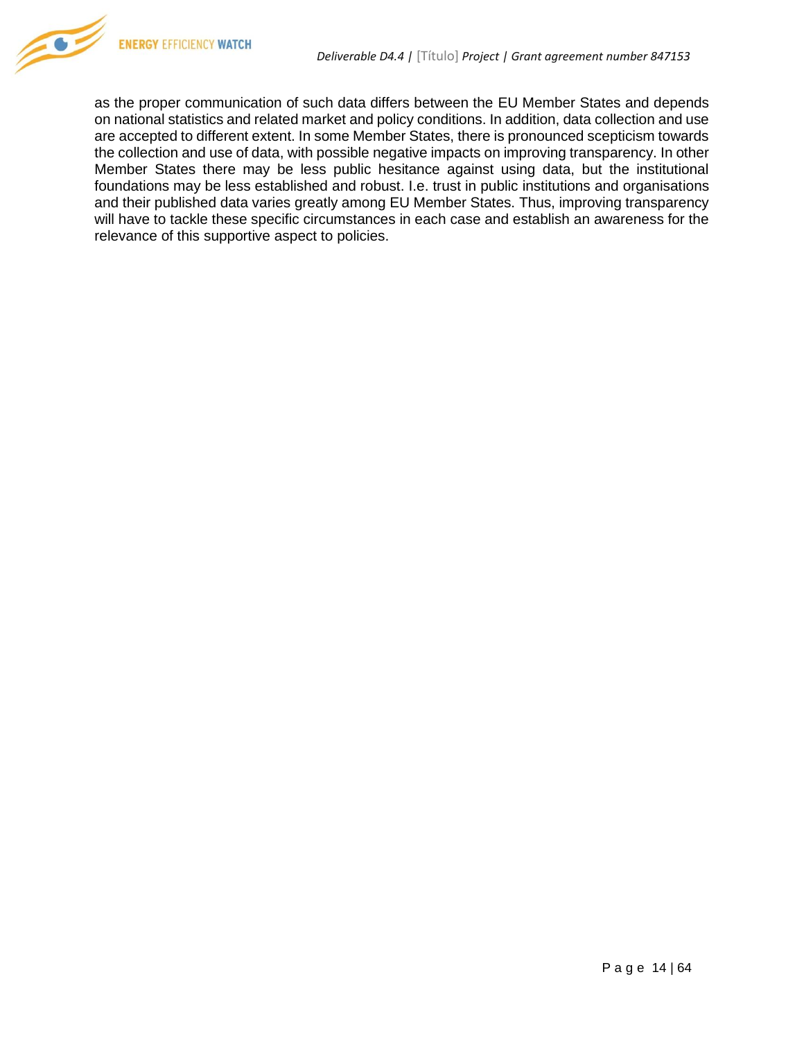as the proper communication of such data differs between the EU Member States and depends on national statistics and related market and policy conditions. In addition, data collection and use are accepted to different extent. In some Member States, there is pronounced scepticism towards the collection and use of data, with possible negative impacts on improving transparency. In other Member States there may be less public hesitance against using data, but the institutional foundations may be less established and robust. I.e. trust in public institutions and organisations and their published data varies greatly among EU Member States. Thus, improving transparency will have to tackle these specific circumstances in each case and establish an awareness for the relevance of this supportive aspect to policies.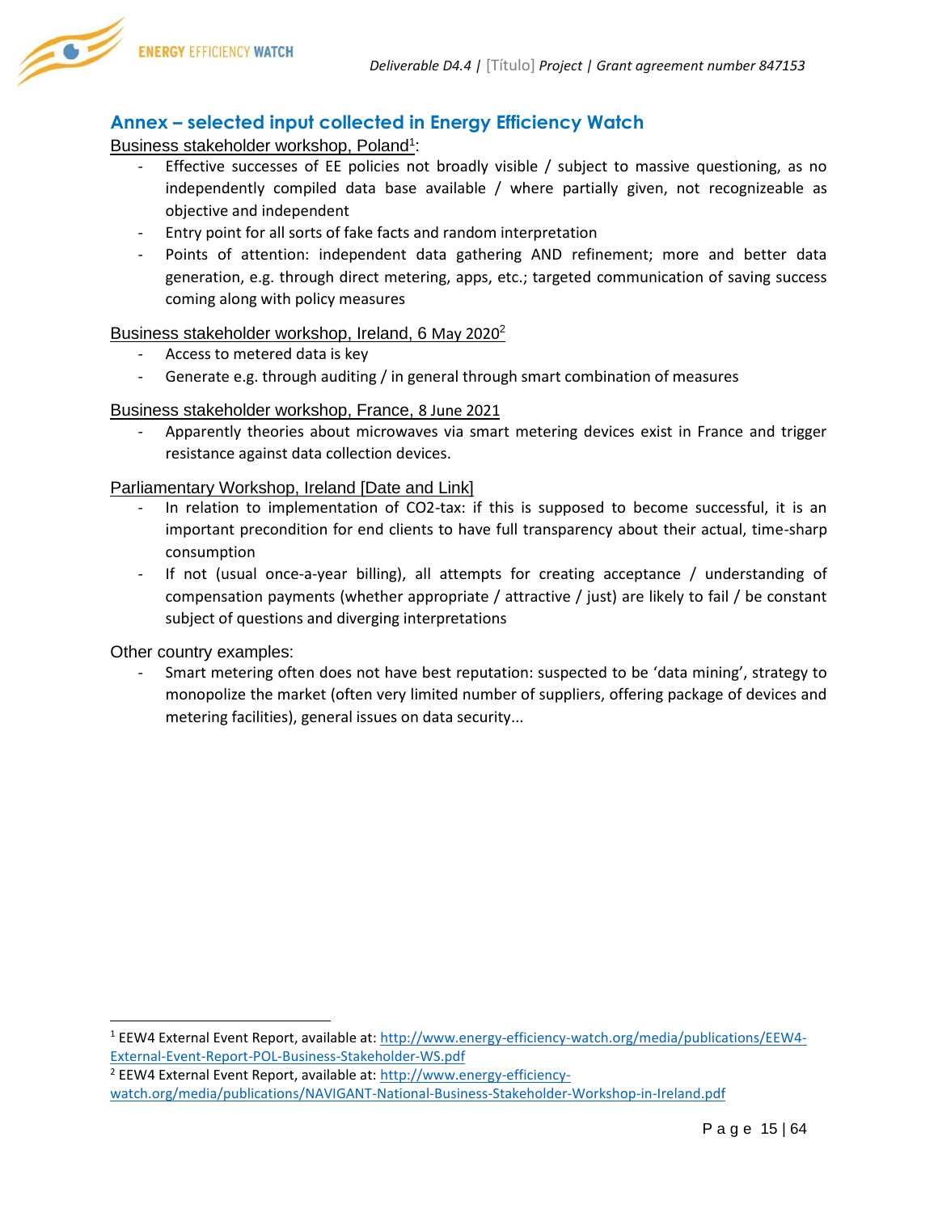## Annex – selected input collected in Energy Efficiency Watch

Business stakeholder workshop, Poland[1]:

- Effective successes of EE policies not broadly visible / subject to massive questioning, as no independently compiled data base available / where partially given, not recognizeable as objective and independent
- Entry point for all sorts of fake facts and random interpretation
- Points of attention: independent data gathering AND refinement; more and better data generation, e.g. through direct metering, apps, etc.; targeted communication of saving success coming along with policy measures

Business stakeholder workshop, Ireland, 6 May 2020[2]

- Access to metered data is key
- Generate e.g. through auditing / in general through smart combination of measures

Business stakeholder workshop, France, 8 June 2021

- Apparently theories about microwaves via smart metering devices exist in France and trigger resistance against data collection devices.

Parliamentary Workshop, Ireland [Date and Link]

- In relation to implementation of CO2-tax: if this is supposed to become successful, it is an important precondition for end clients to have full transparency about their actual, time-sharp consumption
- If not (usual once-a-year billing), all attempts for creating acceptance / understanding of compensation payments (whether appropriate / attractive / just) are likely to fail / be constant subject of questions and diverging interpretations

Other country examples:

- Smart metering often does not have best reputation: suspected to be 'data mining', strategy to monopolize the market (often very limited number of suppliers, offering package of devices and metering facilities), general issues on data security...

---

[1] EEW4 External Event Report, available at: http://www.energy-efficiency-watch.org/media/publications/EEW4-External-Event-Report-POL-Business-Stakeholder-WS.pdf

[2] EEW4 External Event Report, available at: http://www.energy-efficiency-watch.org/media/publications/NAVIGANT-National-Business-Stakeholder-Workshop-in-Ireland.pdf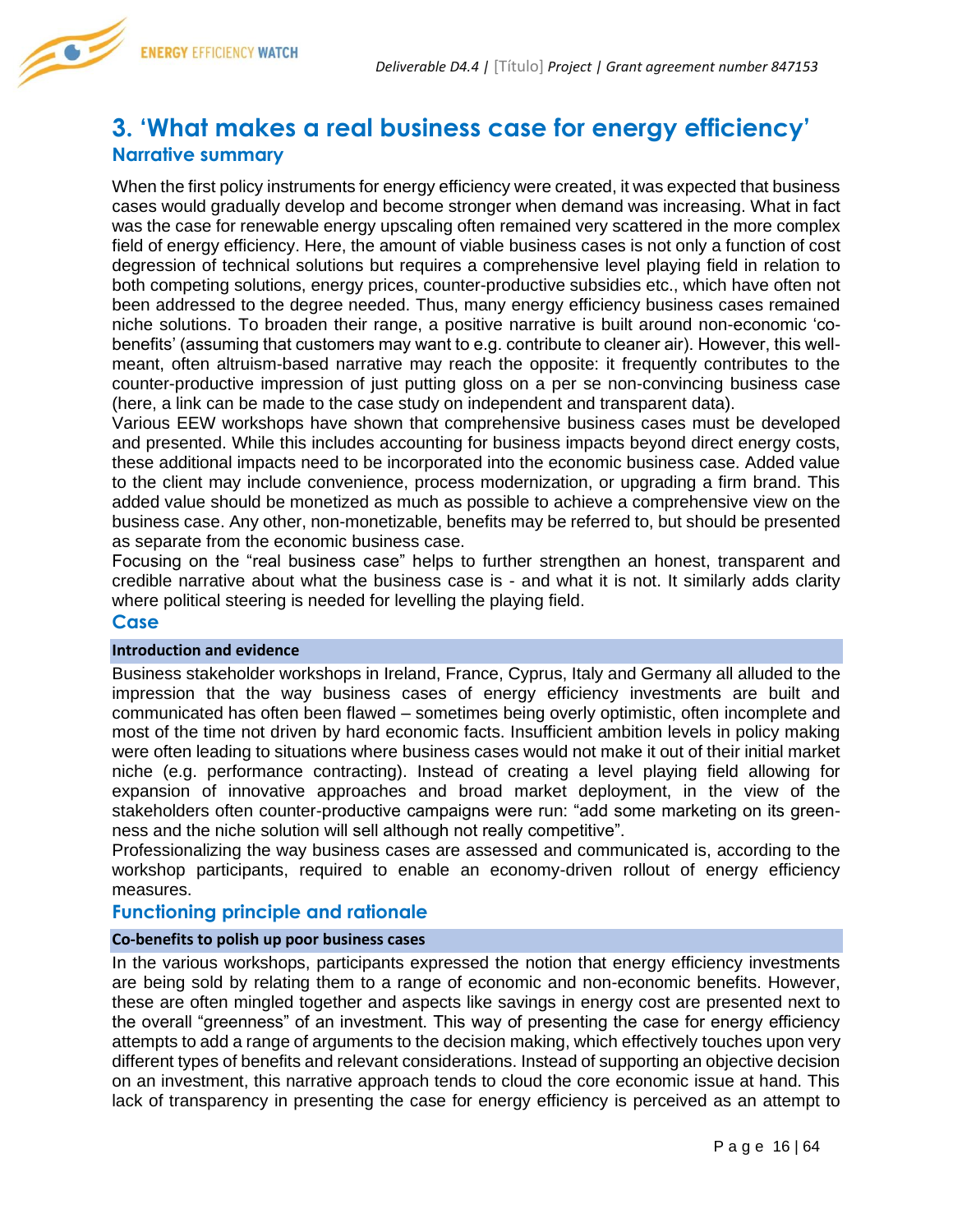# 3. 'What makes a real business case for energy efficiency'

## Narrative summary

When the first policy instruments for energy efficiency were created, it was expected that business cases would gradually develop and become stronger when demand was increasing. What in fact was the case for renewable energy upscaling often remained very scattered in the more complex field of energy efficiency. Here, the amount of viable business cases is not only a function of cost degression of technical solutions but requires a comprehensive level playing field in relation to both competing solutions, energy prices, counter-productive subsidies etc., which have often not been addressed to the degree needed. Thus, many energy efficiency business cases remained niche solutions. To broaden their range, a positive narrative is built around non-economic 'co-benefits' (assuming that customers may want to e.g. contribute to cleaner air). However, this well-meant, often altruism-based narrative may reach the opposite: it frequently contributes to the counter-productive impression of just putting gloss on a per se non-convincing business case (here, a link can be made to the case study on independent and transparent data).

Various EEW workshops have shown that comprehensive business cases must be developed and presented. While this includes accounting for business impacts beyond direct energy costs, these additional impacts need to be incorporated into the economic business case. Added value to the client may include convenience, process modernization, or upgrading a firm brand. This added value should be monetized as much as possible to achieve a comprehensive view on the business case. Any other, non-monetizable, benefits may be referred to, but should be presented as separate from the economic business case.

Focusing on the "real business case" helps to further strengthen an honest, transparent and credible narrative about what the business case is - and what it is not. It similarly adds clarity where political steering is needed for levelling the playing field.

## Case

### Introduction and evidence

Business stakeholder workshops in Ireland, France, Cyprus, Italy and Germany all alluded to the impression that the way business cases of energy efficiency investments are built and communicated has often been flawed – sometimes being overly optimistic, often incomplete and most of the time not driven by hard economic facts. Insufficient ambition levels in policy making were often leading to situations where business cases would not make it out of their initial market niche (e.g. performance contracting). Instead of creating a level playing field allowing for expansion of innovative approaches and broad market deployment, in the view of the stakeholders often counter-productive campaigns were run: "add some marketing on its green-ness and the niche solution will sell although not really competitive".

Professionalizing the way business cases are assessed and communicated is, according to the workshop participants, required to enable an economy-driven rollout of energy efficiency measures.

## Functioning principle and rationale

### Co-benefits to polish up poor business cases

In the various workshops, participants expressed the notion that energy efficiency investments are being sold by relating them to a range of economic and non-economic benefits. However, these are often mingled together and aspects like savings in energy cost are presented next to the overall "greenness" of an investment. This way of presenting the case for energy efficiency attempts to add a range of arguments to the decision making, which effectively touches upon very different types of benefits and relevant considerations. Instead of supporting an objective decision on an investment, this narrative approach tends to cloud the core economic issue at hand. This lack of transparency in presenting the case for energy efficiency is perceived as an attempt to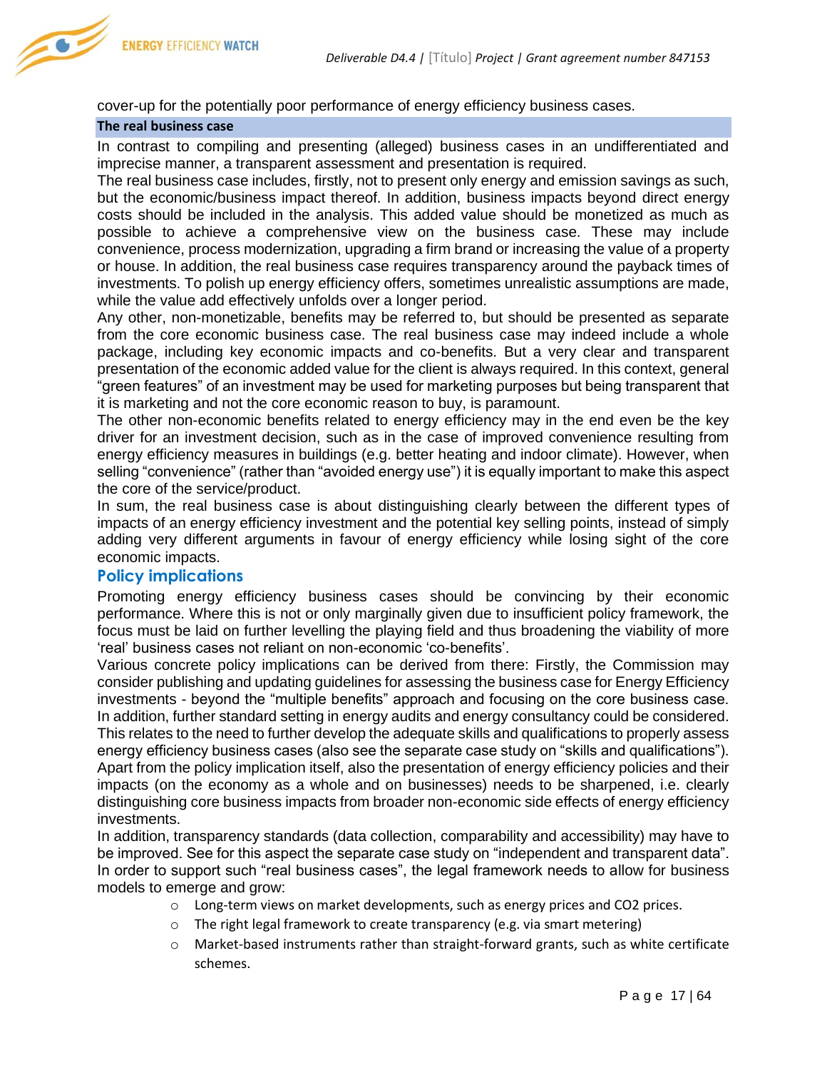cover-up for the potentially poor performance of energy efficiency business cases.

**The real business case**

In contrast to compiling and presenting (alleged) business cases in an undifferentiated and imprecise manner, a transparent assessment and presentation is required.

The real business case includes, firstly, not to present only energy and emission savings as such, but the economic/business impact thereof. In addition, business impacts beyond direct energy costs should be included in the analysis. This added value should be monetized as much as possible to achieve a comprehensive view on the business case. These may include convenience, process modernization, upgrading a firm brand or increasing the value of a property or house. In addition, the real business case requires transparency around the payback times of investments. To polish up energy efficiency offers, sometimes unrealistic assumptions are made, while the value add effectively unfolds over a longer period.

Any other, non-monetizable, benefits may be referred to, but should be presented as separate from the core economic business case. The real business case may indeed include a whole package, including key economic impacts and co-benefits. But a very clear and transparent presentation of the economic added value for the client is always required. In this context, general "green features" of an investment may be used for marketing purposes but being transparent that it is marketing and not the core economic reason to buy, is paramount.

The other non-economic benefits related to energy efficiency may in the end even be the key driver for an investment decision, such as in the case of improved convenience resulting from energy efficiency measures in buildings (e.g. better heating and indoor climate). However, when selling "convenience" (rather than "avoided energy use") it is equally important to make this aspect the core of the service/product.

In sum, the real business case is about distinguishing clearly between the different types of impacts of an energy efficiency investment and the potential key selling points, instead of simply adding very different arguments in favour of energy efficiency while losing sight of the core economic impacts.

## Policy implications

Promoting energy efficiency business cases should be convincing by their economic performance. Where this is not or only marginally given due to insufficient policy framework, the focus must be laid on further levelling the playing field and thus broadening the viability of more 'real' business cases not reliant on non-economic 'co-benefits'.

Various concrete policy implications can be derived from there: Firstly, the Commission may consider publishing and updating guidelines for assessing the business case for Energy Efficiency investments - beyond the "multiple benefits" approach and focusing on the core business case. In addition, further standard setting in energy audits and energy consultancy could be considered. This relates to the need to further develop the adequate skills and qualifications to properly assess energy efficiency business cases (also see the separate case study on "skills and qualifications"). Apart from the policy implication itself, also the presentation of energy efficiency policies and their impacts (on the economy as a whole and on businesses) needs to be sharpened, i.e. clearly distinguishing core business impacts from broader non-economic side effects of energy efficiency investments.

In addition, transparency standards (data collection, comparability and accessibility) may have to be improved. See for this aspect the separate case study on "independent and transparent data". In order to support such "real business cases", the legal framework needs to allow for business models to emerge and grow:

- Long-term views on market developments, such as energy prices and CO2 prices.
- The right legal framework to create transparency (e.g. via smart metering)
- Market-based instruments rather than straight-forward grants, such as white certificate schemes.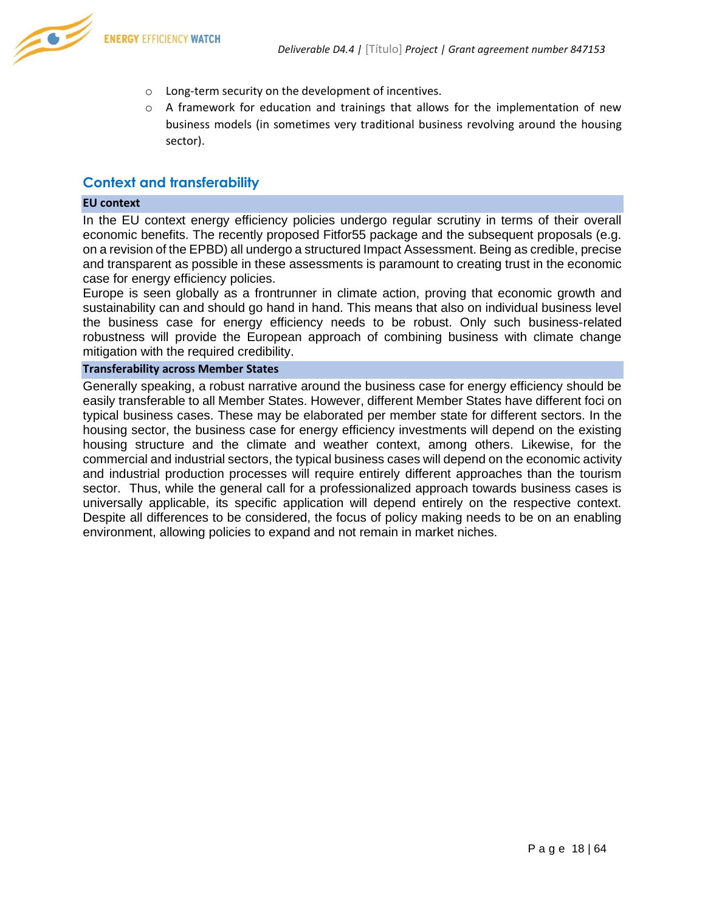- Long-term security on the development of incentives.
- A framework for education and trainings that allows for the implementation of new business models (in sometimes very traditional business revolving around the housing sector).

## Context and transferability

**EU context**

In the EU context energy efficiency policies undergo regular scrutiny in terms of their overall economic benefits. The recently proposed Fitfor55 package and the subsequent proposals (e.g. on a revision of the EPBD) all undergo a structured Impact Assessment. Being as credible, precise and transparent as possible in these assessments is paramount to creating trust in the economic case for energy efficiency policies.

Europe is seen globally as a frontrunner in climate action, proving that economic growth and sustainability can and should go hand in hand. This means that also on individual business level the business case for energy efficiency needs to be robust. Only such business-related robustness will provide the European approach of combining business with climate change mitigation with the required credibility.

**Transferability across Member States**

Generally speaking, a robust narrative around the business case for energy efficiency should be easily transferable to all Member States. However, different Member States have different foci on typical business cases. These may be elaborated per member state for different sectors. In the housing sector, the business case for energy efficiency investments will depend on the existing housing structure and the climate and weather context, among others. Likewise, for the commercial and industrial sectors, the typical business cases will depend on the economic activity and industrial production processes will require entirely different approaches than the tourism sector. Thus, while the general call for a professionalized approach towards business cases is universally applicable, its specific application will depend entirely on the respective context. Despite all differences to be considered, the focus of policy making needs to be on an enabling environment, allowing policies to expand and not remain in market niches.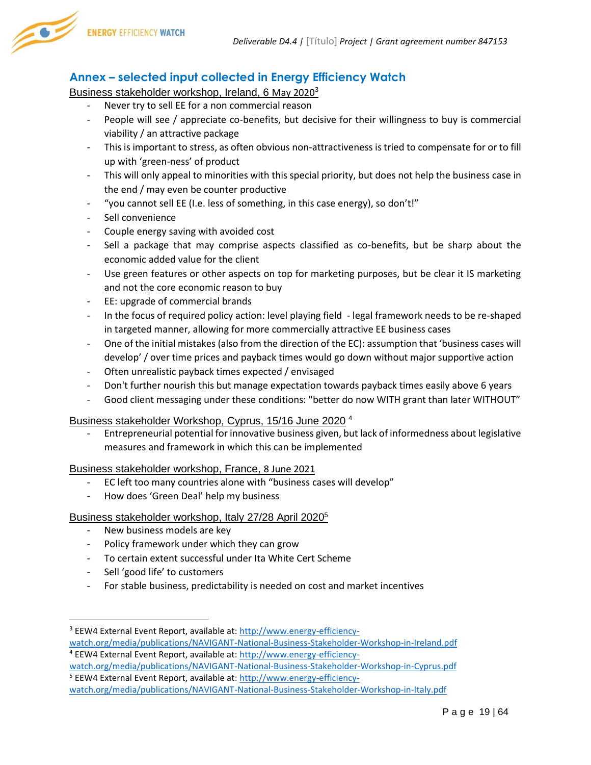## Annex – selected input collected in Energy Efficiency Watch

Business stakeholder workshop, Ireland, 6 May 2020[3]

- Never try to sell EE for a non commercial reason
- People will see / appreciate co-benefits, but decisive for their willingness to buy is commercial viability / an attractive package
- This is important to stress, as often obvious non-attractiveness is tried to compensate for or to fill up with 'green-ness' of product
- This will only appeal to minorities with this special priority, but does not help the business case in the end / may even be counter productive
- "you cannot sell EE (I.e. less of something, in this case energy), so don't!"
- Sell convenience
- Couple energy saving with avoided cost
- Sell a package that may comprise aspects classified as co-benefits, but be sharp about the economic added value for the client
- Use green features or other aspects on top for marketing purposes, but be clear it IS marketing and not the core economic reason to buy
- EE: upgrade of commercial brands
- In the focus of required policy action: level playing field - legal framework needs to be re-shaped in targeted manner, allowing for more commercially attractive EE business cases
- One of the initial mistakes (also from the direction of the EC): assumption that 'business cases will develop' / over time prices and payback times would go down without major supportive action
- Often unrealistic payback times expected / envisaged
- Don't further nourish this but manage expectation towards payback times easily above 6 years
- Good client messaging under these conditions: "better do now WITH grant than later WITHOUT"

Business stakeholder Workshop, Cyprus, 15/16 June 2020 [4]

- Entrepreneurial potential for innovative business given, but lack of informedness about legislative measures and framework in which this can be implemented

Business stakeholder workshop, France, 8 June 2021

- EC left too many countries alone with "business cases will develop"
- How does 'Green Deal' help my business

Business stakeholder workshop, Italy 27/28 April 2020[5]

- New business models are key
- Policy framework under which they can grow
- To certain extent successful under Ita White Cert Scheme
- Sell 'good life' to customers
- For stable business, predictability is needed on cost and market incentives

---

[3] EEW4 External Event Report, available at: http://www.energy-efficiency-watch.org/media/publications/NAVIGANT-National-Business-Stakeholder-Workshop-in-Ireland.pdf

[4] EEW4 External Event Report, available at: http://www.energy-efficiency-watch.org/media/publications/NAVIGANT-National-Business-Stakeholder-Workshop-in-Cyprus.pdf

[5] EEW4 External Event Report, available at: http://www.energy-efficiency-watch.org/media/publications/NAVIGANT-National-Business-Stakeholder-Workshop-in-Italy.pdf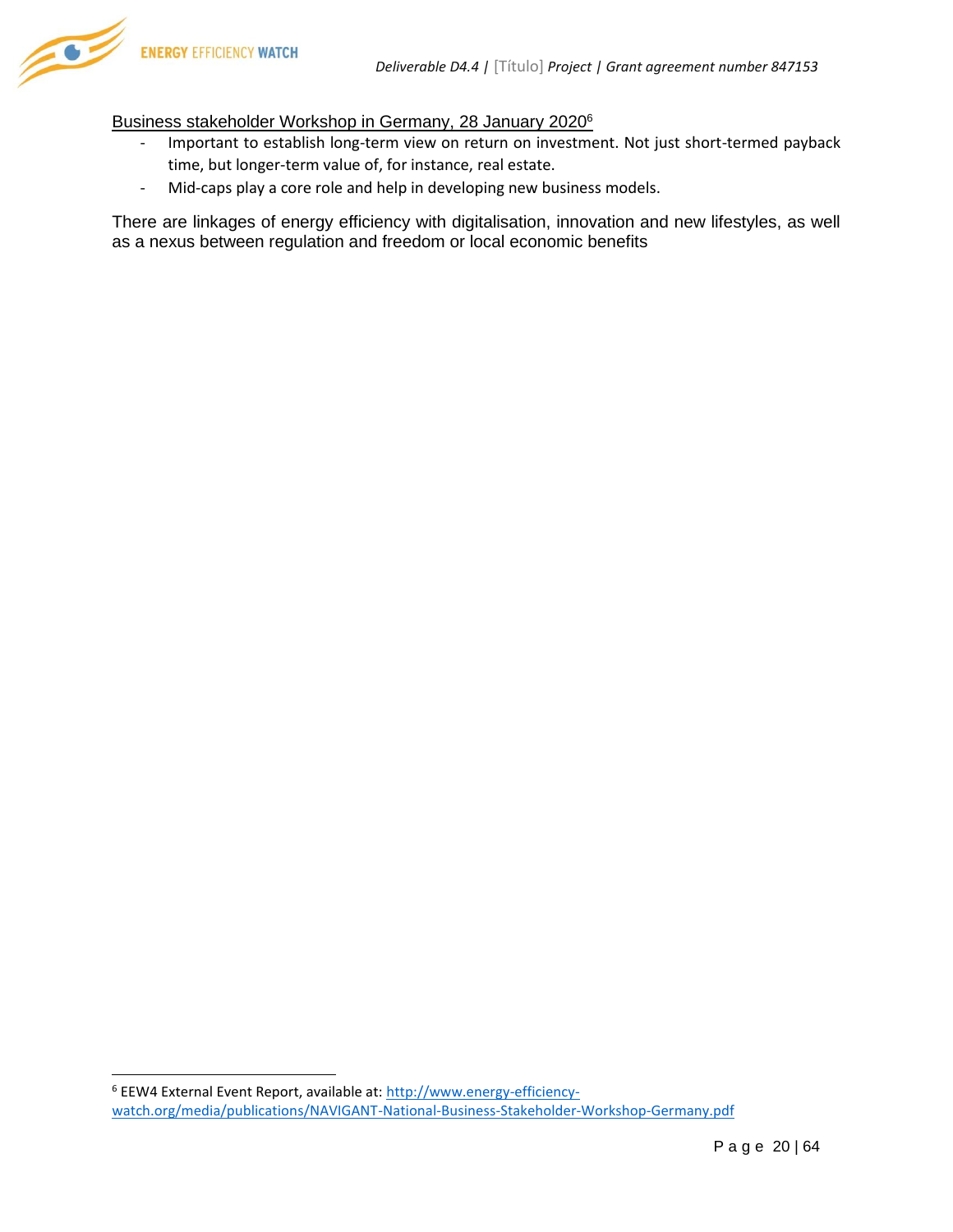Business stakeholder Workshop in Germany, 28 January 2020[6]

- Important to establish long-term view on return on investment. Not just short-termed payback time, but longer-term value of, for instance, real estate.
- Mid-caps play a core role and help in developing new business models.

There are linkages of energy efficiency with digitalisation, innovation and new lifestyles, as well as a nexus between regulation and freedom or local economic benefits

[6] EEW4 External Event Report, available at: http://www.energy-efficiency-watch.org/media/publications/NAVIGANT-National-Business-Stakeholder-Workshop-Germany.pdf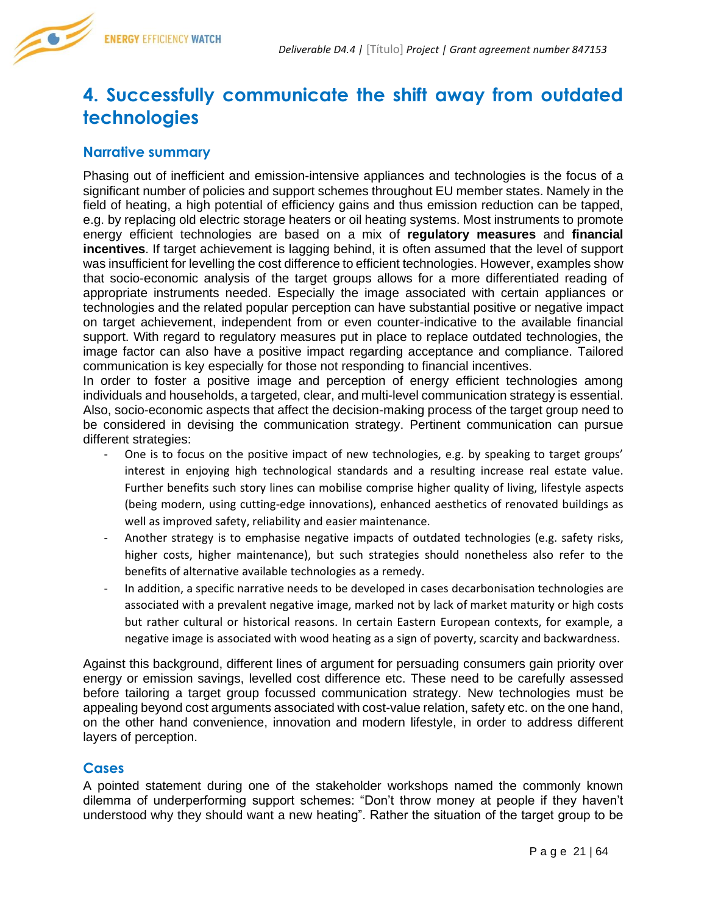# 4. Successfully communicate the shift away from outdated technologies

## Narrative summary

Phasing out of inefficient and emission-intensive appliances and technologies is the focus of a significant number of policies and support schemes throughout EU member states. Namely in the field of heating, a high potential of efficiency gains and thus emission reduction can be tapped, e.g. by replacing old electric storage heaters or oil heating systems. Most instruments to promote energy efficient technologies are based on a mix of **regulatory measures** and **financial incentives**. If target achievement is lagging behind, it is often assumed that the level of support was insufficient for levelling the cost difference to efficient technologies. However, examples show that socio-economic analysis of the target groups allows for a more differentiated reading of appropriate instruments needed. Especially the image associated with certain appliances or technologies and the related popular perception can have substantial positive or negative impact on target achievement, independent from or even counter-indicative to the available financial support. With regard to regulatory measures put in place to replace outdated technologies, the image factor can also have a positive impact regarding acceptance and compliance. Tailored communication is key especially for those not responding to financial incentives.

In order to foster a positive image and perception of energy efficient technologies among individuals and households, a targeted, clear, and multi-level communication strategy is essential. Also, socio-economic aspects that affect the decision-making process of the target group need to be considered in devising the communication strategy. Pertinent communication can pursue different strategies:

- One is to focus on the positive impact of new technologies, e.g. by speaking to target groups' interest in enjoying high technological standards and a resulting increase real estate value. Further benefits such story lines can mobilise comprise higher quality of living, lifestyle aspects (being modern, using cutting-edge innovations), enhanced aesthetics of renovated buildings as well as improved safety, reliability and easier maintenance.
- Another strategy is to emphasise negative impacts of outdated technologies (e.g. safety risks, higher costs, higher maintenance), but such strategies should nonetheless also refer to the benefits of alternative available technologies as a remedy.
- In addition, a specific narrative needs to be developed in cases decarbonisation technologies are associated with a prevalent negative image, marked not by lack of market maturity or high costs but rather cultural or historical reasons. In certain Eastern European contexts, for example, a negative image is associated with wood heating as a sign of poverty, scarcity and backwardness.

Against this background, different lines of argument for persuading consumers gain priority over energy or emission savings, levelled cost difference etc. These need to be carefully assessed before tailoring a target group focussed communication strategy. New technologies must be appealing beyond cost arguments associated with cost-value relation, safety etc. on the one hand, on the other hand convenience, innovation and modern lifestyle, in order to address different layers of perception.

## Cases

A pointed statement during one of the stakeholder workshops named the commonly known dilemma of underperforming support schemes: "Don't throw money at people if they haven't understood why they should want a new heating". Rather the situation of the target group to be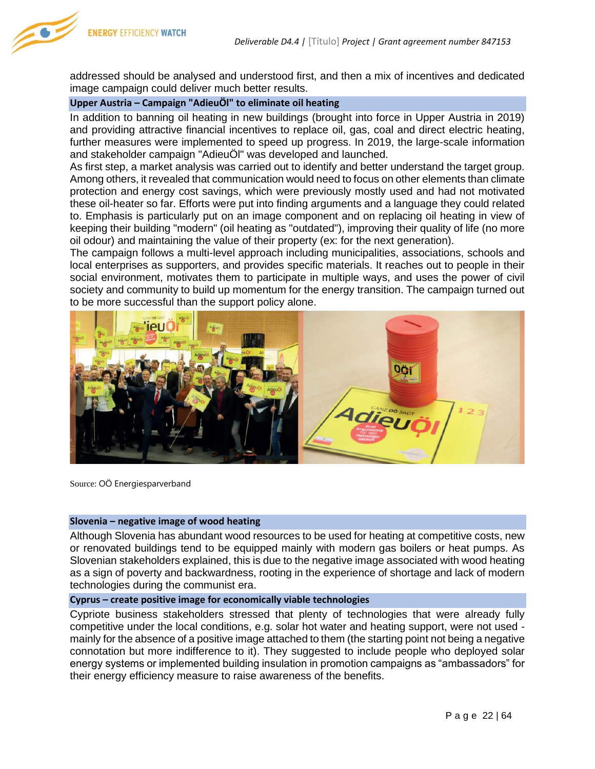addressed should be analysed and understood first, and then a mix of incentives and dedicated image campaign could deliver much better results.

**Upper Austria – Campaign "AdieuÖl" to eliminate oil heating**

In addition to banning oil heating in new buildings (brought into force in Upper Austria in 2019) and providing attractive financial incentives to replace oil, gas, coal and direct electric heating, further measures were implemented to speed up progress. In 2019, the large-scale information and stakeholder campaign "AdieuÖl" was developed and launched.

As first step, a market analysis was carried out to identify and better understand the target group. Among others, it revealed that communication would need to focus on other elements than climate protection and energy cost savings, which were previously mostly used and had not motivated these oil-heater so far. Efforts were put into finding arguments and a language they could related to. Emphasis is particularly put on an image component and on replacing oil heating in view of keeping their building "modern" (oil heating as "outdated"), improving their quality of life (no more oil odour) and maintaining the value of their property (ex: for the next generation).

The campaign follows a multi-level approach including municipalities, associations, schools and local enterprises as supporters, and provides specific materials. It reaches out to people in their social environment, motivates them to participate in multiple ways, and uses the power of civil society and community to build up momentum for the energy transition. The campaign turned out to be more successful than the support policy alone.

Source: OÖ Energiesparverband

**Slovenia – negative image of wood heating**

Although Slovenia has abundant wood resources to be used for heating at competitive costs, new or renovated buildings tend to be equipped mainly with modern gas boilers or heat pumps. As Slovenian stakeholders explained, this is due to the negative image associated with wood heating as a sign of poverty and backwardness, rooting in the experience of shortage and lack of modern technologies during the communist era.

**Cyprus – create positive image for economically viable technologies**

Cypriote business stakeholders stressed that plenty of technologies that were already fully competitive under the local conditions, e.g. solar hot water and heating support, were not used - mainly for the absence of a positive image attached to them (the starting point not being a negative connotation but more indifference to it). They suggested to include people who deployed solar energy systems or implemented building insulation in promotion campaigns as "ambassadors" for their energy efficiency measure to raise awareness of the benefits.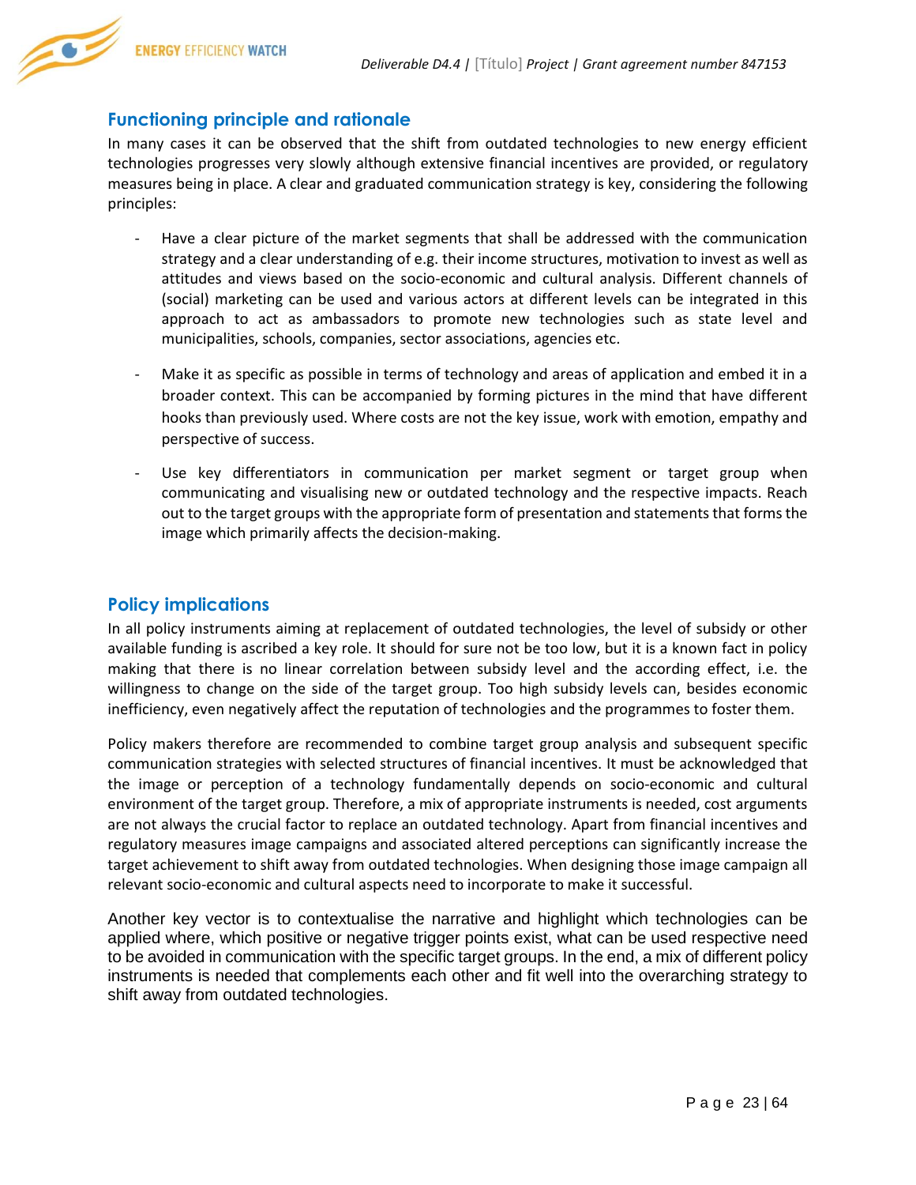## Functioning principle and rationale

In many cases it can be observed that the shift from outdated technologies to new energy efficient technologies progresses very slowly although extensive financial incentives are provided, or regulatory measures being in place. A clear and graduated communication strategy is key, considering the following principles:

- Have a clear picture of the market segments that shall be addressed with the communication strategy and a clear understanding of e.g. their income structures, motivation to invest as well as attitudes and views based on the socio-economic and cultural analysis. Different channels of (social) marketing can be used and various actors at different levels can be integrated in this approach to act as ambassadors to promote new technologies such as state level and municipalities, schools, companies, sector associations, agencies etc.

- Make it as specific as possible in terms of technology and areas of application and embed it in a broader context. This can be accompanied by forming pictures in the mind that have different hooks than previously used. Where costs are not the key issue, work with emotion, empathy and perspective of success.

- Use key differentiators in communication per market segment or target group when communicating and visualising new or outdated technology and the respective impacts. Reach out to the target groups with the appropriate form of presentation and statements that forms the image which primarily affects the decision-making.

## Policy implications

In all policy instruments aiming at replacement of outdated technologies, the level of subsidy or other available funding is ascribed a key role. It should for sure not be too low, but it is a known fact in policy making that there is no linear correlation between subsidy level and the according effect, i.e. the willingness to change on the side of the target group. Too high subsidy levels can, besides economic inefficiency, even negatively affect the reputation of technologies and the programmes to foster them.

Policy makers therefore are recommended to combine target group analysis and subsequent specific communication strategies with selected structures of financial incentives. It must be acknowledged that the image or perception of a technology fundamentally depends on socio-economic and cultural environment of the target group. Therefore, a mix of appropriate instruments is needed, cost arguments are not always the crucial factor to replace an outdated technology. Apart from financial incentives and regulatory measures image campaigns and associated altered perceptions can significantly increase the target achievement to shift away from outdated technologies. When designing those image campaign all relevant socio-economic and cultural aspects need to incorporate to make it successful.

Another key vector is to contextualise the narrative and highlight which technologies can be applied where, which positive or negative trigger points exist, what can be used respective need to be avoided in communication with the specific target groups. In the end, a mix of different policy instruments is needed that complements each other and fit well into the overarching strategy to shift away from outdated technologies.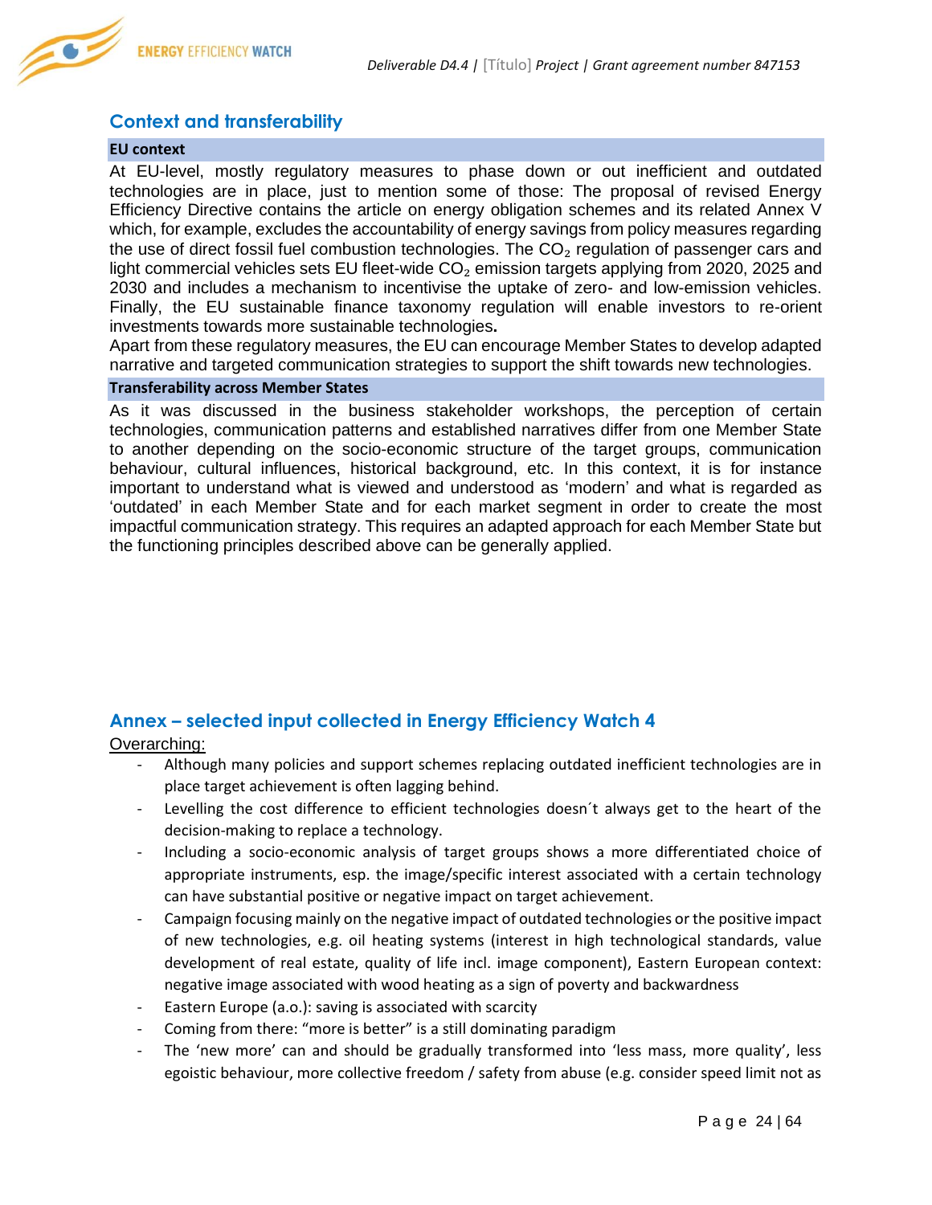## Context and transferability

### EU context

At EU-level, mostly regulatory measures to phase down or out inefficient and outdated technologies are in place, just to mention some of those: The proposal of revised Energy Efficiency Directive contains the article on energy obligation schemes and its related Annex V which, for example, excludes the accountability of energy savings from policy measures regarding the use of direct fossil fuel combustion technologies. The $CO_2$ regulation of passenger cars and light commercial vehicles sets EU fleet-wide $CO_2$ emission targets applying from 2020, 2025 and 2030 and includes a mechanism to incentivise the uptake of zero- and low-emission vehicles. Finally, the EU sustainable finance taxonomy regulation will enable investors to re-orient investments towards more sustainable technologies**.**

Apart from these regulatory measures, the EU can encourage Member States to develop adapted narrative and targeted communication strategies to support the shift towards new technologies.

### Transferability across Member States

As it was discussed in the business stakeholder workshops, the perception of certain technologies, communication patterns and established narratives differ from one Member State to another depending on the socio-economic structure of the target groups, communication behaviour, cultural influences, historical background, etc. In this context, it is for instance important to understand what is viewed and understood as 'modern' and what is regarded as 'outdated' in each Member State and for each market segment in order to create the most impactful communication strategy. This requires an adapted approach for each Member State but the functioning principles described above can be generally applied.

## Annex – selected input collected in Energy Efficiency Watch 4

<u>Overarching:</u>

- Although many policies and support schemes replacing outdated inefficient technologies are in place target achievement is often lagging behind.
- Levelling the cost difference to efficient technologies doesn´t always get to the heart of the decision-making to replace a technology.
- Including a socio-economic analysis of target groups shows a more differentiated choice of appropriate instruments, esp. the image/specific interest associated with a certain technology can have substantial positive or negative impact on target achievement.
- Campaign focusing mainly on the negative impact of outdated technologies or the positive impact of new technologies, e.g. oil heating systems (interest in high technological standards, value development of real estate, quality of life incl. image component), Eastern European context: negative image associated with wood heating as a sign of poverty and backwardness
- Eastern Europe (a.o.): saving is associated with scarcity
- Coming from there: "more is better" is a still dominating paradigm
- The 'new more' can and should be gradually transformed into 'less mass, more quality', less egoistic behaviour, more collective freedom / safety from abuse (e.g. consider speed limit not as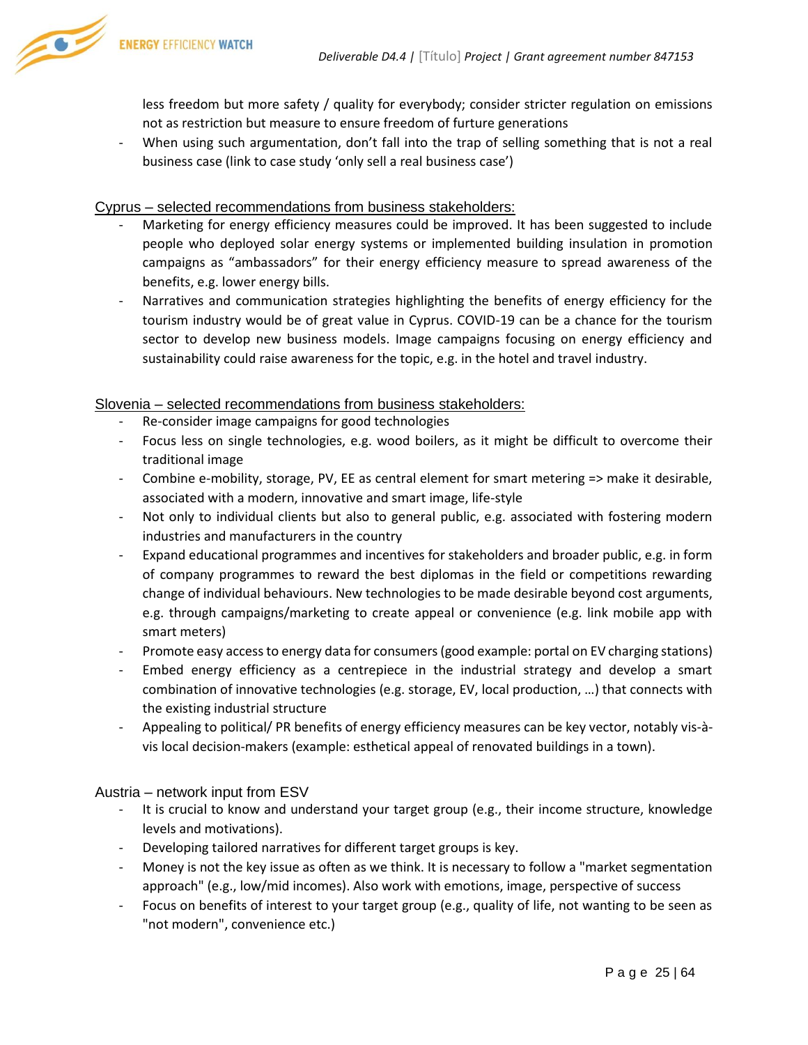less freedom but more safety / quality for everybody; consider stricter regulation on emissions not as restriction but measure to ensure freedom of furture generations

- When using such argumentation, don't fall into the trap of selling something that is not a real business case (link to case study 'only sell a real business case')

Cyprus – selected recommendations from business stakeholders:

- Marketing for energy efficiency measures could be improved. It has been suggested to include people who deployed solar energy systems or implemented building insulation in promotion campaigns as "ambassadors" for their energy efficiency measure to spread awareness of the benefits, e.g. lower energy bills.
- Narratives and communication strategies highlighting the benefits of energy efficiency for the tourism industry would be of great value in Cyprus. COVID-19 can be a chance for the tourism sector to develop new business models. Image campaigns focusing on energy efficiency and sustainability could raise awareness for the topic, e.g. in the hotel and travel industry.

Slovenia – selected recommendations from business stakeholders:

- Re-consider image campaigns for good technologies
- Focus less on single technologies, e.g. wood boilers, as it might be difficult to overcome their traditional image
- Combine e-mobility, storage, PV, EE as central element for smart metering => make it desirable, associated with a modern, innovative and smart image, life-style
- Not only to individual clients but also to general public, e.g. associated with fostering modern industries and manufacturers in the country
- Expand educational programmes and incentives for stakeholders and broader public, e.g. in form of company programmes to reward the best diplomas in the field or competitions rewarding change of individual behaviours. New technologies to be made desirable beyond cost arguments, e.g. through campaigns/marketing to create appeal or convenience (e.g. link mobile app with smart meters)
- Promote easy access to energy data for consumers (good example: portal on EV charging stations)
- Embed energy efficiency as a centrepiece in the industrial strategy and develop a smart combination of innovative technologies (e.g. storage, EV, local production, …) that connects with the existing industrial structure
- Appealing to political/ PR benefits of energy efficiency measures can be key vector, notably vis-à-vis local decision-makers (example: esthetical appeal of renovated buildings in a town).

Austria – network input from ESV

- It is crucial to know and understand your target group (e.g., their income structure, knowledge levels and motivations).
- Developing tailored narratives for different target groups is key.
- Money is not the key issue as often as we think. It is necessary to follow a "market segmentation approach" (e.g., low/mid incomes). Also work with emotions, image, perspective of success
- Focus on benefits of interest to your target group (e.g., quality of life, not wanting to be seen as "not modern", convenience etc.)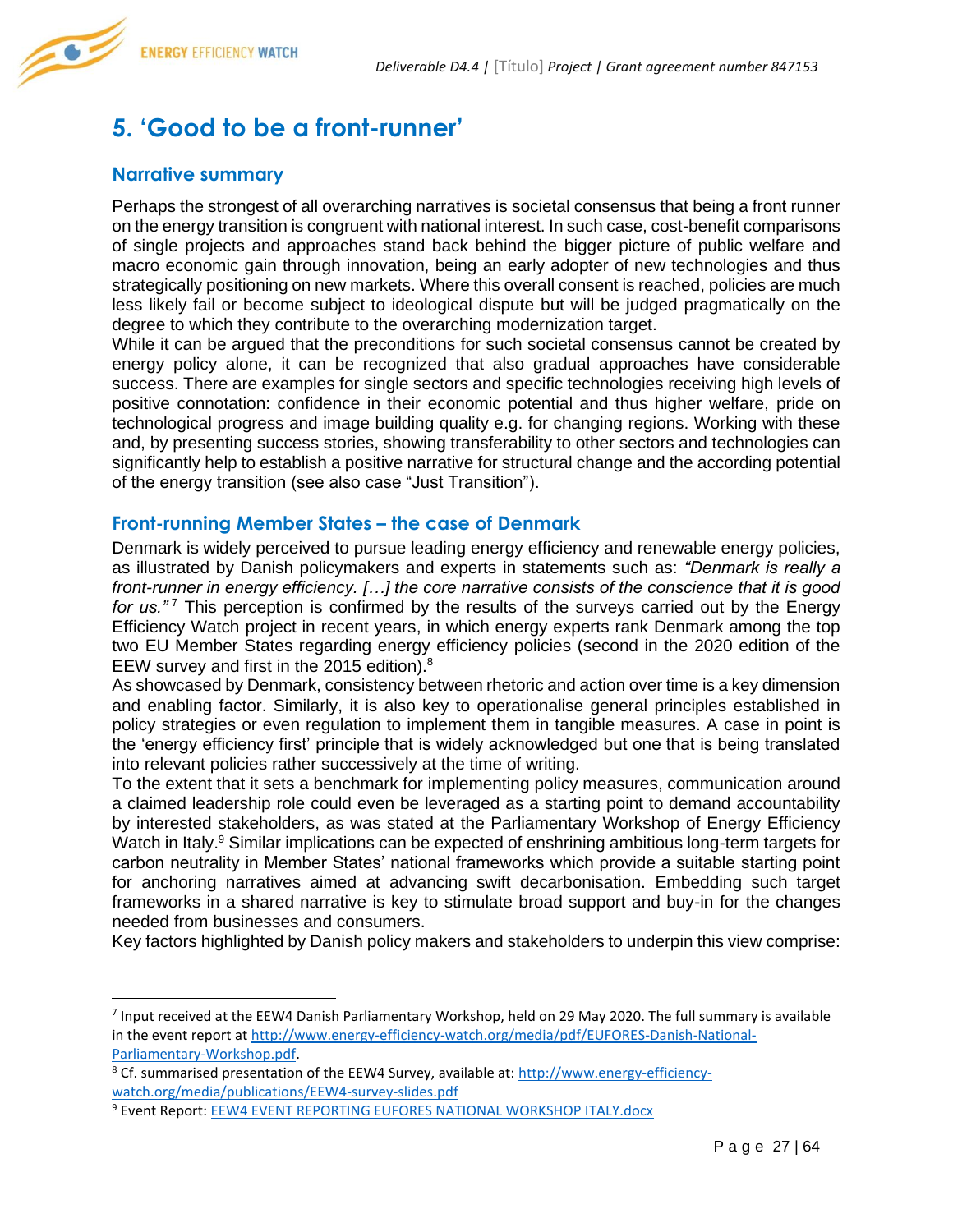# 5. 'Good to be a front-runner'

## Narrative summary

Perhaps the strongest of all overarching narratives is societal consensus that being a front runner on the energy transition is congruent with national interest. In such case, cost-benefit comparisons of single projects and approaches stand back behind the bigger picture of public welfare and macro economic gain through innovation, being an early adopter of new technologies and thus strategically positioning on new markets. Where this overall consent is reached, policies are much less likely fail or become subject to ideological dispute but will be judged pragmatically on the degree to which they contribute to the overarching modernization target.

While it can be argued that the preconditions for such societal consensus cannot be created by energy policy alone, it can be recognized that also gradual approaches have considerable success. There are examples for single sectors and specific technologies receiving high levels of positive connotation: confidence in their economic potential and thus higher welfare, pride on technological progress and image building quality e.g. for changing regions. Working with these and, by presenting success stories, showing transferability to other sectors and technologies can significantly help to establish a positive narrative for structural change and the according potential of the energy transition (see also case "Just Transition").

## Front-running Member States – the case of Denmark

Denmark is widely perceived to pursue leading energy efficiency and renewable energy policies, as illustrated by Danish policymakers and experts in statements such as: *"Denmark is really a front-runner in energy efficiency. […] the core narrative consists of the conscience that it is good for us."*[7] This perception is confirmed by the results of the surveys carried out by the Energy Efficiency Watch project in recent years, in which energy experts rank Denmark among the top two EU Member States regarding energy efficiency policies (second in the 2020 edition of the EEW survey and first in the 2015 edition).[8]

As showcased by Denmark, consistency between rhetoric and action over time is a key dimension and enabling factor. Similarly, it is also key to operationalise general principles established in policy strategies or even regulation to implement them in tangible measures. A case in point is the 'energy efficiency first' principle that is widely acknowledged but one that is being translated into relevant policies rather successively at the time of writing.

To the extent that it sets a benchmark for implementing policy measures, communication around a claimed leadership role could even be leveraged as a starting point to demand accountability by interested stakeholders, as was stated at the Parliamentary Workshop of Energy Efficiency Watch in Italy.[9] Similar implications can be expected of enshrining ambitious long-term targets for carbon neutrality in Member States' national frameworks which provide a suitable starting point for anchoring narratives aimed at advancing swift decarbonisation. Embedding such target frameworks in a shared narrative is key to stimulate broad support and buy-in for the changes needed from businesses and consumers.

Key factors highlighted by Danish policy makers and stakeholders to underpin this view comprise:

---

[7] Input received at the EEW4 Danish Parliamentary Workshop, held on 29 May 2020. The full summary is available in the event report at http://www.energy-efficiency-watch.org/media/pdf/EUFORES-Danish-National-Parliamentary-Workshop.pdf.

[8] Cf. summarised presentation of the EEW4 Survey, available at: http://www.energy-efficiency-watch.org/media/publications/EEW4-survey-slides.pdf

[9] Event Report: EEW4 EVENT REPORTING EUFORES NATIONAL WORKSHOP ITALY.docx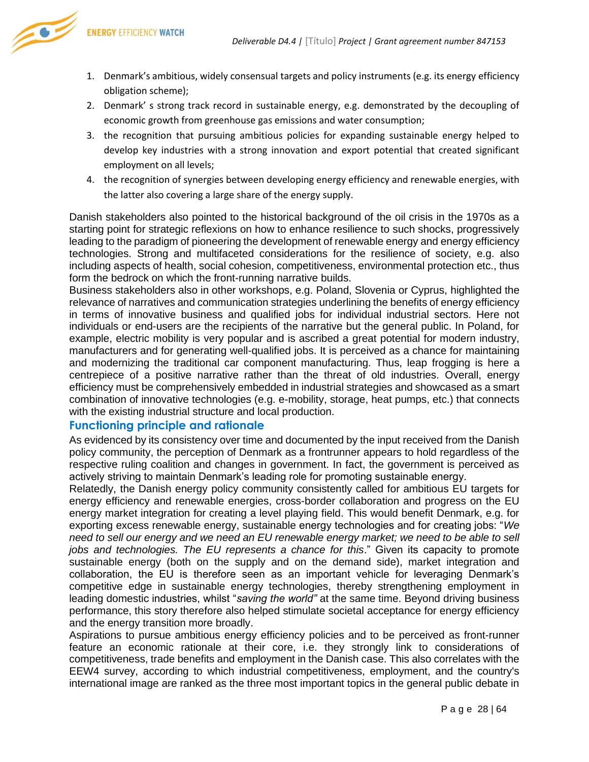1. Denmark's ambitious, widely consensual targets and policy instruments (e.g. its energy efficiency obligation scheme);
2. Denmark' s strong track record in sustainable energy, e.g. demonstrated by the decoupling of economic growth from greenhouse gas emissions and water consumption;
3. the recognition that pursuing ambitious policies for expanding sustainable energy helped to develop key industries with a strong innovation and export potential that created significant employment on all levels;
4. the recognition of synergies between developing energy efficiency and renewable energies, with the latter also covering a large share of the energy supply.

Danish stakeholders also pointed to the historical background of the oil crisis in the 1970s as a starting point for strategic reflexions on how to enhance resilience to such shocks, progressively leading to the paradigm of pioneering the development of renewable energy and energy efficiency technologies. Strong and multifaceted considerations for the resilience of society, e.g. also including aspects of health, social cohesion, competitiveness, environmental protection etc., thus form the bedrock on which the front-running narrative builds.

Business stakeholders also in other workshops, e.g. Poland, Slovenia or Cyprus, highlighted the relevance of narratives and communication strategies underlining the benefits of energy efficiency in terms of innovative business and qualified jobs for individual industrial sectors. Here not individuals or end-users are the recipients of the narrative but the general public. In Poland, for example, electric mobility is very popular and is ascribed a great potential for modern industry, manufacturers and for generating well-qualified jobs. It is perceived as a chance for maintaining and modernizing the traditional car component manufacturing. Thus, leap frogging is here a centrepiece of a positive narrative rather than the threat of old industries. Overall, energy efficiency must be comprehensively embedded in industrial strategies and showcased as a smart combination of innovative technologies (e.g. e-mobility, storage, heat pumps, etc.) that connects with the existing industrial structure and local production.

### Functioning principle and rationale

As evidenced by its consistency over time and documented by the input received from the Danish policy community, the perception of Denmark as a frontrunner appears to hold regardless of the respective ruling coalition and changes in government. In fact, the government is perceived as actively striving to maintain Denmark's leading role for promoting sustainable energy.

Relatedly, the Danish energy policy community consistently called for ambitious EU targets for energy efficiency and renewable energies, cross-border collaboration and progress on the EU energy market integration for creating a level playing field. This would benefit Denmark, e.g. for exporting excess renewable energy, sustainable energy technologies and for creating jobs: "*We need to sell our energy and we need an EU renewable energy market; we need to be able to sell jobs and technologies. The EU represents a chance for this*." Given its capacity to promote sustainable energy (both on the supply and on the demand side), market integration and collaboration, the EU is therefore seen as an important vehicle for leveraging Denmark's competitive edge in sustainable energy technologies, thereby strengthening employment in leading domestic industries, whilst "*saving the world"* at the same time. Beyond driving business performance, this story therefore also helped stimulate societal acceptance for energy efficiency and the energy transition more broadly.

Aspirations to pursue ambitious energy efficiency policies and to be perceived as front-runner feature an economic rationale at their core, i.e. they strongly link to considerations of competitiveness, trade benefits and employment in the Danish case. This also correlates with the EEW4 survey, according to which industrial competitiveness, employment, and the country's international image are ranked as the three most important topics in the general public debate in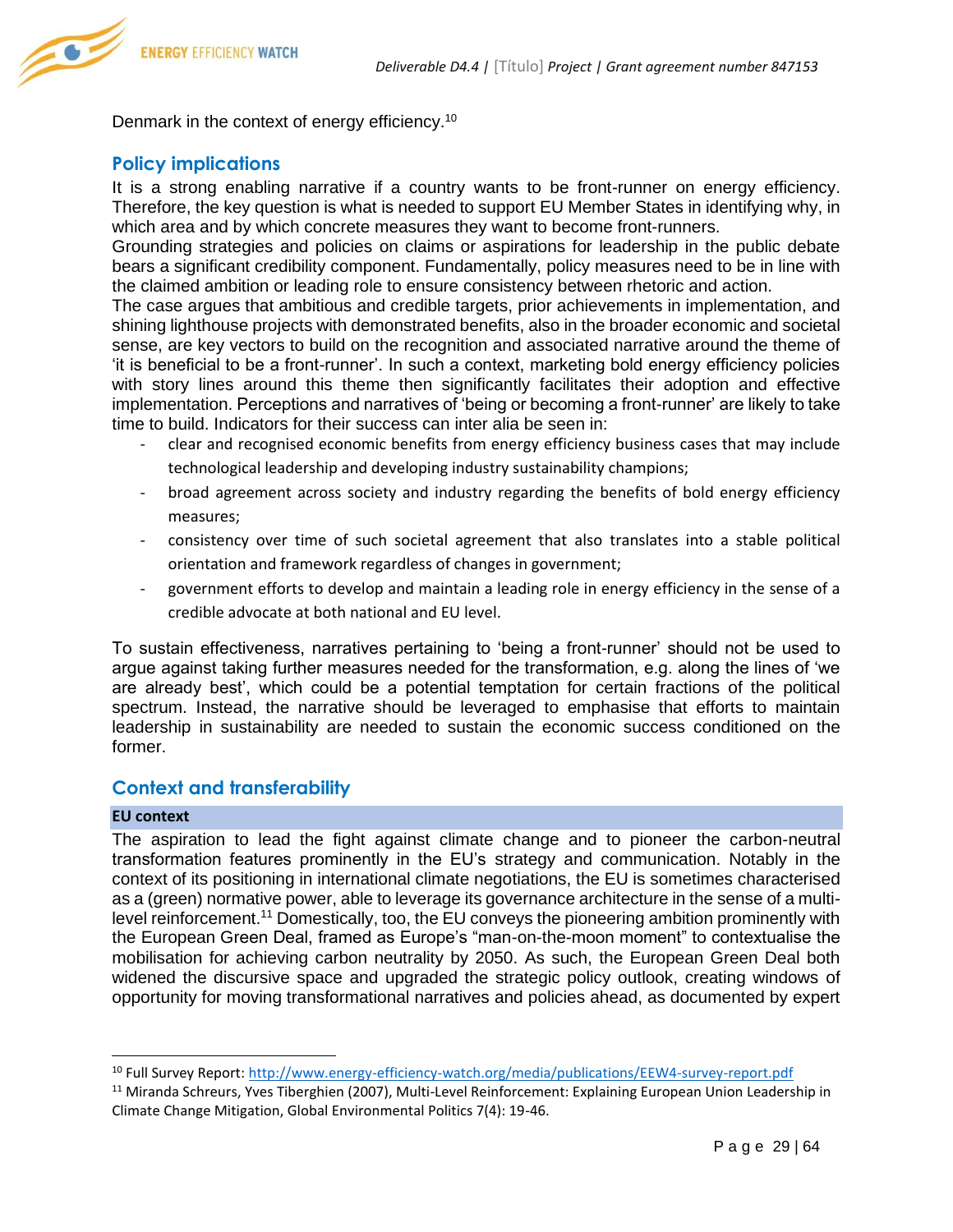Denmark in the context of energy efficiency.[10]

## Policy implications

It is a strong enabling narrative if a country wants to be front-runner on energy efficiency. Therefore, the key question is what is needed to support EU Member States in identifying why, in which area and by which concrete measures they want to become front-runners.

Grounding strategies and policies on claims or aspirations for leadership in the public debate bears a significant credibility component. Fundamentally, policy measures need to be in line with the claimed ambition or leading role to ensure consistency between rhetoric and action.

The case argues that ambitious and credible targets, prior achievements in implementation, and shining lighthouse projects with demonstrated benefits, also in the broader economic and societal sense, are key vectors to build on the recognition and associated narrative around the theme of 'it is beneficial to be a front-runner'. In such a context, marketing bold energy efficiency policies with story lines around this theme then significantly facilitates their adoption and effective implementation. Perceptions and narratives of 'being or becoming a front-runner' are likely to take time to build. Indicators for their success can inter alia be seen in:

- clear and recognised economic benefits from energy efficiency business cases that may include technological leadership and developing industry sustainability champions;
- broad agreement across society and industry regarding the benefits of bold energy efficiency measures;
- consistency over time of such societal agreement that also translates into a stable political orientation and framework regardless of changes in government;
- government efforts to develop and maintain a leading role in energy efficiency in the sense of a credible advocate at both national and EU level.

To sustain effectiveness, narratives pertaining to 'being a front-runner' should not be used to argue against taking further measures needed for the transformation, e.g. along the lines of 'we are already best', which could be a potential temptation for certain fractions of the political spectrum. Instead, the narrative should be leveraged to emphasise that efforts to maintain leadership in sustainability are needed to sustain the economic success conditioned on the former.

## Context and transferability

### EU context

The aspiration to lead the fight against climate change and to pioneer the carbon-neutral transformation features prominently in the EU's strategy and communication. Notably in the context of its positioning in international climate negotiations, the EU is sometimes characterised as a (green) normative power, able to leverage its governance architecture in the sense of a multi-level reinforcement.[11] Domestically, too, the EU conveys the pioneering ambition prominently with the European Green Deal, framed as Europe's "man-on-the-moon moment" to contextualise the mobilisation for achieving carbon neutrality by 2050. As such, the European Green Deal both widened the discursive space and upgraded the strategic policy outlook, creating windows of opportunity for moving transformational narratives and policies ahead, as documented by expert

---

[10] Full Survey Report: http://www.energy-efficiency-watch.org/media/publications/EEW4-survey-report.pdf

[11] Miranda Schreurs, Yves Tiberghien (2007), Multi-Level Reinforcement: Explaining European Union Leadership in Climate Change Mitigation, Global Environmental Politics 7(4): 19-46.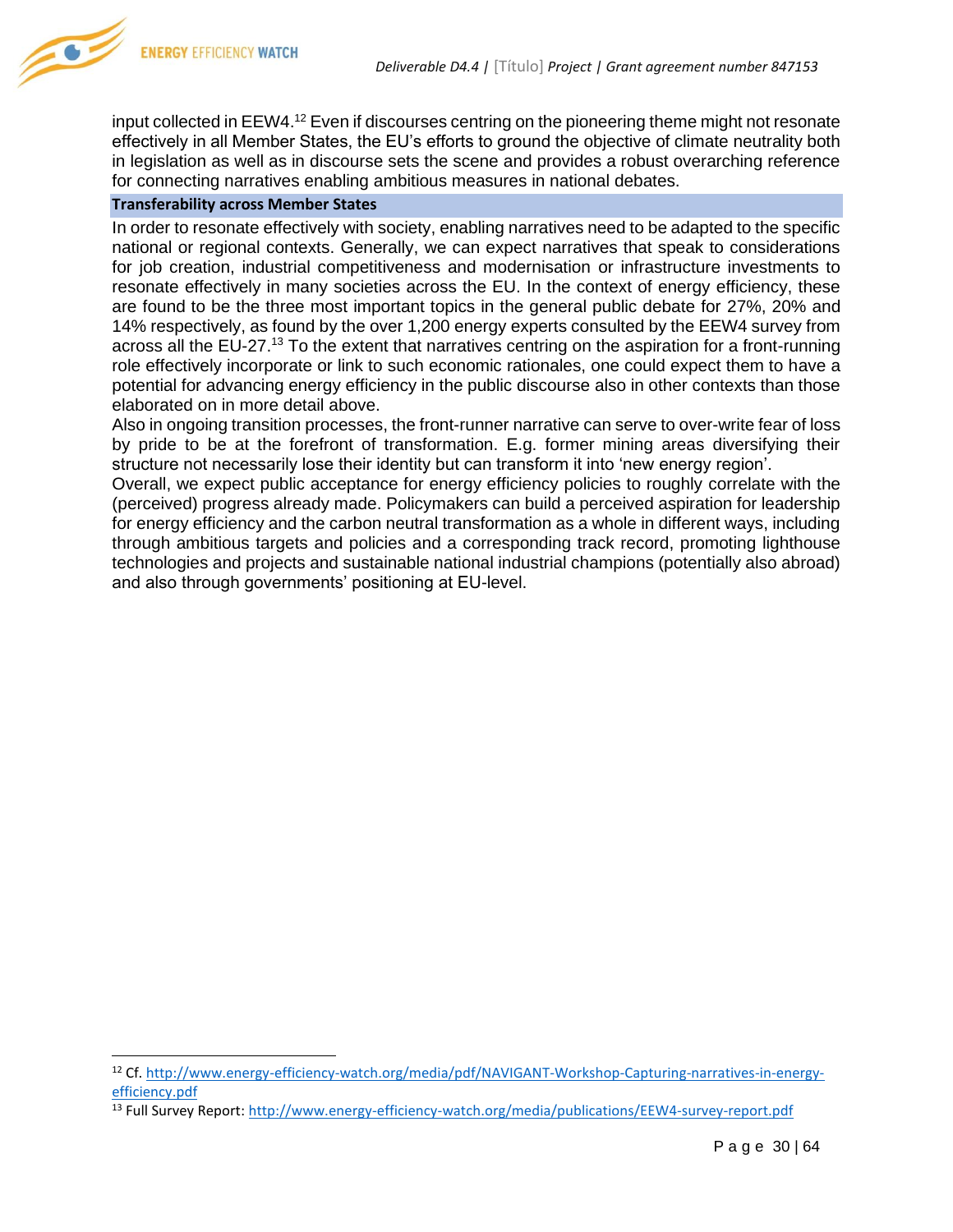input collected in EEW4.[12] Even if discourses centring on the pioneering theme might not resonate effectively in all Member States, the EU's efforts to ground the objective of climate neutrality both in legislation as well as in discourse sets the scene and provides a robust overarching reference for connecting narratives enabling ambitious measures in national debates.

**Transferability across Member States**

In order to resonate effectively with society, enabling narratives need to be adapted to the specific national or regional contexts. Generally, we can expect narratives that speak to considerations for job creation, industrial competitiveness and modernisation or infrastructure investments to resonate effectively in many societies across the EU. In the context of energy efficiency, these are found to be the three most important topics in the general public debate for 27%, 20% and 14% respectively, as found by the over 1,200 energy experts consulted by the EEW4 survey from across all the EU-27.[13] To the extent that narratives centring on the aspiration for a front-running role effectively incorporate or link to such economic rationales, one could expect them to have a potential for advancing energy efficiency in the public discourse also in other contexts than those elaborated on in more detail above.

Also in ongoing transition processes, the front-runner narrative can serve to over-write fear of loss by pride to be at the forefront of transformation. E.g. former mining areas diversifying their structure not necessarily lose their identity but can transform it into 'new energy region'.

Overall, we expect public acceptance for energy efficiency policies to roughly correlate with the (perceived) progress already made. Policymakers can build a perceived aspiration for leadership for energy efficiency and the carbon neutral transformation as a whole in different ways, including through ambitious targets and policies and a corresponding track record, promoting lighthouse technologies and projects and sustainable national industrial champions (potentially also abroad) and also through governments' positioning at EU-level.

---

[12] Cf. http://www.energy-efficiency-watch.org/media/pdf/NAVIGANT-Workshop-Capturing-narratives-in-energy-efficiency.pdf

[13] Full Survey Report: http://www.energy-efficiency-watch.org/media/publications/EEW4-survey-report.pdf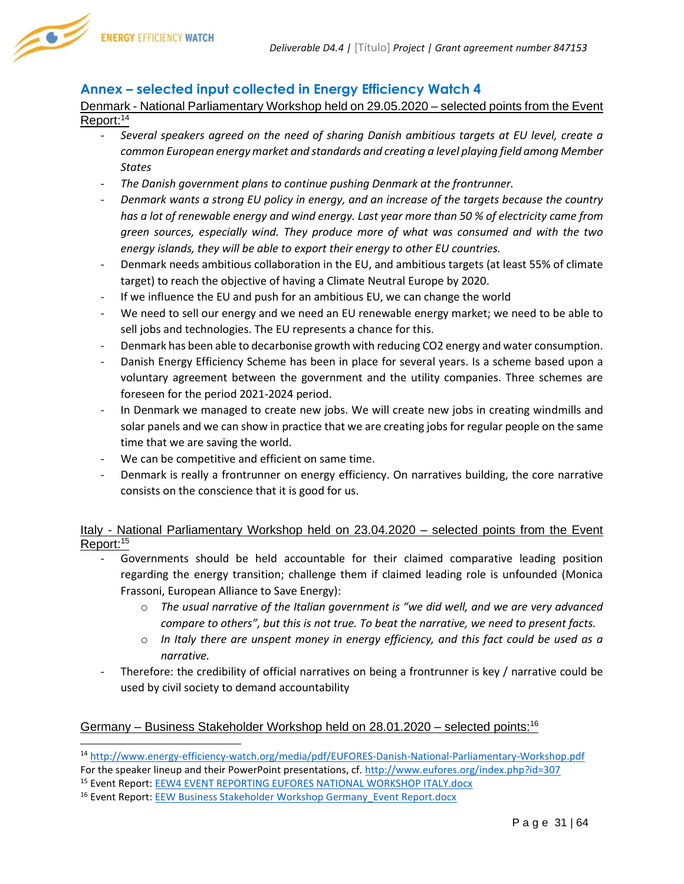## Annex – selected input collected in Energy Efficiency Watch 4

Denmark - National Parliamentary Workshop held on 29.05.2020 – selected points from the Event Report:[14]

- *Several speakers agreed on the need of sharing Danish ambitious targets at EU level, create a common European energy market and standards and creating a level playing field among Member States*
- *The Danish government plans to continue pushing Denmark at the frontrunner.*
- *Denmark wants a strong EU policy in energy, and an increase of the targets because the country has a lot of renewable energy and wind energy. Last year more than 50 % of electricity came from green sources, especially wind. They produce more of what was consumed and with the two energy islands, they will be able to export their energy to other EU countries.*
- Denmark needs ambitious collaboration in the EU, and ambitious targets (at least 55% of climate target) to reach the objective of having a Climate Neutral Europe by 2020.
- If we influence the EU and push for an ambitious EU, we can change the world
- We need to sell our energy and we need an EU renewable energy market; we need to be able to sell jobs and technologies. The EU represents a chance for this.
- Denmark has been able to decarbonise growth with reducing CO2 energy and water consumption.
- Danish Energy Efficiency Scheme has been in place for several years. Is a scheme based upon a voluntary agreement between the government and the utility companies. Three schemes are foreseen for the period 2021-2024 period.
- In Denmark we managed to create new jobs. We will create new jobs in creating windmills and solar panels and we can show in practice that we are creating jobs for regular people on the same time that we are saving the world.
- We can be competitive and efficient on same time.
- Denmark is really a frontrunner on energy efficiency. On narratives building, the core narrative consists on the conscience that it is good for us.

Italy - National Parliamentary Workshop held on 23.04.2020 – selected points from the Event Report:[15]

- Governments should be held accountable for their claimed comparative leading position regarding the energy transition; challenge them if claimed leading role is unfounded (Monica Frassoni, European Alliance to Save Energy):
  - *The usual narrative of the Italian government is "we did well, and we are very advanced compare to others", but this is not true. To beat the narrative, we need to present facts.*
  - *In Italy there are unspent money in energy efficiency, and this fact could be used as a narrative.*
- Therefore: the credibility of official narratives on being a frontrunner is key / narrative could be used by civil society to demand accountability

Germany – Business Stakeholder Workshop held on 28.01.2020 – selected points:[16]

---

[14] http://www.energy-efficiency-watch.org/media/pdf/EUFORES-Danish-National-Parliamentary-Workshop.pdf
For the speaker lineup and their PowerPoint presentations, cf. http://www.eufores.org/index.php?id=307

[15] Event Report: EEW4 EVENT REPORTING EUFORES NATIONAL WORKSHOP ITALY.docx

[16] Event Report: EEW Business Stakeholder Workshop Germany_Event Report.docx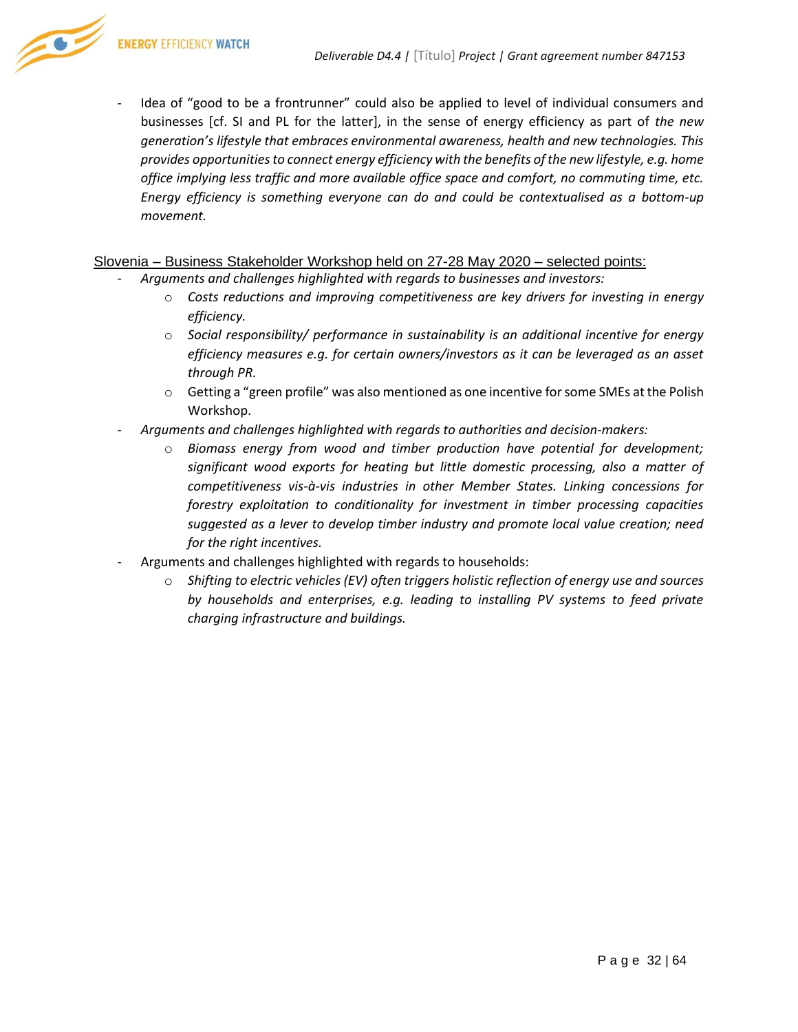- Idea of "good to be a frontrunner" could also be applied to level of individual consumers and businesses [cf. SI and PL for the latter], in the sense of energy efficiency as part of *the new generation's lifestyle that embraces environmental awareness, health and new technologies. This provides opportunities to connect energy efficiency with the benefits of the new lifestyle, e.g. home office implying less traffic and more available office space and comfort, no commuting time, etc. Energy efficiency is something everyone can do and could be contextualised as a bottom-up movement.*

Slovenia – Business Stakeholder Workshop held on 27-28 May 2020 – selected points:

- *Arguments and challenges highlighted with regards to businesses and investors:*
  - *Costs reductions and improving competitiveness are key drivers for investing in energy efficiency.*
  - *Social responsibility/ performance in sustainability is an additional incentive for energy efficiency measures e.g. for certain owners/investors as it can be leveraged as an asset through PR.*
  - Getting a "green profile" was also mentioned as one incentive for some SMEs at the Polish Workshop.
- *Arguments and challenges highlighted with regards to authorities and decision-makers:*
  - *Biomass energy from wood and timber production have potential for development; significant wood exports for heating but little domestic processing, also a matter of competitiveness vis-à-vis industries in other Member States. Linking concessions for forestry exploitation to conditionality for investment in timber processing capacities suggested as a lever to develop timber industry and promote local value creation; need for the right incentives.*
- Arguments and challenges highlighted with regards to households:
  - *Shifting to electric vehicles (EV) often triggers holistic reflection of energy use and sources by households and enterprises, e.g. leading to installing PV systems to feed private charging infrastructure and buildings.*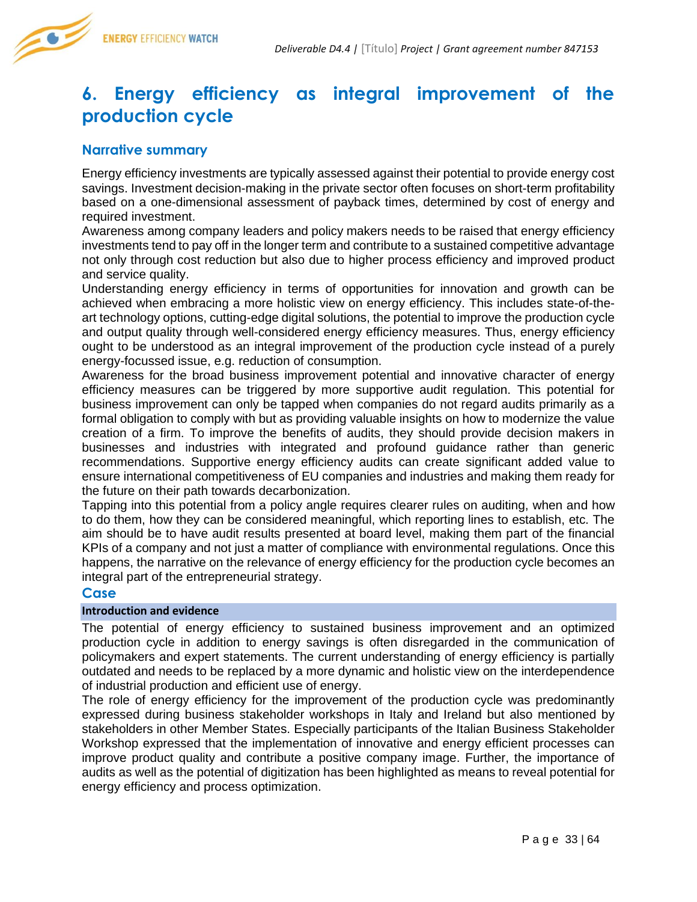# 6. Energy efficiency as integral improvement of the production cycle

## Narrative summary

Energy efficiency investments are typically assessed against their potential to provide energy cost savings. Investment decision-making in the private sector often focuses on short-term profitability based on a one-dimensional assessment of payback times, determined by cost of energy and required investment.

Awareness among company leaders and policy makers needs to be raised that energy efficiency investments tend to pay off in the longer term and contribute to a sustained competitive advantage not only through cost reduction but also due to higher process efficiency and improved product and service quality.

Understanding energy efficiency in terms of opportunities for innovation and growth can be achieved when embracing a more holistic view on energy efficiency. This includes state-of-the-art technology options, cutting-edge digital solutions, the potential to improve the production cycle and output quality through well-considered energy efficiency measures. Thus, energy efficiency ought to be understood as an integral improvement of the production cycle instead of a purely energy-focussed issue, e.g. reduction of consumption.

Awareness for the broad business improvement potential and innovative character of energy efficiency measures can be triggered by more supportive audit regulation. This potential for business improvement can only be tapped when companies do not regard audits primarily as a formal obligation to comply with but as providing valuable insights on how to modernize the value creation of a firm. To improve the benefits of audits, they should provide decision makers in businesses and industries with integrated and profound guidance rather than generic recommendations. Supportive energy efficiency audits can create significant added value to ensure international competitiveness of EU companies and industries and making them ready for the future on their path towards decarbonization.

Tapping into this potential from a policy angle requires clearer rules on auditing, when and how to do them, how they can be considered meaningful, which reporting lines to establish, etc. The aim should be to have audit results presented at board level, making them part of the financial KPIs of a company and not just a matter of compliance with environmental regulations. Once this happens, the narrative on the relevance of energy efficiency for the production cycle becomes an integral part of the entrepreneurial strategy.

## Case

### Introduction and evidence

The potential of energy efficiency to sustained business improvement and an optimized production cycle in addition to energy savings is often disregarded in the communication of policymakers and expert statements. The current understanding of energy efficiency is partially outdated and needs to be replaced by a more dynamic and holistic view on the interdependence of industrial production and efficient use of energy.

The role of energy efficiency for the improvement of the production cycle was predominantly expressed during business stakeholder workshops in Italy and Ireland but also mentioned by stakeholders in other Member States. Especially participants of the Italian Business Stakeholder Workshop expressed that the implementation of innovative and energy efficient processes can improve product quality and contribute a positive company image. Further, the importance of audits as well as the potential of digitization has been highlighted as means to reveal potential for energy efficiency and process optimization.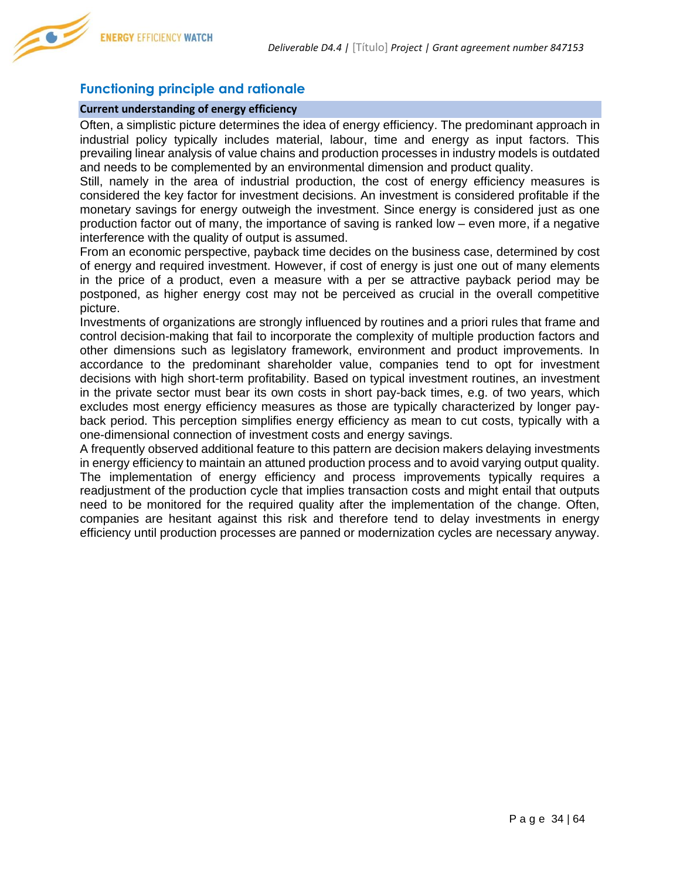## Functioning principle and rationale

### Current understanding of energy efficiency

Often, a simplistic picture determines the idea of energy efficiency. The predominant approach in industrial policy typically includes material, labour, time and energy as input factors. This prevailing linear analysis of value chains and production processes in industry models is outdated and needs to be complemented by an environmental dimension and product quality.

Still, namely in the area of industrial production, the cost of energy efficiency measures is considered the key factor for investment decisions. An investment is considered profitable if the monetary savings for energy outweigh the investment. Since energy is considered just as one production factor out of many, the importance of saving is ranked low – even more, if a negative interference with the quality of output is assumed.

From an economic perspective, payback time decides on the business case, determined by cost of energy and required investment. However, if cost of energy is just one out of many elements in the price of a product, even a measure with a per se attractive payback period may be postponed, as higher energy cost may not be perceived as crucial in the overall competitive picture.

Investments of organizations are strongly influenced by routines and a priori rules that frame and control decision-making that fail to incorporate the complexity of multiple production factors and other dimensions such as legislatory framework, environment and product improvements. In accordance to the predominant shareholder value, companies tend to opt for investment decisions with high short-term profitability. Based on typical investment routines, an investment in the private sector must bear its own costs in short pay-back times, e.g. of two years, which excludes most energy efficiency measures as those are typically characterized by longer pay-back period. This perception simplifies energy efficiency as mean to cut costs, typically with a one-dimensional connection of investment costs and energy savings.

A frequently observed additional feature to this pattern are decision makers delaying investments in energy efficiency to maintain an attuned production process and to avoid varying output quality. The implementation of energy efficiency and process improvements typically requires a readjustment of the production cycle that implies transaction costs and might entail that outputs need to be monitored for the required quality after the implementation of the change. Often, companies are hesitant against this risk and therefore tend to delay investments in energy efficiency until production processes are panned or modernization cycles are necessary anyway.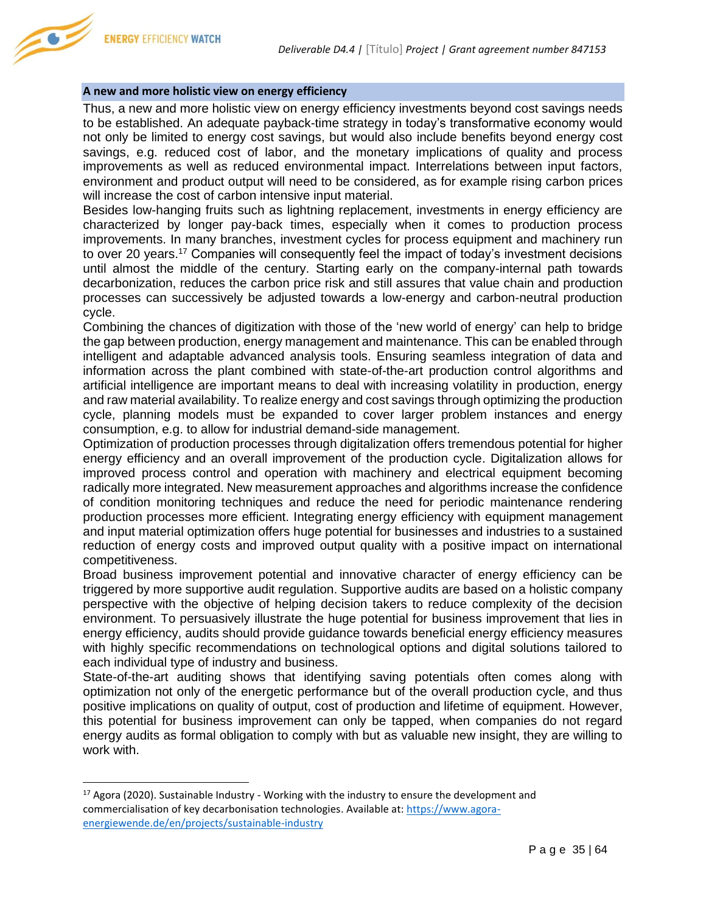### A new and more holistic view on energy efficiency

Thus, a new and more holistic view on energy efficiency investments beyond cost savings needs to be established. An adequate payback-time strategy in today's transformative economy would not only be limited to energy cost savings, but would also include benefits beyond energy cost savings, e.g. reduced cost of labor, and the monetary implications of quality and process improvements as well as reduced environmental impact. Interrelations between input factors, environment and product output will need to be considered, as for example rising carbon prices will increase the cost of carbon intensive input material.

Besides low-hanging fruits such as lightning replacement, investments in energy efficiency are characterized by longer pay-back times, especially when it comes to production process improvements. In many branches, investment cycles for process equipment and machinery run to over 20 years.[17] Companies will consequently feel the impact of today's investment decisions until almost the middle of the century. Starting early on the company-internal path towards decarbonization, reduces the carbon price risk and still assures that value chain and production processes can successively be adjusted towards a low-energy and carbon-neutral production cycle.

Combining the chances of digitization with those of the 'new world of energy' can help to bridge the gap between production, energy management and maintenance. This can be enabled through intelligent and adaptable advanced analysis tools. Ensuring seamless integration of data and information across the plant combined with state-of-the-art production control algorithms and artificial intelligence are important means to deal with increasing volatility in production, energy and raw material availability. To realize energy and cost savings through optimizing the production cycle, planning models must be expanded to cover larger problem instances and energy consumption, e.g. to allow for industrial demand-side management.

Optimization of production processes through digitalization offers tremendous potential for higher energy efficiency and an overall improvement of the production cycle. Digitalization allows for improved process control and operation with machinery and electrical equipment becoming radically more integrated. New measurement approaches and algorithms increase the confidence of condition monitoring techniques and reduce the need for periodic maintenance rendering production processes more efficient. Integrating energy efficiency with equipment management and input material optimization offers huge potential for businesses and industries to a sustained reduction of energy costs and improved output quality with a positive impact on international competitiveness.

Broad business improvement potential and innovative character of energy efficiency can be triggered by more supportive audit regulation. Supportive audits are based on a holistic company perspective with the objective of helping decision takers to reduce complexity of the decision environment. To persuasively illustrate the huge potential for business improvement that lies in energy efficiency, audits should provide guidance towards beneficial energy efficiency measures with highly specific recommendations on technological options and digital solutions tailored to each individual type of industry and business.

State-of-the-art auditing shows that identifying saving potentials often comes along with optimization not only of the energetic performance but of the overall production cycle, and thus positive implications on quality of output, cost of production and lifetime of equipment. However, this potential for business improvement can only be tapped, when companies do not regard energy audits as formal obligation to comply with but as valuable new insight, they are willing to work with.

---

[17] Agora (2020). Sustainable Industry - Working with the industry to ensure the development and commercialisation of key decarbonisation technologies. Available at: https://www.agora-energiewende.de/en/projects/sustainable-industry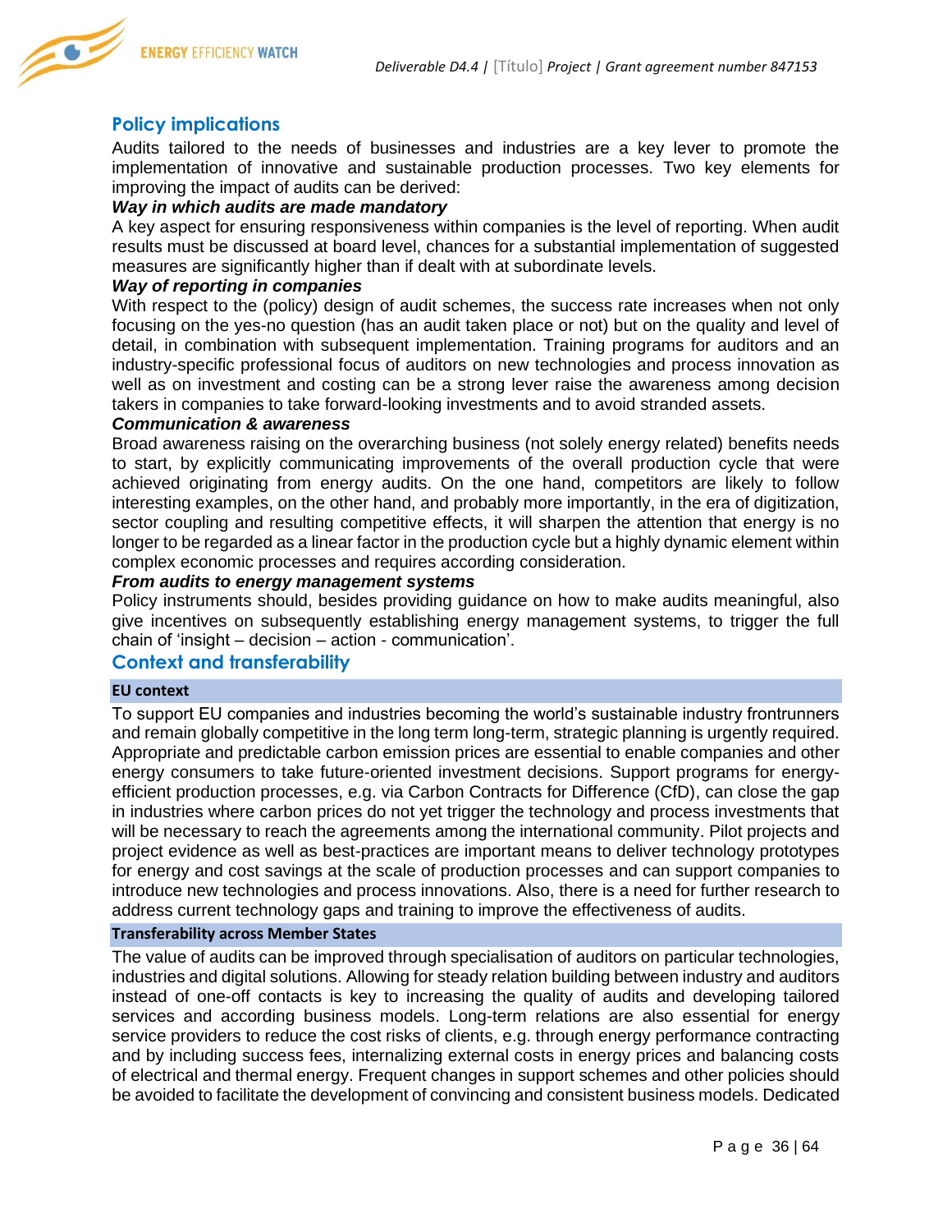## Policy implications

Audits tailored to the needs of businesses and industries are a key lever to promote the implementation of innovative and sustainable production processes. Two key elements for improving the impact of audits can be derived:

***Way in which audits are made mandatory***

A key aspect for ensuring responsiveness within companies is the level of reporting. When audit results must be discussed at board level, chances for a substantial implementation of suggested measures are significantly higher than if dealt with at subordinate levels.

***Way of reporting in companies***

With respect to the (policy) design of audit schemes, the success rate increases when not only focusing on the yes-no question (has an audit taken place or not) but on the quality and level of detail, in combination with subsequent implementation. Training programs for auditors and an industry-specific professional focus of auditors on new technologies and process innovation as well as on investment and costing can be a strong lever raise the awareness among decision takers in companies to take forward-looking investments and to avoid stranded assets.

***Communication & awareness***

Broad awareness raising on the overarching business (not solely energy related) benefits needs to start, by explicitly communicating improvements of the overall production cycle that were achieved originating from energy audits. On the one hand, competitors are likely to follow interesting examples, on the other hand, and probably more importantly, in the era of digitization, sector coupling and resulting competitive effects, it will sharpen the attention that energy is no longer to be regarded as a linear factor in the production cycle but a highly dynamic element within complex economic processes and requires according consideration.

***From audits to energy management systems***

Policy instruments should, besides providing guidance on how to make audits meaningful, also give incentives on subsequently establishing energy management systems, to trigger the full chain of 'insight – decision – action - communication'.

## Context and transferability

### EU context

To support EU companies and industries becoming the world's sustainable industry frontrunners and remain globally competitive in the long term long-term, strategic planning is urgently required. Appropriate and predictable carbon emission prices are essential to enable companies and other energy consumers to take future-oriented investment decisions. Support programs for energy-efficient production processes, e.g. via Carbon Contracts for Difference (CfD), can close the gap in industries where carbon prices do not yet trigger the technology and process investments that will be necessary to reach the agreements among the international community. Pilot projects and project evidence as well as best-practices are important means to deliver technology prototypes for energy and cost savings at the scale of production processes and can support companies to introduce new technologies and process innovations. Also, there is a need for further research to address current technology gaps and training to improve the effectiveness of audits.

### Transferability across Member States

The value of audits can be improved through specialisation of auditors on particular technologies, industries and digital solutions. Allowing for steady relation building between industry and auditors instead of one-off contacts is key to increasing the quality of audits and developing tailored services and according business models. Long-term relations are also essential for energy service providers to reduce the cost risks of clients, e.g. through energy performance contracting and by including success fees, internalizing external costs in energy prices and balancing costs of electrical and thermal energy. Frequent changes in support schemes and other policies should be avoided to facilitate the development of convincing and consistent business models. Dedicated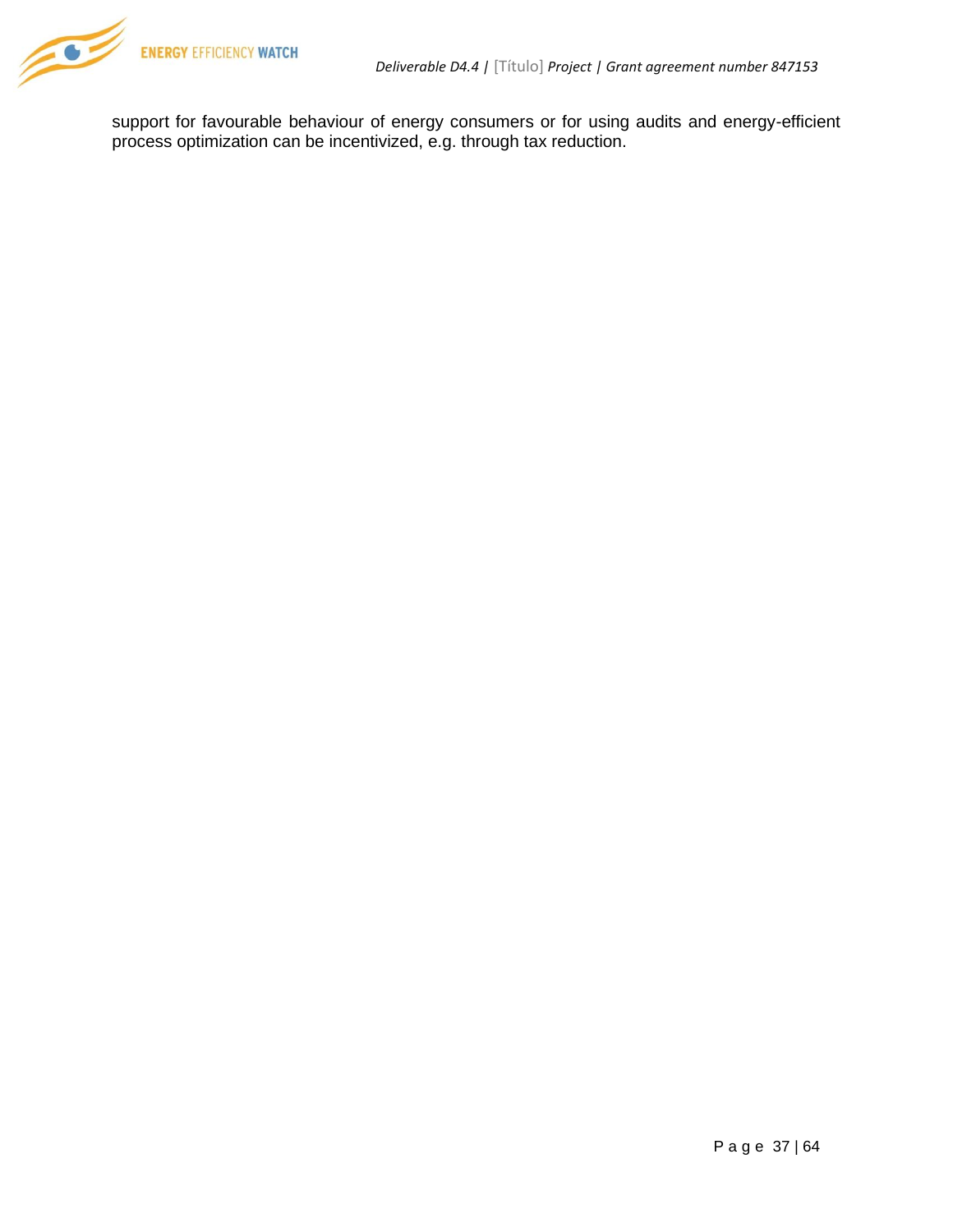support for favourable behaviour of energy consumers or for using audits and energy-efficient process optimization can be incentivized, e.g. through tax reduction.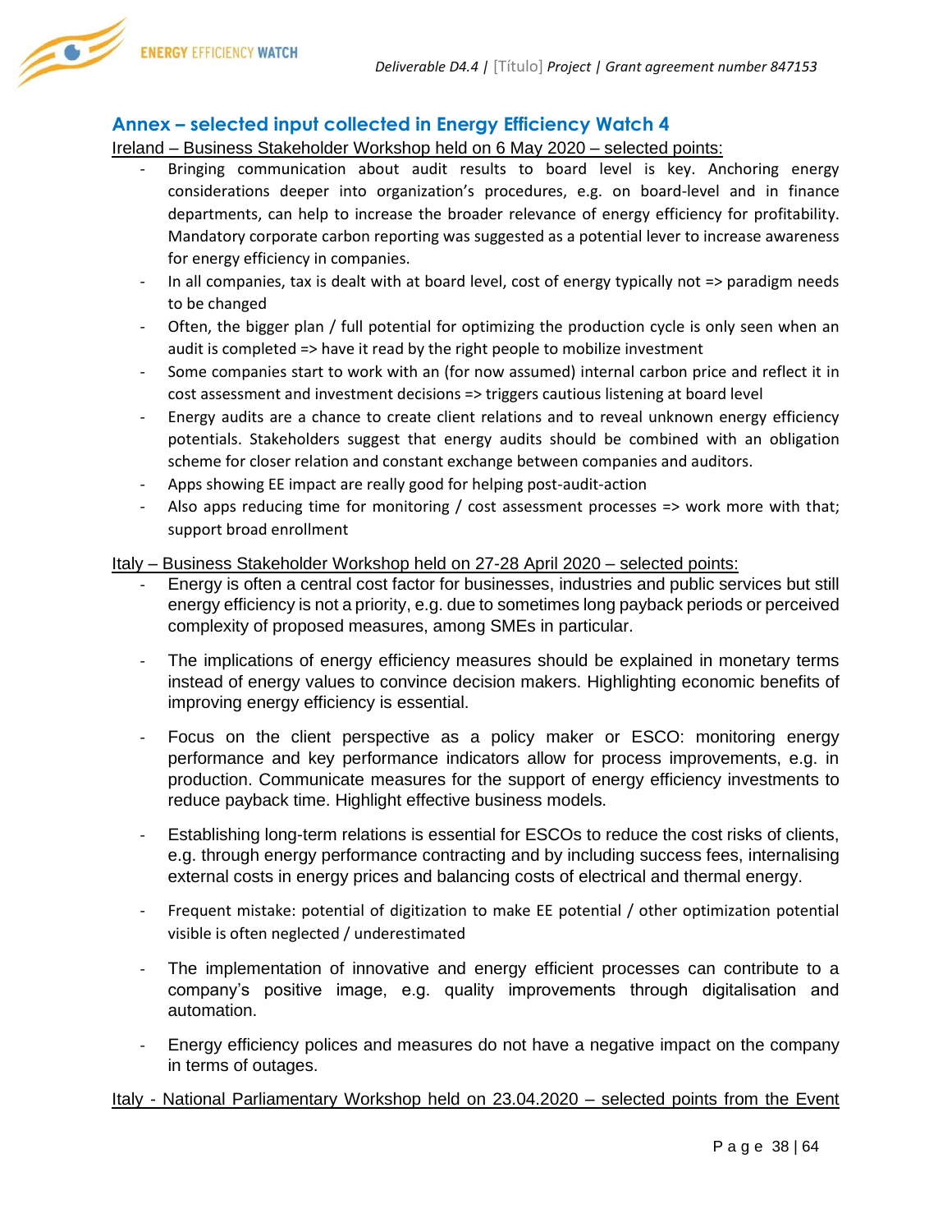## Annex – selected input collected in Energy Efficiency Watch 4

Ireland – Business Stakeholder Workshop held on 6 May 2020 – selected points:

- Bringing communication about audit results to board level is key. Anchoring energy considerations deeper into organization's procedures, e.g. on board-level and in finance departments, can help to increase the broader relevance of energy efficiency for profitability. Mandatory corporate carbon reporting was suggested as a potential lever to increase awareness for energy efficiency in companies.
- In all companies, tax is dealt with at board level, cost of energy typically not => paradigm needs to be changed
- Often, the bigger plan / full potential for optimizing the production cycle is only seen when an audit is completed => have it read by the right people to mobilize investment
- Some companies start to work with an (for now assumed) internal carbon price and reflect it in cost assessment and investment decisions => triggers cautious listening at board level
- Energy audits are a chance to create client relations and to reveal unknown energy efficiency potentials. Stakeholders suggest that energy audits should be combined with an obligation scheme for closer relation and constant exchange between companies and auditors.
- Apps showing EE impact are really good for helping post-audit-action
- Also apps reducing time for monitoring / cost assessment processes => work more with that; support broad enrollment

Italy – Business Stakeholder Workshop held on 27-28 April 2020 – selected points:

- Energy is often a central cost factor for businesses, industries and public services but still energy efficiency is not a priority, e.g. due to sometimes long payback periods or perceived complexity of proposed measures, among SMEs in particular.
- The implications of energy efficiency measures should be explained in monetary terms instead of energy values to convince decision makers. Highlighting economic benefits of improving energy efficiency is essential.
- Focus on the client perspective as a policy maker or ESCO: monitoring energy performance and key performance indicators allow for process improvements, e.g. in production. Communicate measures for the support of energy efficiency investments to reduce payback time. Highlight effective business models.
- Establishing long-term relations is essential for ESCOs to reduce the cost risks of clients, e.g. through energy performance contracting and by including success fees, internalising external costs in energy prices and balancing costs of electrical and thermal energy.
- Frequent mistake: potential of digitization to make EE potential / other optimization potential visible is often neglected / underestimated
- The implementation of innovative and energy efficient processes can contribute to a company's positive image, e.g. quality improvements through digitalisation and automation.
- Energy efficiency polices and measures do not have a negative impact on the company in terms of outages.

Italy - National Parliamentary Workshop held on 23.04.2020 – selected points from the Event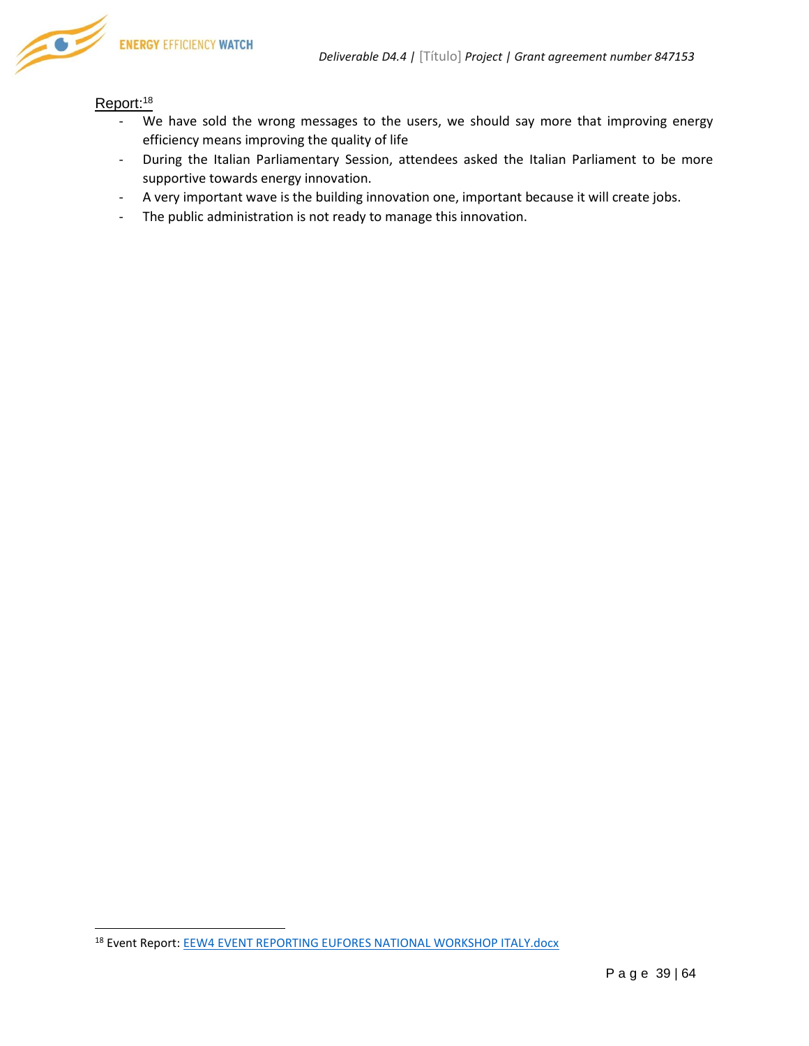Report:[18]

- We have sold the wrong messages to the users, we should say more that improving energy efficiency means improving the quality of life
- During the Italian Parliamentary Session, attendees asked the Italian Parliament to be more supportive towards energy innovation.
- A very important wave is the building innovation one, important because it will create jobs.
- The public administration is not ready to manage this innovation.

[18] Event Report: EEW4 EVENT REPORTING EUFORES NATIONAL WORKSHOP ITALY.docx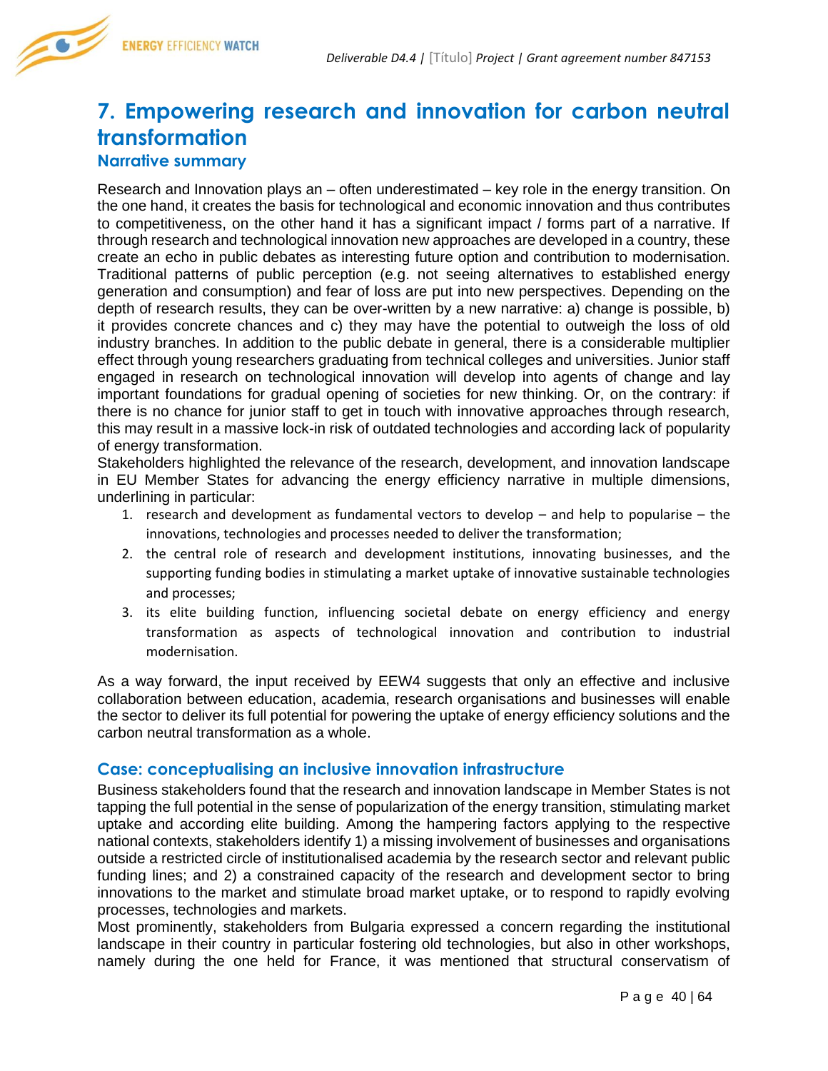## 7. Empowering research and innovation for carbon neutral transformation

### Narrative summary

Research and Innovation plays an – often underestimated – key role in the energy transition. On the one hand, it creates the basis for technological and economic innovation and thus contributes to competitiveness, on the other hand it has a significant impact / forms part of a narrative. If through research and technological innovation new approaches are developed in a country, these create an echo in public debates as interesting future option and contribution to modernisation. Traditional patterns of public perception (e.g. not seeing alternatives to established energy generation and consumption) and fear of loss are put into new perspectives. Depending on the depth of research results, they can be over-written by a new narrative: a) change is possible, b) it provides concrete chances and c) they may have the potential to outweigh the loss of old industry branches. In addition to the public debate in general, there is a considerable multiplier effect through young researchers graduating from technical colleges and universities. Junior staff engaged in research on technological innovation will develop into agents of change and lay important foundations for gradual opening of societies for new thinking. Or, on the contrary: if there is no chance for junior staff to get in touch with innovative approaches through research, this may result in a massive lock-in risk of outdated technologies and according lack of popularity of energy transformation.

Stakeholders highlighted the relevance of the research, development, and innovation landscape in EU Member States for advancing the energy efficiency narrative in multiple dimensions, underlining in particular:

1. research and development as fundamental vectors to develop – and help to popularise – the innovations, technologies and processes needed to deliver the transformation;
2. the central role of research and development institutions, innovating businesses, and the supporting funding bodies in stimulating a market uptake of innovative sustainable technologies and processes;
3. its elite building function, influencing societal debate on energy efficiency and energy transformation as aspects of technological innovation and contribution to industrial modernisation.

As a way forward, the input received by EEW4 suggests that only an effective and inclusive collaboration between education, academia, research organisations and businesses will enable the sector to deliver its full potential for powering the uptake of energy efficiency solutions and the carbon neutral transformation as a whole.

### Case: conceptualising an inclusive innovation infrastructure

Business stakeholders found that the research and innovation landscape in Member States is not tapping the full potential in the sense of popularization of the energy transition, stimulating market uptake and according elite building. Among the hampering factors applying to the respective national contexts, stakeholders identify 1) a missing involvement of businesses and organisations outside a restricted circle of institutionalised academia by the research sector and relevant public funding lines; and 2) a constrained capacity of the research and development sector to bring innovations to the market and stimulate broad market uptake, or to respond to rapidly evolving processes, technologies and markets.

Most prominently, stakeholders from Bulgaria expressed a concern regarding the institutional landscape in their country in particular fostering old technologies, but also in other workshops, namely during the one held for France, it was mentioned that structural conservatism of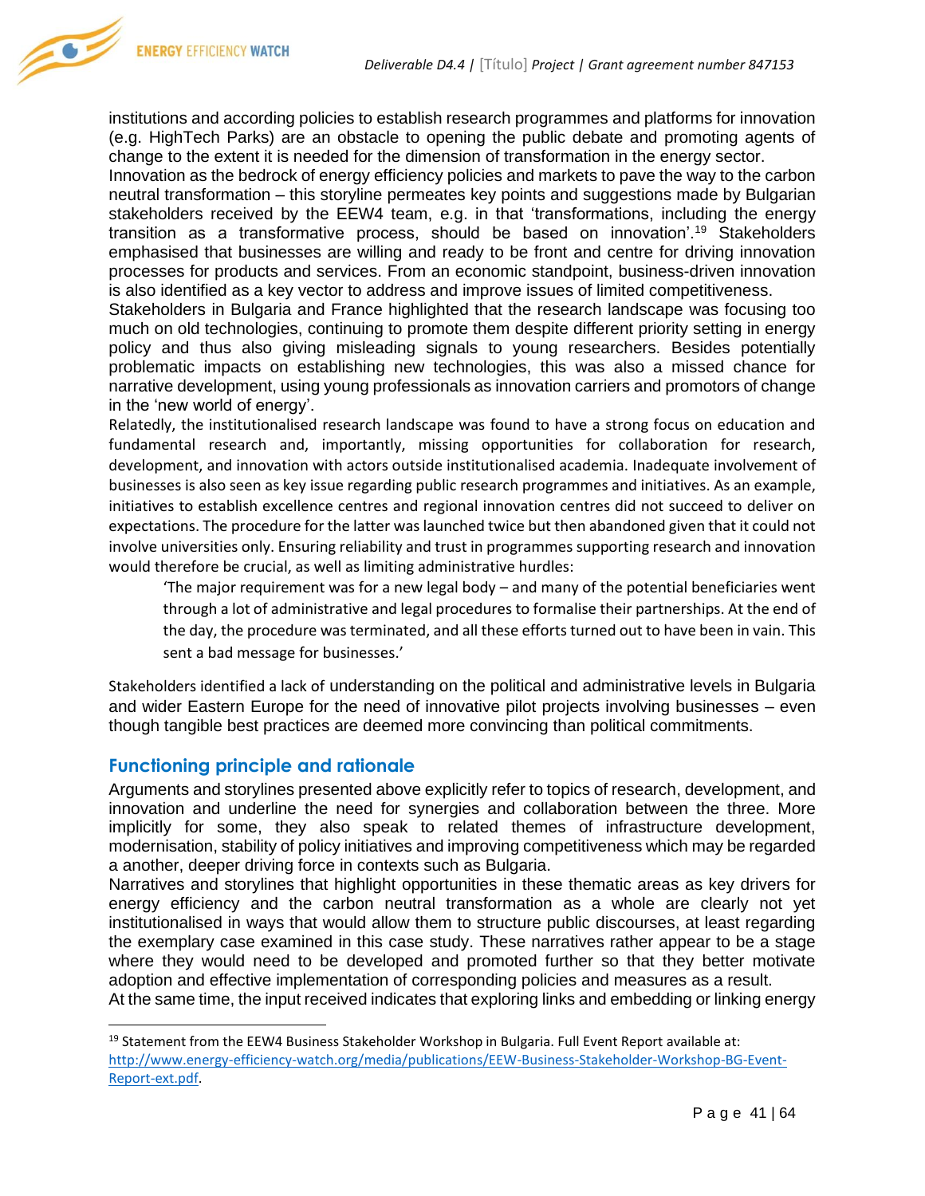institutions and according policies to establish research programmes and platforms for innovation (e.g. HighTech Parks) are an obstacle to opening the public debate and promoting agents of change to the extent it is needed for the dimension of transformation in the energy sector.

Innovation as the bedrock of energy efficiency policies and markets to pave the way to the carbon neutral transformation – this storyline permeates key points and suggestions made by Bulgarian stakeholders received by the EEW4 team, e.g. in that 'transformations, including the energy transition as a transformative process, should be based on innovation'.[19] Stakeholders emphasised that businesses are willing and ready to be front and centre for driving innovation processes for products and services. From an economic standpoint, business-driven innovation is also identified as a key vector to address and improve issues of limited competitiveness.

Stakeholders in Bulgaria and France highlighted that the research landscape was focusing too much on old technologies, continuing to promote them despite different priority setting in energy policy and thus also giving misleading signals to young researchers. Besides potentially problematic impacts on establishing new technologies, this was also a missed chance for narrative development, using young professionals as innovation carriers and promotors of change in the 'new world of energy'.

Relatedly, the institutionalised research landscape was found to have a strong focus on education and fundamental research and, importantly, missing opportunities for collaboration for research, development, and innovation with actors outside institutionalised academia. Inadequate involvement of businesses is also seen as key issue regarding public research programmes and initiatives. As an example, initiatives to establish excellence centres and regional innovation centres did not succeed to deliver on expectations. The procedure for the latter was launched twice but then abandoned given that it could not involve universities only. Ensuring reliability and trust in programmes supporting research and innovation would therefore be crucial, as well as limiting administrative hurdles:

> 'The major requirement was for a new legal body – and many of the potential beneficiaries went through a lot of administrative and legal procedures to formalise their partnerships. At the end of the day, the procedure was terminated, and all these efforts turned out to have been in vain. This sent a bad message for businesses.'

Stakeholders identified a lack of understanding on the political and administrative levels in Bulgaria and wider Eastern Europe for the need of innovative pilot projects involving businesses – even though tangible best practices are deemed more convincing than political commitments.

## Functioning principle and rationale

Arguments and storylines presented above explicitly refer to topics of research, development, and innovation and underline the need for synergies and collaboration between the three. More implicitly for some, they also speak to related themes of infrastructure development, modernisation, stability of policy initiatives and improving competitiveness which may be regarded a another, deeper driving force in contexts such as Bulgaria.

Narratives and storylines that highlight opportunities in these thematic areas as key drivers for energy efficiency and the carbon neutral transformation as a whole are clearly not yet institutionalised in ways that would allow them to structure public discourses, at least regarding the exemplary case examined in this case study. These narratives rather appear to be a stage where they would need to be developed and promoted further so that they better motivate adoption and effective implementation of corresponding policies and measures as a result.

At the same time, the input received indicates that exploring links and embedding or linking energy

---

[19] Statement from the EEW4 Business Stakeholder Workshop in Bulgaria. Full Event Report available at: http://www.energy-efficiency-watch.org/media/publications/EEW-Business-Stakeholder-Workshop-BG-Event-Report-ext.pdf.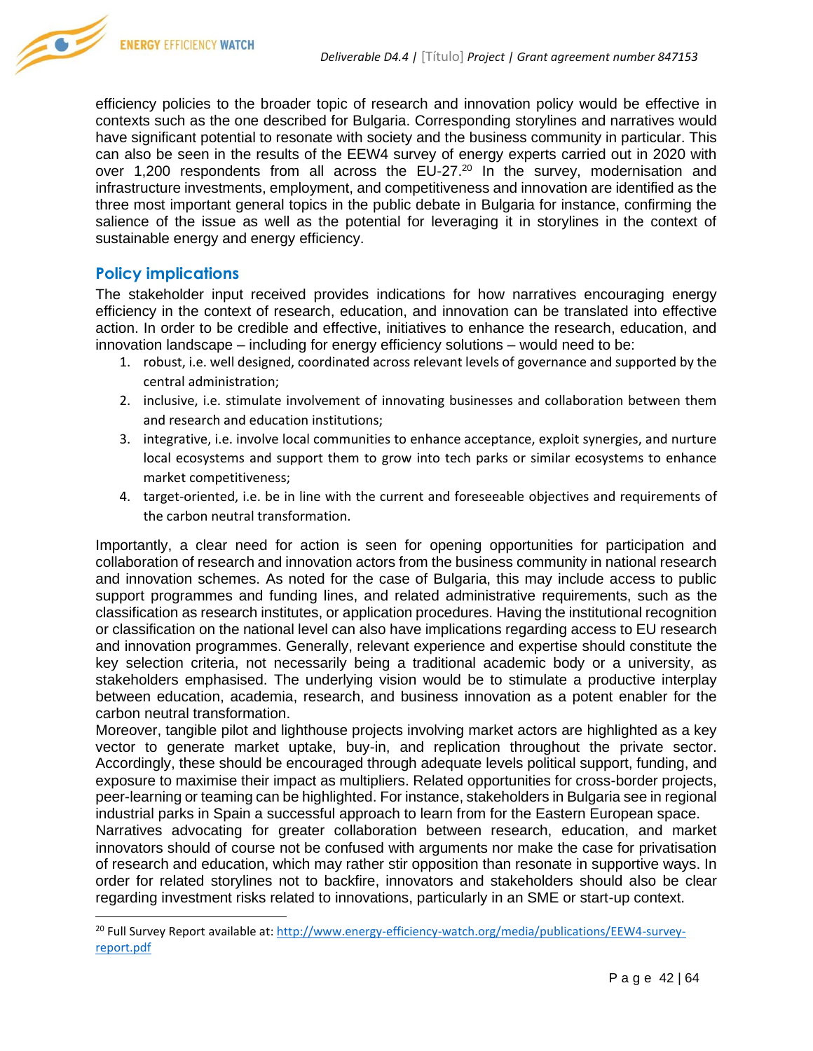efficiency policies to the broader topic of research and innovation policy would be effective in contexts such as the one described for Bulgaria. Corresponding storylines and narratives would have significant potential to resonate with society and the business community in particular. This can also be seen in the results of the EEW4 survey of energy experts carried out in 2020 with over 1,200 respondents from all across the EU-27.[20] In the survey, modernisation and infrastructure investments, employment, and competitiveness and innovation are identified as the three most important general topics in the public debate in Bulgaria for instance, confirming the salience of the issue as well as the potential for leveraging it in storylines in the context of sustainable energy and energy efficiency.

## Policy implications

The stakeholder input received provides indications for how narratives encouraging energy efficiency in the context of research, education, and innovation can be translated into effective action. In order to be credible and effective, initiatives to enhance the research, education, and innovation landscape – including for energy efficiency solutions – would need to be:

1. robust, i.e. well designed, coordinated across relevant levels of governance and supported by the central administration;
2. inclusive, i.e. stimulate involvement of innovating businesses and collaboration between them and research and education institutions;
3. integrative, i.e. involve local communities to enhance acceptance, exploit synergies, and nurture local ecosystems and support them to grow into tech parks or similar ecosystems to enhance market competitiveness;
4. target-oriented, i.e. be in line with the current and foreseeable objectives and requirements of the carbon neutral transformation.

Importantly, a clear need for action is seen for opening opportunities for participation and collaboration of research and innovation actors from the business community in national research and innovation schemes. As noted for the case of Bulgaria, this may include access to public support programmes and funding lines, and related administrative requirements, such as the classification as research institutes, or application procedures. Having the institutional recognition or classification on the national level can also have implications regarding access to EU research and innovation programmes. Generally, relevant experience and expertise should constitute the key selection criteria, not necessarily being a traditional academic body or a university, as stakeholders emphasised. The underlying vision would be to stimulate a productive interplay between education, academia, research, and business innovation as a potent enabler for the carbon neutral transformation.

Moreover, tangible pilot and lighthouse projects involving market actors are highlighted as a key vector to generate market uptake, buy-in, and replication throughout the private sector. Accordingly, these should be encouraged through adequate levels political support, funding, and exposure to maximise their impact as multipliers. Related opportunities for cross-border projects, peer-learning or teaming can be highlighted. For instance, stakeholders in Bulgaria see in regional industrial parks in Spain a successful approach to learn from for the Eastern European space.

Narratives advocating for greater collaboration between research, education, and market innovators should of course not be confused with arguments nor make the case for privatisation of research and education, which may rather stir opposition than resonate in supportive ways. In order for related storylines not to backfire, innovators and stakeholders should also be clear regarding investment risks related to innovations, particularly in an SME or start-up context.

[20] Full Survey Report available at: http://www.energy-efficiency-watch.org/media/publications/EEW4-survey-report.pdf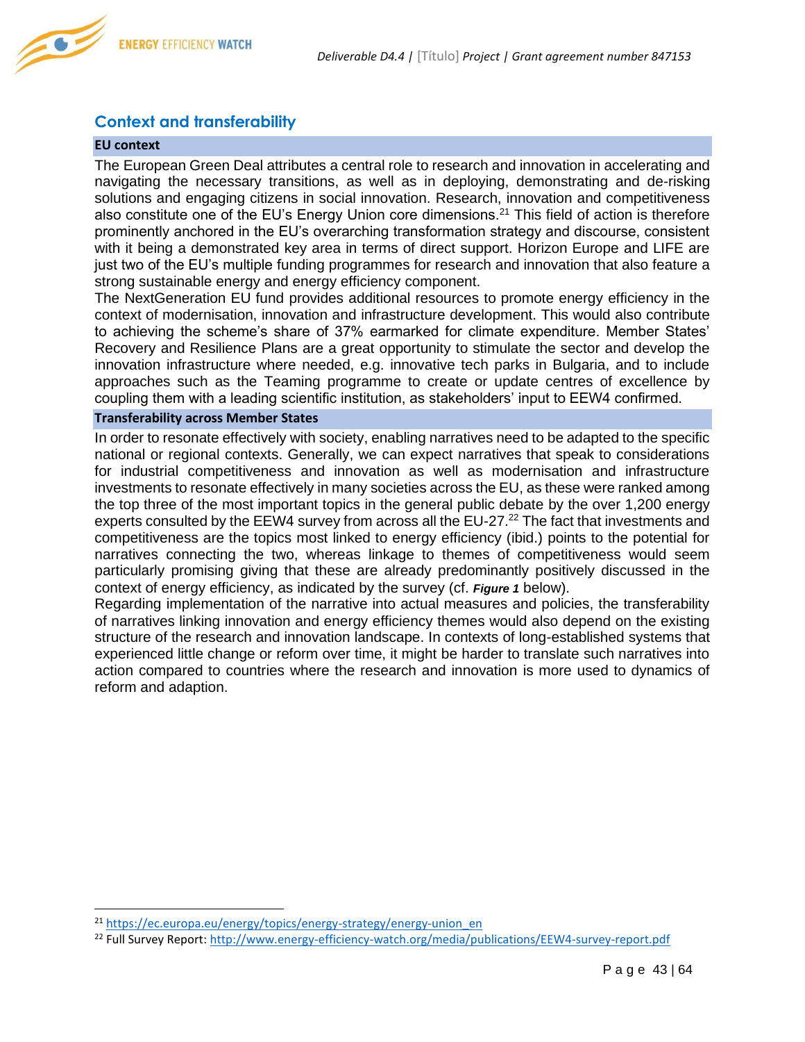## Context and transferability

### EU context

The European Green Deal attributes a central role to research and innovation in accelerating and navigating the necessary transitions, as well as in deploying, demonstrating and de-risking solutions and engaging citizens in social innovation. Research, innovation and competitiveness also constitute one of the EU's Energy Union core dimensions.[21] This field of action is therefore prominently anchored in the EU's overarching transformation strategy and discourse, consistent with it being a demonstrated key area in terms of direct support. Horizon Europe and LIFE are just two of the EU's multiple funding programmes for research and innovation that also feature a strong sustainable energy and energy efficiency component.

The NextGeneration EU fund provides additional resources to promote energy efficiency in the context of modernisation, innovation and infrastructure development. This would also contribute to achieving the scheme's share of 37% earmarked for climate expenditure. Member States' Recovery and Resilience Plans are a great opportunity to stimulate the sector and develop the innovation infrastructure where needed, e.g. innovative tech parks in Bulgaria, and to include approaches such as the Teaming programme to create or update centres of excellence by coupling them with a leading scientific institution, as stakeholders' input to EEW4 confirmed.

### Transferability across Member States

In order to resonate effectively with society, enabling narratives need to be adapted to the specific national or regional contexts. Generally, we can expect narratives that speak to considerations for industrial competitiveness and innovation as well as modernisation and infrastructure investments to resonate effectively in many societies across the EU, as these were ranked among the top three of the most important topics in the general public debate by the over 1,200 energy experts consulted by the EEW4 survey from across all the EU-27.[22] The fact that investments and competitiveness are the topics most linked to energy efficiency (ibid.) points to the potential for narratives connecting the two, whereas linkage to themes of competitiveness would seem particularly promising giving that these are already predominantly positively discussed in the context of energy efficiency, as indicated by the survey (cf. ***Figure 1*** below).

Regarding implementation of the narrative into actual measures and policies, the transferability of narratives linking innovation and energy efficiency themes would also depend on the existing structure of the research and innovation landscape. In contexts of long-established systems that experienced little change or reform over time, it might be harder to translate such narratives into action compared to countries where the research and innovation is more used to dynamics of reform and adaption.

---

[21] https://ec.europa.eu/energy/topics/energy-strategy/energy-union_en

[22] Full Survey Report: http://www.energy-efficiency-watch.org/media/publications/EEW4-survey-report.pdf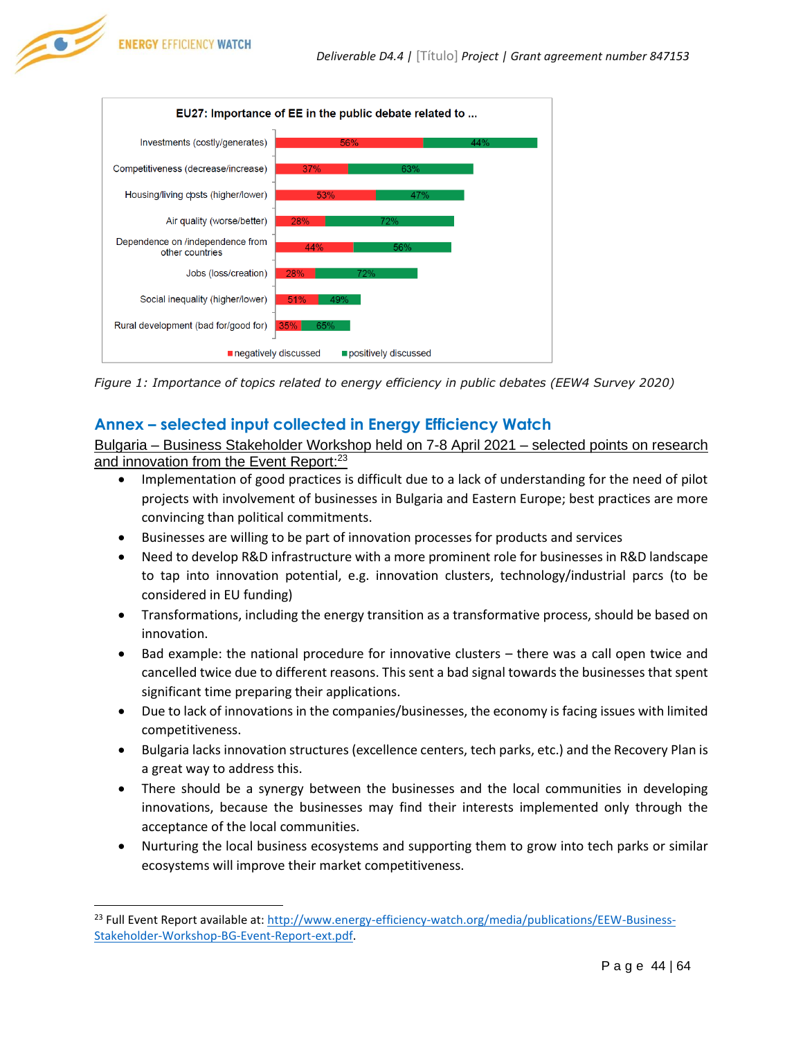**EU27: Importance of EE in the public debate related to ...**

| Topic | negatively discussed | positively discussed |
|---|---|---|
| Investments (costly/generates) | 56% | 44% |
| Competitiveness (decrease/increase) | 37% | 63% |
| Housing/living costs (higher/lower) | 53% | 47% |
| Air quality (worse/better) | 28% | 72% |
| Dependence on /independence from other countries | 44% | 56% |
| Jobs (loss/creation) | 28% | 72% |
| Social inequality (higher/lower) | 51% | 49% |
| Rural development (bad for/good for) | 35% | 65% |

*Figure 1: Importance of topics related to energy efficiency in public debates (EEW4 Survey 2020)*

## Annex – selected input collected in Energy Efficiency Watch

Bulgaria – Business Stakeholder Workshop held on 7-8 April 2021 – selected points on research and innovation from the Event Report:[23]

- Implementation of good practices is difficult due to a lack of understanding for the need of pilot projects with involvement of businesses in Bulgaria and Eastern Europe; best practices are more convincing than political commitments.
- Businesses are willing to be part of innovation processes for products and services
- Need to develop R&D infrastructure with a more prominent role for businesses in R&D landscape to tap into innovation potential, e.g. innovation clusters, technology/industrial parcs (to be considered in EU funding)
- Transformations, including the energy transition as a transformative process, should be based on innovation.
- Bad example: the national procedure for innovative clusters – there was a call open twice and cancelled twice due to different reasons. This sent a bad signal towards the businesses that spent significant time preparing their applications.
- Due to lack of innovations in the companies/businesses, the economy is facing issues with limited competitiveness.
- Bulgaria lacks innovation structures (excellence centers, tech parks, etc.) and the Recovery Plan is a great way to address this.
- There should be a synergy between the businesses and the local communities in developing innovations, because the businesses may find their interests implemented only through the acceptance of the local communities.
- Nurturing the local business ecosystems and supporting them to grow into tech parks or similar ecosystems will improve their market competitiveness.

[23] Full Event Report available at: http://www.energy-efficiency-watch.org/media/publications/EEW-Business-Stakeholder-Workshop-BG-Event-Report-ext.pdf.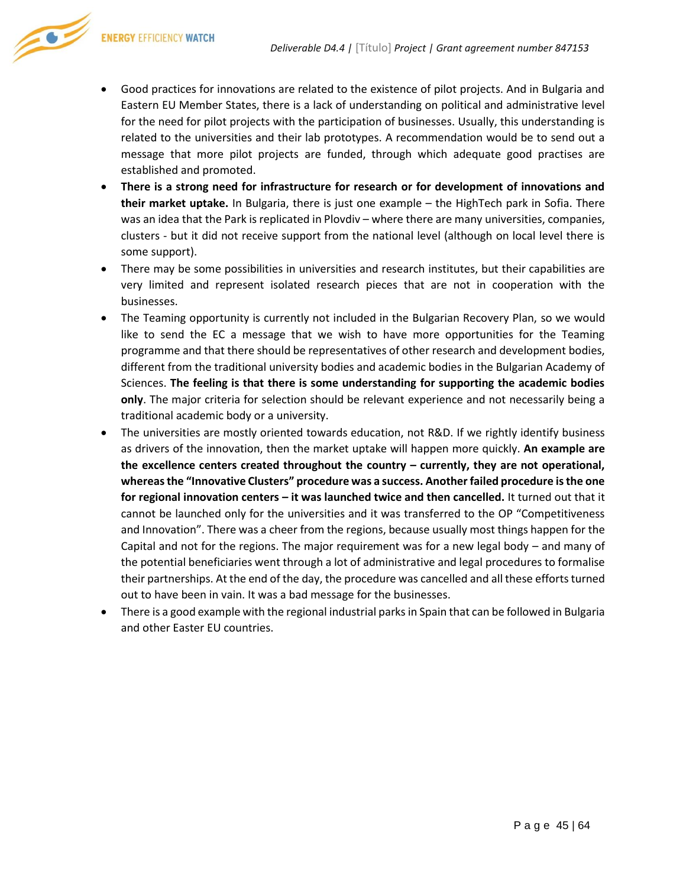- Good practices for innovations are related to the existence of pilot projects. And in Bulgaria and Eastern EU Member States, there is a lack of understanding on political and administrative level for the need for pilot projects with the participation of businesses. Usually, this understanding is related to the universities and their lab prototypes. A recommendation would be to send out a message that more pilot projects are funded, through which adequate good practises are established and promoted.
- **There is a strong need for infrastructure for research or for development of innovations and their market uptake.** In Bulgaria, there is just one example – the HighTech park in Sofia. There was an idea that the Park is replicated in Plovdiv – where there are many universities, companies, clusters - but it did not receive support from the national level (although on local level there is some support).
- There may be some possibilities in universities and research institutes, but their capabilities are very limited and represent isolated research pieces that are not in cooperation with the businesses.
- The Teaming opportunity is currently not included in the Bulgarian Recovery Plan, so we would like to send the EC a message that we wish to have more opportunities for the Teaming programme and that there should be representatives of other research and development bodies, different from the traditional university bodies and academic bodies in the Bulgarian Academy of Sciences. **The feeling is that there is some understanding for supporting the academic bodies only**. The major criteria for selection should be relevant experience and not necessarily being a traditional academic body or a university.
- The universities are mostly oriented towards education, not R&D. If we rightly identify business as drivers of the innovation, then the market uptake will happen more quickly. **An example are the excellence centers created throughout the country – currently, they are not operational, whereas the "Innovative Clusters" procedure was a success. Another failed procedure is the one for regional innovation centers – it was launched twice and then cancelled.** It turned out that it cannot be launched only for the universities and it was transferred to the OP "Competitiveness and Innovation". There was a cheer from the regions, because usually most things happen for the Capital and not for the regions. The major requirement was for a new legal body – and many of the potential beneficiaries went through a lot of administrative and legal procedures to formalise their partnerships. At the end of the day, the procedure was cancelled and all these efforts turned out to have been in vain. It was a bad message for the businesses.
- There is a good example with the regional industrial parks in Spain that can be followed in Bulgaria and other Easter EU countries.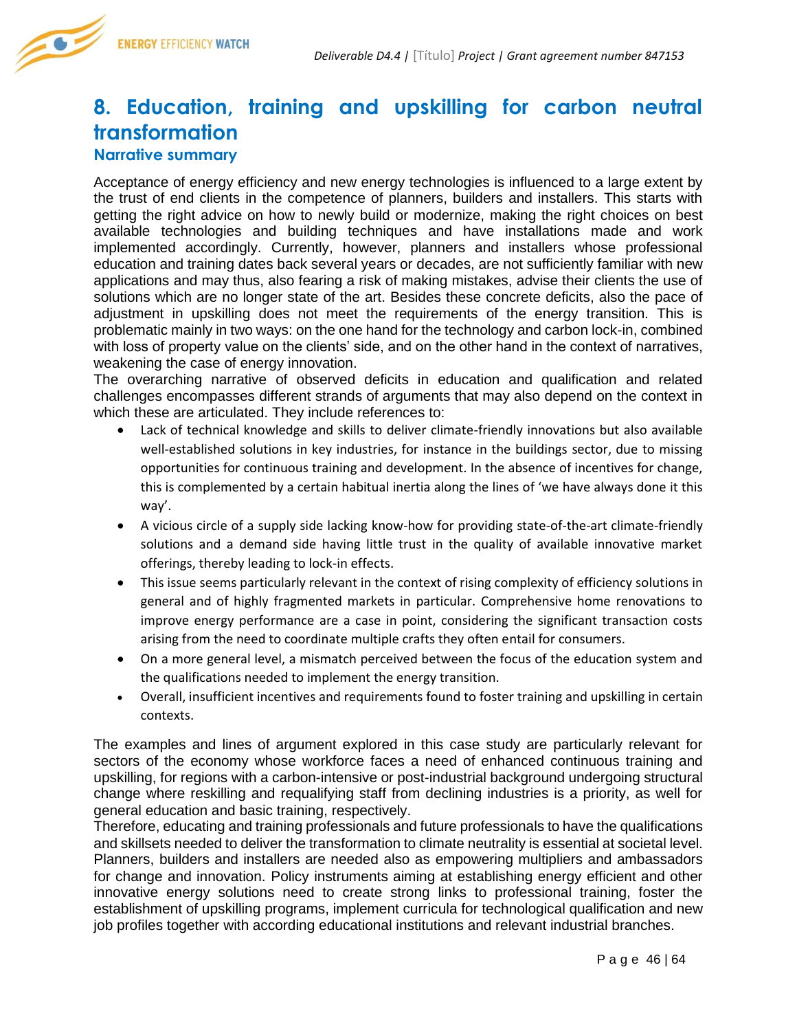# 8. Education, training and upskilling for carbon neutral transformation

## Narrative summary

Acceptance of energy efficiency and new energy technologies is influenced to a large extent by the trust of end clients in the competence of planners, builders and installers. This starts with getting the right advice on how to newly build or modernize, making the right choices on best available technologies and building techniques and have installations made and work implemented accordingly. Currently, however, planners and installers whose professional education and training dates back several years or decades, are not sufficiently familiar with new applications and may thus, also fearing a risk of making mistakes, advise their clients the use of solutions which are no longer state of the art. Besides these concrete deficits, also the pace of adjustment in upskilling does not meet the requirements of the energy transition. This is problematic mainly in two ways: on the one hand for the technology and carbon lock-in, combined with loss of property value on the clients' side, and on the other hand in the context of narratives, weakening the case of energy innovation.

The overarching narrative of observed deficits in education and qualification and related challenges encompasses different strands of arguments that may also depend on the context in which these are articulated. They include references to:

- Lack of technical knowledge and skills to deliver climate-friendly innovations but also available well-established solutions in key industries, for instance in the buildings sector, due to missing opportunities for continuous training and development. In the absence of incentives for change, this is complemented by a certain habitual inertia along the lines of 'we have always done it this way'.
- A vicious circle of a supply side lacking know-how for providing state-of-the-art climate-friendly solutions and a demand side having little trust in the quality of available innovative market offerings, thereby leading to lock-in effects.
- This issue seems particularly relevant in the context of rising complexity of efficiency solutions in general and of highly fragmented markets in particular. Comprehensive home renovations to improve energy performance are a case in point, considering the significant transaction costs arising from the need to coordinate multiple crafts they often entail for consumers.
- On a more general level, a mismatch perceived between the focus of the education system and the qualifications needed to implement the energy transition.
- Overall, insufficient incentives and requirements found to foster training and upskilling in certain contexts.

The examples and lines of argument explored in this case study are particularly relevant for sectors of the economy whose workforce faces a need of enhanced continuous training and upskilling, for regions with a carbon-intensive or post-industrial background undergoing structural change where reskilling and requalifying staff from declining industries is a priority, as well for general education and basic training, respectively.

Therefore, educating and training professionals and future professionals to have the qualifications and skillsets needed to deliver the transformation to climate neutrality is essential at societal level. Planners, builders and installers are needed also as empowering multipliers and ambassadors for change and innovation. Policy instruments aiming at establishing energy efficient and other innovative energy solutions need to create strong links to professional training, foster the establishment of upskilling programs, implement curricula for technological qualification and new job profiles together with according educational institutions and relevant industrial branches.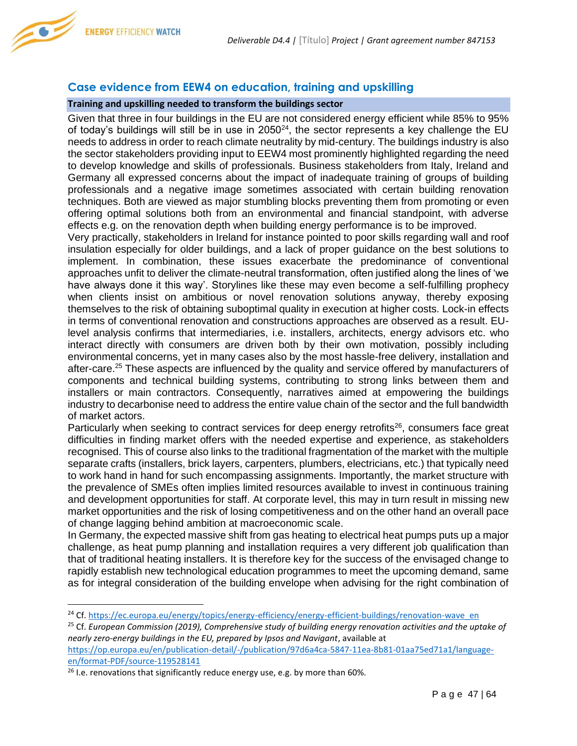## Case evidence from EEW4 on education, training and upskilling

**Training and upskilling needed to transform the buildings sector**

Given that three in four buildings in the EU are not considered energy efficient while 85% to 95% of today's buildings will still be in use in 2050[24], the sector represents a key challenge the EU needs to address in order to reach climate neutrality by mid-century. The buildings industry is also the sector stakeholders providing input to EEW4 most prominently highlighted regarding the need to develop knowledge and skills of professionals. Business stakeholders from Italy, Ireland and Germany all expressed concerns about the impact of inadequate training of groups of building professionals and a negative image sometimes associated with certain building renovation techniques. Both are viewed as major stumbling blocks preventing them from promoting or even offering optimal solutions both from an environmental and financial standpoint, with adverse effects e.g. on the renovation depth when building energy performance is to be improved.

Very practically, stakeholders in Ireland for instance pointed to poor skills regarding wall and roof insulation especially for older buildings, and a lack of proper guidance on the best solutions to implement. In combination, these issues exacerbate the predominance of conventional approaches unfit to deliver the climate-neutral transformation, often justified along the lines of 'we have always done it this way'. Storylines like these may even become a self-fulfilling prophecy when clients insist on ambitious or novel renovation solutions anyway, thereby exposing themselves to the risk of obtaining suboptimal quality in execution at higher costs. Lock-in effects in terms of conventional renovation and constructions approaches are observed as a result. EU-level analysis confirms that intermediaries, i.e. installers, architects, energy advisors etc. who interact directly with consumers are driven both by their own motivation, possibly including environmental concerns, yet in many cases also by the most hassle-free delivery, installation and after-care.[25] These aspects are influenced by the quality and service offered by manufacturers of components and technical building systems, contributing to strong links between them and installers or main contractors. Consequently, narratives aimed at empowering the buildings industry to decarbonise need to address the entire value chain of the sector and the full bandwidth of market actors.

Particularly when seeking to contract services for deep energy retrofits[26], consumers face great difficulties in finding market offers with the needed expertise and experience, as stakeholders recognised. This of course also links to the traditional fragmentation of the market with the multiple separate crafts (installers, brick layers, carpenters, plumbers, electricians, etc.) that typically need to work hand in hand for such encompassing assignments. Importantly, the market structure with the prevalence of SMEs often implies limited resources available to invest in continuous training and development opportunities for staff. At corporate level, this may in turn result in missing new market opportunities and the risk of losing competitiveness and on the other hand an overall pace of change lagging behind ambition at macroeconomic scale.

In Germany, the expected massive shift from gas heating to electrical heat pumps puts up a major challenge, as heat pump planning and installation requires a very different job qualification than that of traditional heating installers. It is therefore key for the success of the envisaged change to rapidly establish new technological education programmes to meet the upcoming demand, same as for integral consideration of the building envelope when advising for the right combination of

---

[24] Cf. https://ec.europa.eu/energy/topics/energy-efficiency/energy-efficient-buildings/renovation-wave_en

[25] Cf. *European Commission (2019), Comprehensive study of building energy renovation activities and the uptake of nearly zero-energy buildings in the EU, prepared by Ipsos and Navigant*, available at https://op.europa.eu/en/publication-detail/-/publication/97d6a4ca-5847-11ea-8b81-01aa75ed71a1/language-en/format-PDF/source-119528141

[26] I.e. renovations that significantly reduce energy use, e.g. by more than 60%.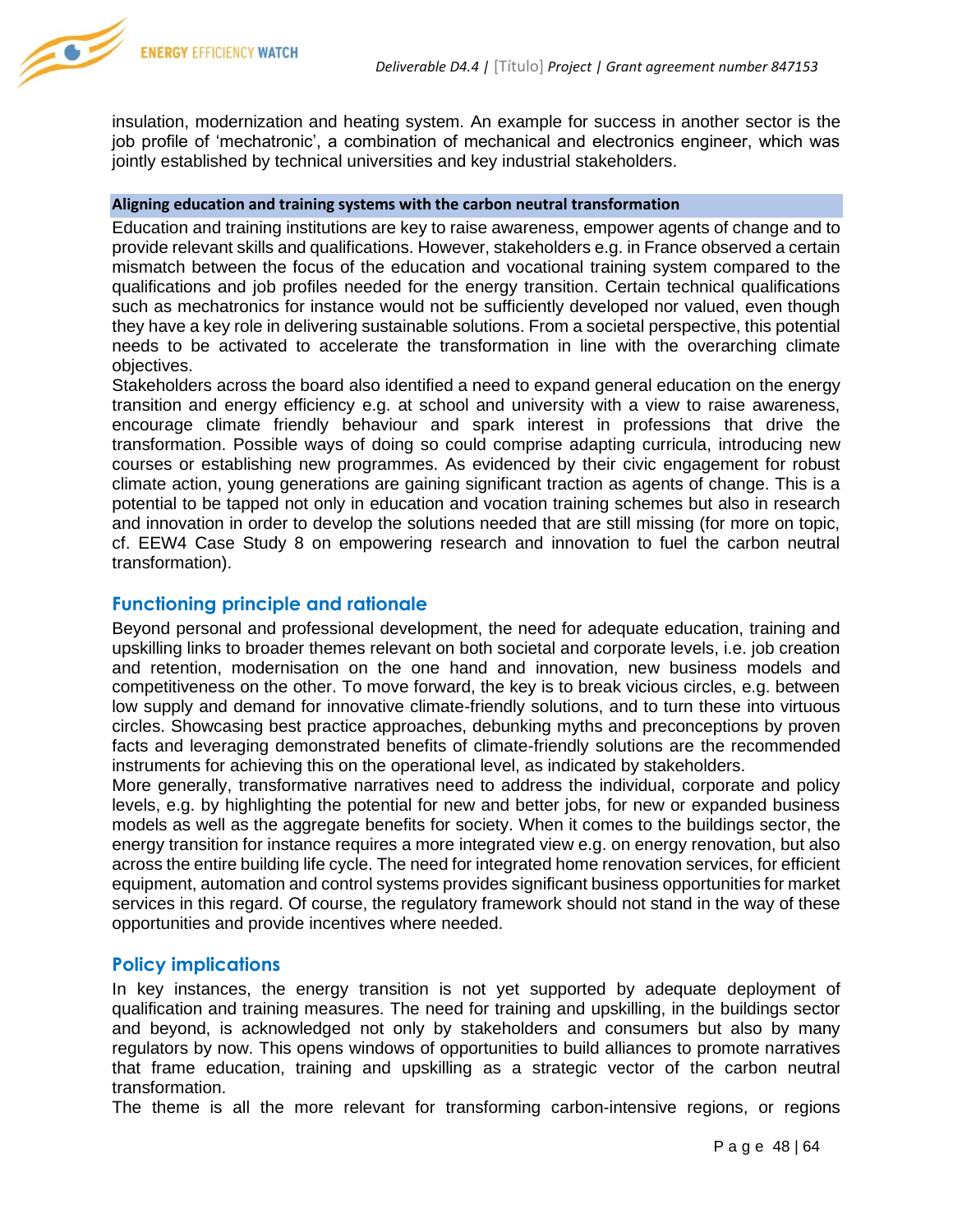insulation, modernization and heating system. An example for success in another sector is the job profile of 'mechatronic', a combination of mechanical and electronics engineer, which was jointly established by technical universities and key industrial stakeholders.

**Aligning education and training systems with the carbon neutral transformation**

Education and training institutions are key to raise awareness, empower agents of change and to provide relevant skills and qualifications. However, stakeholders e.g. in France observed a certain mismatch between the focus of the education and vocational training system compared to the qualifications and job profiles needed for the energy transition. Certain technical qualifications such as mechatronics for instance would not be sufficiently developed nor valued, even though they have a key role in delivering sustainable solutions. From a societal perspective, this potential needs to be activated to accelerate the transformation in line with the overarching climate objectives.

Stakeholders across the board also identified a need to expand general education on the energy transition and energy efficiency e.g. at school and university with a view to raise awareness, encourage climate friendly behaviour and spark interest in professions that drive the transformation. Possible ways of doing so could comprise adapting curricula, introducing new courses or establishing new programmes. As evidenced by their civic engagement for robust climate action, young generations are gaining significant traction as agents of change. This is a potential to be tapped not only in education and vocation training schemes but also in research and innovation in order to develop the solutions needed that are still missing (for more on topic, cf. EEW4 Case Study 8 on empowering research and innovation to fuel the carbon neutral transformation).

## Functioning principle and rationale

Beyond personal and professional development, the need for adequate education, training and upskilling links to broader themes relevant on both societal and corporate levels, i.e. job creation and retention, modernisation on the one hand and innovation, new business models and competitiveness on the other. To move forward, the key is to break vicious circles, e.g. between low supply and demand for innovative climate-friendly solutions, and to turn these into virtuous circles. Showcasing best practice approaches, debunking myths and preconceptions by proven facts and leveraging demonstrated benefits of climate-friendly solutions are the recommended instruments for achieving this on the operational level, as indicated by stakeholders.

More generally, transformative narratives need to address the individual, corporate and policy levels, e.g. by highlighting the potential for new and better jobs, for new or expanded business models as well as the aggregate benefits for society. When it comes to the buildings sector, the energy transition for instance requires a more integrated view e.g. on energy renovation, but also across the entire building life cycle. The need for integrated home renovation services, for efficient equipment, automation and control systems provides significant business opportunities for market services in this regard. Of course, the regulatory framework should not stand in the way of these opportunities and provide incentives where needed.

## Policy implications

In key instances, the energy transition is not yet supported by adequate deployment of qualification and training measures. The need for training and upskilling, in the buildings sector and beyond, is acknowledged not only by stakeholders and consumers but also by many regulators by now. This opens windows of opportunities to build alliances to promote narratives that frame education, training and upskilling as a strategic vector of the carbon neutral transformation.

The theme is all the more relevant for transforming carbon-intensive regions, or regions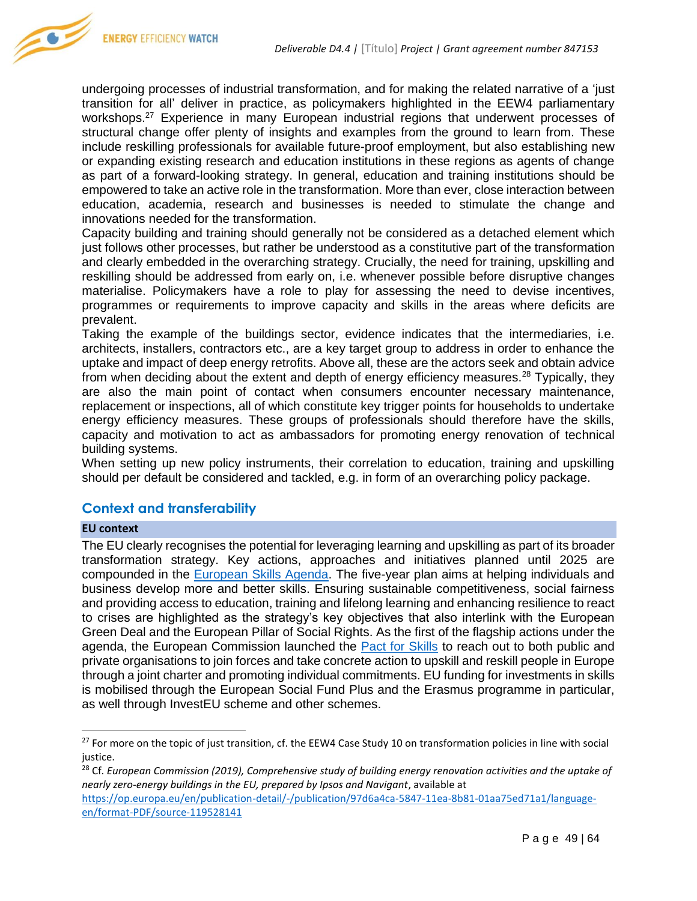undergoing processes of industrial transformation, and for making the related narrative of a 'just transition for all' deliver in practice, as policymakers highlighted in the EEW4 parliamentary workshops.[27] Experience in many European industrial regions that underwent processes of structural change offer plenty of insights and examples from the ground to learn from. These include reskilling professionals for available future-proof employment, but also establishing new or expanding existing research and education institutions in these regions as agents of change as part of a forward-looking strategy. In general, education and training institutions should be empowered to take an active role in the transformation. More than ever, close interaction between education, academia, research and businesses is needed to stimulate the change and innovations needed for the transformation.

Capacity building and training should generally not be considered as a detached element which just follows other processes, but rather be understood as a constitutive part of the transformation and clearly embedded in the overarching strategy. Crucially, the need for training, upskilling and reskilling should be addressed from early on, i.e. whenever possible before disruptive changes materialise. Policymakers have a role to play for assessing the need to devise incentives, programmes or requirements to improve capacity and skills in the areas where deficits are prevalent.

Taking the example of the buildings sector, evidence indicates that the intermediaries, i.e. architects, installers, contractors etc., are a key target group to address in order to enhance the uptake and impact of deep energy retrofits. Above all, these are the actors seek and obtain advice from when deciding about the extent and depth of energy efficiency measures.[28] Typically, they are also the main point of contact when consumers encounter necessary maintenance, replacement or inspections, all of which constitute key trigger points for households to undertake energy efficiency measures. These groups of professionals should therefore have the skills, capacity and motivation to act as ambassadors for promoting energy renovation of technical building systems.

When setting up new policy instruments, their correlation to education, training and upskilling should per default be considered and tackled, e.g. in form of an overarching policy package.

## Context and transferability

### EU context

The EU clearly recognises the potential for leveraging learning and upskilling as part of its broader transformation strategy. Key actions, approaches and initiatives planned until 2025 are compounded in the [European Skills Agenda](). The five-year plan aims at helping individuals and business develop more and better skills. Ensuring sustainable competitiveness, social fairness and providing access to education, training and lifelong learning and enhancing resilience to react to crises are highlighted as the strategy's key objectives that also interlink with the European Green Deal and the European Pillar of Social Rights. As the first of the flagship actions under the agenda, the European Commission launched the [Pact for Skills]() to reach out to both public and private organisations to join forces and take concrete action to upskill and reskill people in Europe through a joint charter and promoting individual commitments. EU funding for investments in skills is mobilised through the European Social Fund Plus and the Erasmus programme in particular, as well through InvestEU scheme and other schemes.

---

[27] For more on the topic of just transition, cf. the EEW4 Case Study 10 on transformation policies in line with social justice.

[28] Cf. *European Commission (2019), Comprehensive study of building energy renovation activities and the uptake of nearly zero-energy buildings in the EU, prepared by Ipsos and Navigant*, available at https://op.europa.eu/en/publication-detail/-/publication/97d6a4ca-5847-11ea-8b81-01aa75ed71a1/language-en/format-PDF/source-119528141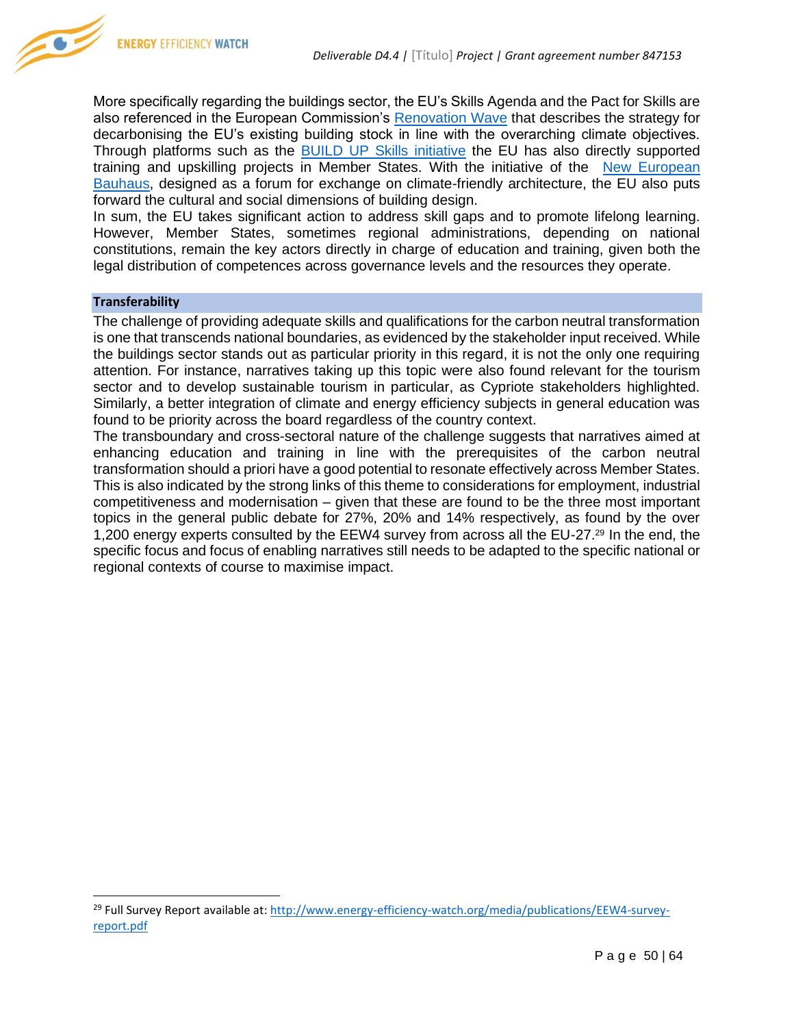More specifically regarding the buildings sector, the EU's Skills Agenda and the Pact for Skills are also referenced in the European Commission's Renovation Wave that describes the strategy for decarbonising the EU's existing building stock in line with the overarching climate objectives. Through platforms such as the BUILD UP Skills initiative the EU has also directly supported training and upskilling projects in Member States. With the initiative of the New European Bauhaus, designed as a forum for exchange on climate-friendly architecture, the EU also puts forward the cultural and social dimensions of building design.

In sum, the EU takes significant action to address skill gaps and to promote lifelong learning. However, Member States, sometimes regional administrations, depending on national constitutions, remain the key actors directly in charge of education and training, given both the legal distribution of competences across governance levels and the resources they operate.

**Transferability**

The challenge of providing adequate skills and qualifications for the carbon neutral transformation is one that transcends national boundaries, as evidenced by the stakeholder input received. While the buildings sector stands out as particular priority in this regard, it is not the only one requiring attention. For instance, narratives taking up this topic were also found relevant for the tourism sector and to develop sustainable tourism in particular, as Cypriote stakeholders highlighted. Similarly, a better integration of climate and energy efficiency subjects in general education was found to be priority across the board regardless of the country context.

The transboundary and cross-sectoral nature of the challenge suggests that narratives aimed at enhancing education and training in line with the prerequisites of the carbon neutral transformation should a priori have a good potential to resonate effectively across Member States. This is also indicated by the strong links of this theme to considerations for employment, industrial competitiveness and modernisation – given that these are found to be the three most important topics in the general public debate for 27%, 20% and 14% respectively, as found by the over 1,200 energy experts consulted by the EEW4 survey from across all the EU-27.[29] In the end, the specific focus and focus of enabling narratives still needs to be adapted to the specific national or regional contexts of course to maximise impact.

---

[29] Full Survey Report available at: http://www.energy-efficiency-watch.org/media/publications/EEW4-survey-report.pdf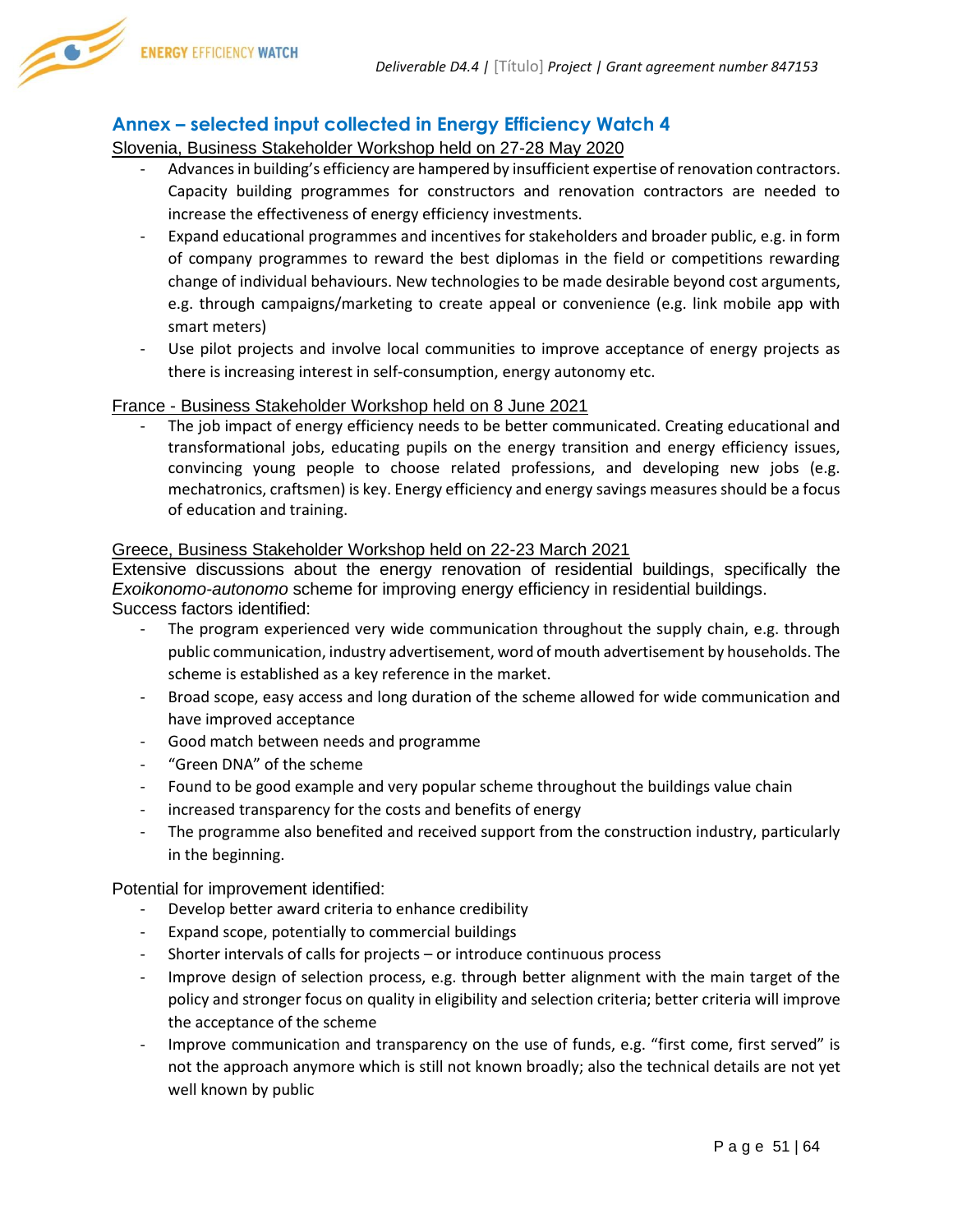## Annex – selected input collected in Energy Efficiency Watch 4

Slovenia, Business Stakeholder Workshop held on 27-28 May 2020

- Advances in building's efficiency are hampered by insufficient expertise of renovation contractors. Capacity building programmes for constructors and renovation contractors are needed to increase the effectiveness of energy efficiency investments.
- Expand educational programmes and incentives for stakeholders and broader public, e.g. in form of company programmes to reward the best diplomas in the field or competitions rewarding change of individual behaviours. New technologies to be made desirable beyond cost arguments, e.g. through campaigns/marketing to create appeal or convenience (e.g. link mobile app with smart meters)
- Use pilot projects and involve local communities to improve acceptance of energy projects as there is increasing interest in self-consumption, energy autonomy etc.

France - Business Stakeholder Workshop held on 8 June 2021

- The job impact of energy efficiency needs to be better communicated. Creating educational and transformational jobs, educating pupils on the energy transition and energy efficiency issues, convincing young people to choose related professions, and developing new jobs (e.g. mechatronics, craftsmen) is key. Energy efficiency and energy savings measures should be a focus of education and training.

Greece, Business Stakeholder Workshop held on 22-23 March 2021

Extensive discussions about the energy renovation of residential buildings, specifically the *Exoikonomo-autonomo* scheme for improving energy efficiency in residential buildings.

Success factors identified:

- The program experienced very wide communication throughout the supply chain, e.g. through public communication, industry advertisement, word of mouth advertisement by households. The scheme is established as a key reference in the market.
- Broad scope, easy access and long duration of the scheme allowed for wide communication and have improved acceptance
- Good match between needs and programme
- "Green DNA" of the scheme
- Found to be good example and very popular scheme throughout the buildings value chain
- increased transparency for the costs and benefits of energy
- The programme also benefited and received support from the construction industry, particularly in the beginning.

Potential for improvement identified:

- Develop better award criteria to enhance credibility
- Expand scope, potentially to commercial buildings
- Shorter intervals of calls for projects – or introduce continuous process
- Improve design of selection process, e.g. through better alignment with the main target of the policy and stronger focus on quality in eligibility and selection criteria; better criteria will improve the acceptance of the scheme
- Improve communication and transparency on the use of funds, e.g. "first come, first served" is not the approach anymore which is still not known broadly; also the technical details are not yet well known by public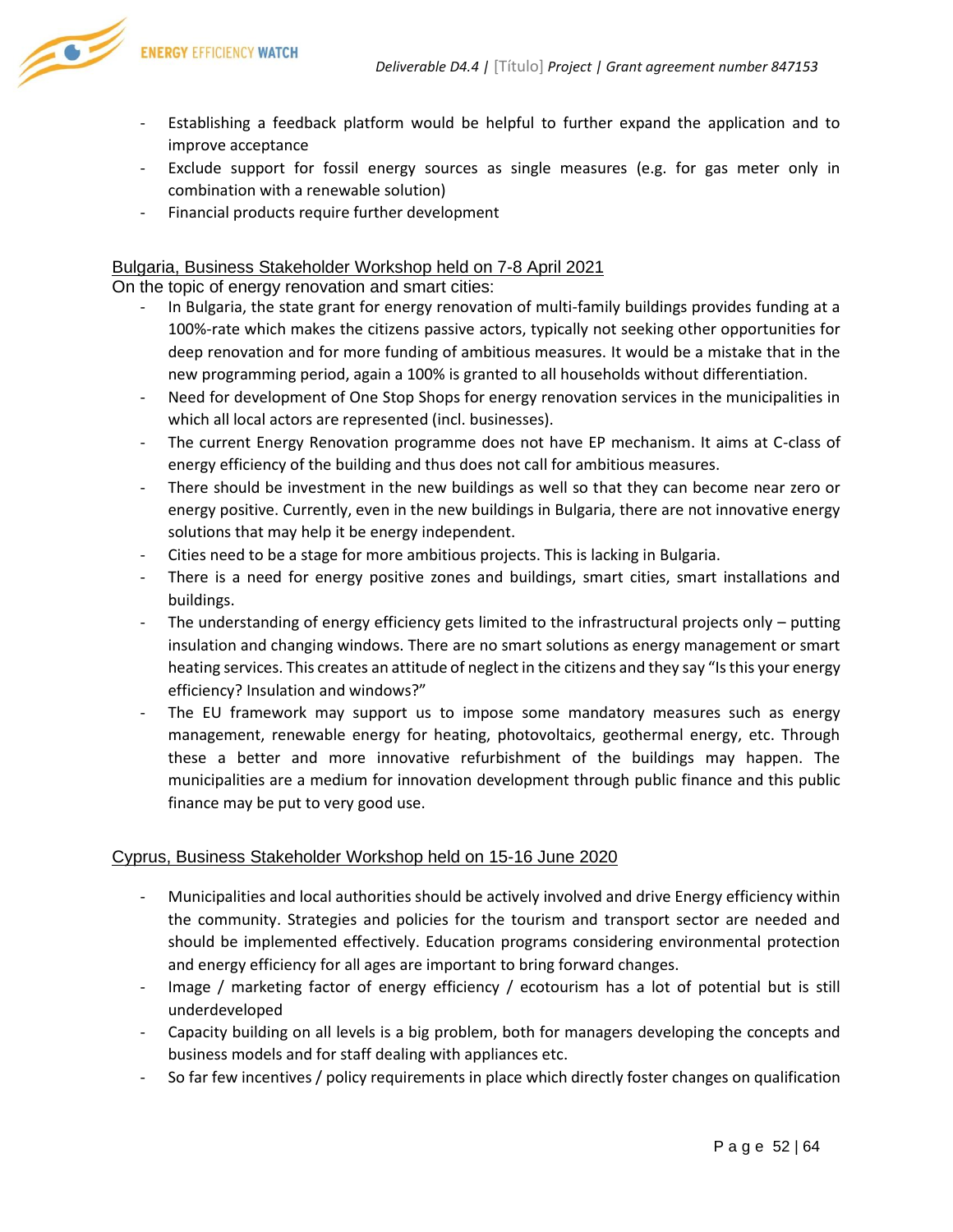- Establishing a feedback platform would be helpful to further expand the application and to improve acceptance
- Exclude support for fossil energy sources as single measures (e.g. for gas meter only in combination with a renewable solution)
- Financial products require further development

<u>Bulgaria, Business Stakeholder Workshop held on 7-8 April 2021</u>

On the topic of energy renovation and smart cities:

- In Bulgaria, the state grant for energy renovation of multi-family buildings provides funding at a 100%-rate which makes the citizens passive actors, typically not seeking other opportunities for deep renovation and for more funding of ambitious measures. It would be a mistake that in the new programming period, again a 100% is granted to all households without differentiation.
- Need for development of One Stop Shops for energy renovation services in the municipalities in which all local actors are represented (incl. businesses).
- The current Energy Renovation programme does not have EP mechanism. It aims at C-class of energy efficiency of the building and thus does not call for ambitious measures.
- There should be investment in the new buildings as well so that they can become near zero or energy positive. Currently, even in the new buildings in Bulgaria, there are not innovative energy solutions that may help it be energy independent.
- Cities need to be a stage for more ambitious projects. This is lacking in Bulgaria.
- There is a need for energy positive zones and buildings, smart cities, smart installations and buildings.
- The understanding of energy efficiency gets limited to the infrastructural projects only – putting insulation and changing windows. There are no smart solutions as energy management or smart heating services. This creates an attitude of neglect in the citizens and they say "Is this your energy efficiency? Insulation and windows?"
- The EU framework may support us to impose some mandatory measures such as energy management, renewable energy for heating, photovoltaics, geothermal energy, etc. Through these a better and more innovative refurbishment of the buildings may happen. The municipalities are a medium for innovation development through public finance and this public finance may be put to very good use.

<u>Cyprus, Business Stakeholder Workshop held on 15-16 June 2020</u>

- Municipalities and local authorities should be actively involved and drive Energy efficiency within the community. Strategies and policies for the tourism and transport sector are needed and should be implemented effectively. Education programs considering environmental protection and energy efficiency for all ages are important to bring forward changes.
- Image / marketing factor of energy efficiency / ecotourism has a lot of potential but is still underdeveloped
- Capacity building on all levels is a big problem, both for managers developing the concepts and business models and for staff dealing with appliances etc.
- So far few incentives / policy requirements in place which directly foster changes on qualification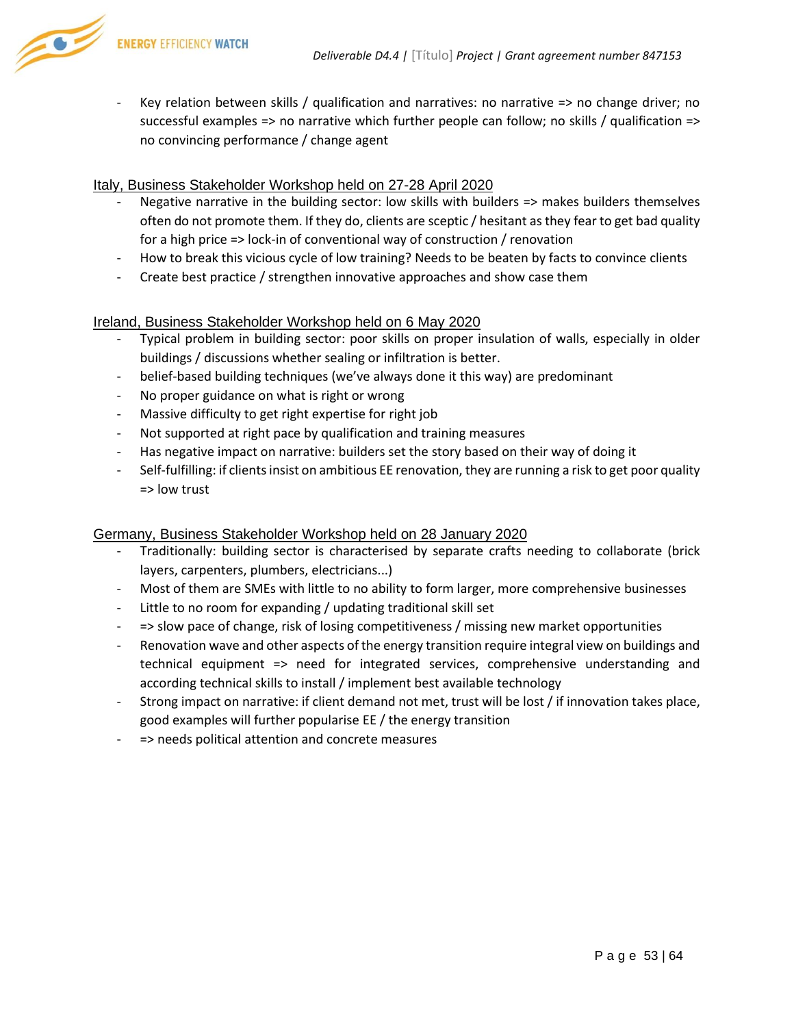- Key relation between skills / qualification and narratives: no narrative => no change driver; no successful examples => no narrative which further people can follow; no skills / qualification => no convincing performance / change agent

Italy, Business Stakeholder Workshop held on 27-28 April 2020

- Negative narrative in the building sector: low skills with builders => makes builders themselves often do not promote them. If they do, clients are sceptic / hesitant as they fear to get bad quality for a high price => lock-in of conventional way of construction / renovation
- How to break this vicious cycle of low training? Needs to be beaten by facts to convince clients
- Create best practice / strengthen innovative approaches and show case them

Ireland, Business Stakeholder Workshop held on 6 May 2020

- Typical problem in building sector: poor skills on proper insulation of walls, especially in older buildings / discussions whether sealing or infiltration is better.
- belief-based building techniques (we've always done it this way) are predominant
- No proper guidance on what is right or wrong
- Massive difficulty to get right expertise for right job
- Not supported at right pace by qualification and training measures
- Has negative impact on narrative: builders set the story based on their way of doing it
- Self-fulfilling: if clients insist on ambitious EE renovation, they are running a risk to get poor quality => low trust

Germany, Business Stakeholder Workshop held on 28 January 2020

- Traditionally: building sector is characterised by separate crafts needing to collaborate (brick layers, carpenters, plumbers, electricians...)
- Most of them are SMEs with little to no ability to form larger, more comprehensive businesses
- Little to no room for expanding / updating traditional skill set
- => slow pace of change, risk of losing competitiveness / missing new market opportunities
- Renovation wave and other aspects of the energy transition require integral view on buildings and technical equipment => need for integrated services, comprehensive understanding and according technical skills to install / implement best available technology
- Strong impact on narrative: if client demand not met, trust will be lost / if innovation takes place, good examples will further popularise EE / the energy transition
- => needs political attention and concrete measures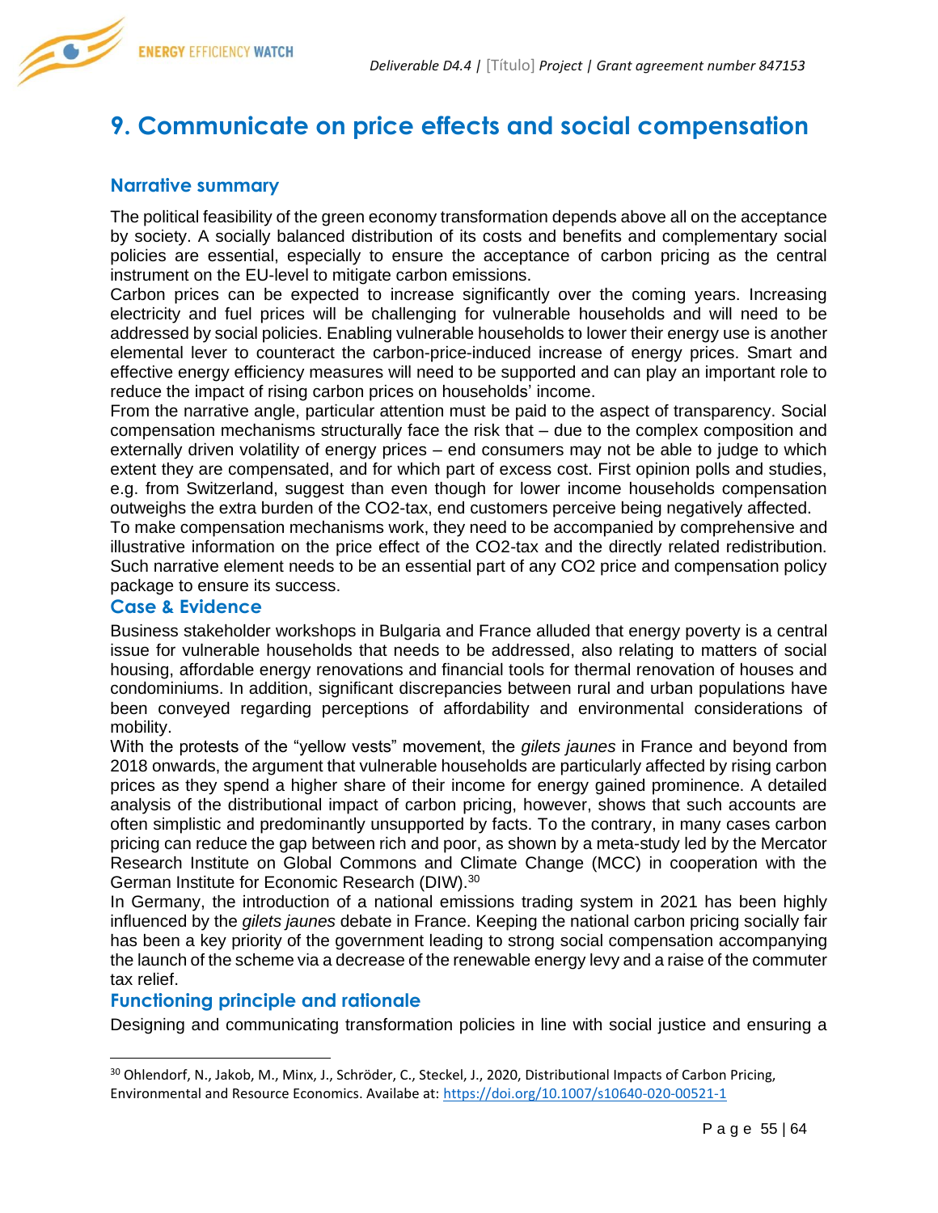# 9. Communicate on price effects and social compensation

## Narrative summary

The political feasibility of the green economy transformation depends above all on the acceptance by society. A socially balanced distribution of its costs and benefits and complementary social policies are essential, especially to ensure the acceptance of carbon pricing as the central instrument on the EU-level to mitigate carbon emissions.

Carbon prices can be expected to increase significantly over the coming years. Increasing electricity and fuel prices will be challenging for vulnerable households and will need to be addressed by social policies. Enabling vulnerable households to lower their energy use is another elemental lever to counteract the carbon-price-induced increase of energy prices. Smart and effective energy efficiency measures will need to be supported and can play an important role to reduce the impact of rising carbon prices on households' income.

From the narrative angle, particular attention must be paid to the aspect of transparency. Social compensation mechanisms structurally face the risk that – due to the complex composition and externally driven volatility of energy prices – end consumers may not be able to judge to which extent they are compensated, and for which part of excess cost. First opinion polls and studies, e.g. from Switzerland, suggest than even though for lower income households compensation outweighs the extra burden of the CO2-tax, end customers perceive being negatively affected.

To make compensation mechanisms work, they need to be accompanied by comprehensive and illustrative information on the price effect of the CO2-tax and the directly related redistribution. Such narrative element needs to be an essential part of any CO2 price and compensation policy package to ensure its success.

## Case & Evidence

Business stakeholder workshops in Bulgaria and France alluded that energy poverty is a central issue for vulnerable households that needs to be addressed, also relating to matters of social housing, affordable energy renovations and financial tools for thermal renovation of houses and condominiums. In addition, significant discrepancies between rural and urban populations have been conveyed regarding perceptions of affordability and environmental considerations of mobility.

With the protests of the "yellow vests" movement, the *gilets jaunes* in France and beyond from 2018 onwards, the argument that vulnerable households are particularly affected by rising carbon prices as they spend a higher share of their income for energy gained prominence. A detailed analysis of the distributional impact of carbon pricing, however, shows that such accounts are often simplistic and predominantly unsupported by facts. To the contrary, in many cases carbon pricing can reduce the gap between rich and poor, as shown by a meta-study led by the Mercator Research Institute on Global Commons and Climate Change (MCC) in cooperation with the German Institute for Economic Research (DIW).[30]

In Germany, the introduction of a national emissions trading system in 2021 has been highly influenced by the *gilets jaunes* debate in France. Keeping the national carbon pricing socially fair has been a key priority of the government leading to strong social compensation accompanying the launch of the scheme via a decrease of the renewable energy levy and a raise of the commuter tax relief.

## Functioning principle and rationale

Designing and communicating transformation policies in line with social justice and ensuring a

---

[30] Ohlendorf, N., Jakob, M., Minx, J., Schröder, C., Steckel, J., 2020, Distributional Impacts of Carbon Pricing, Environmental and Resource Economics. Availabe at: https://doi.org/10.1007/s10640-020-00521-1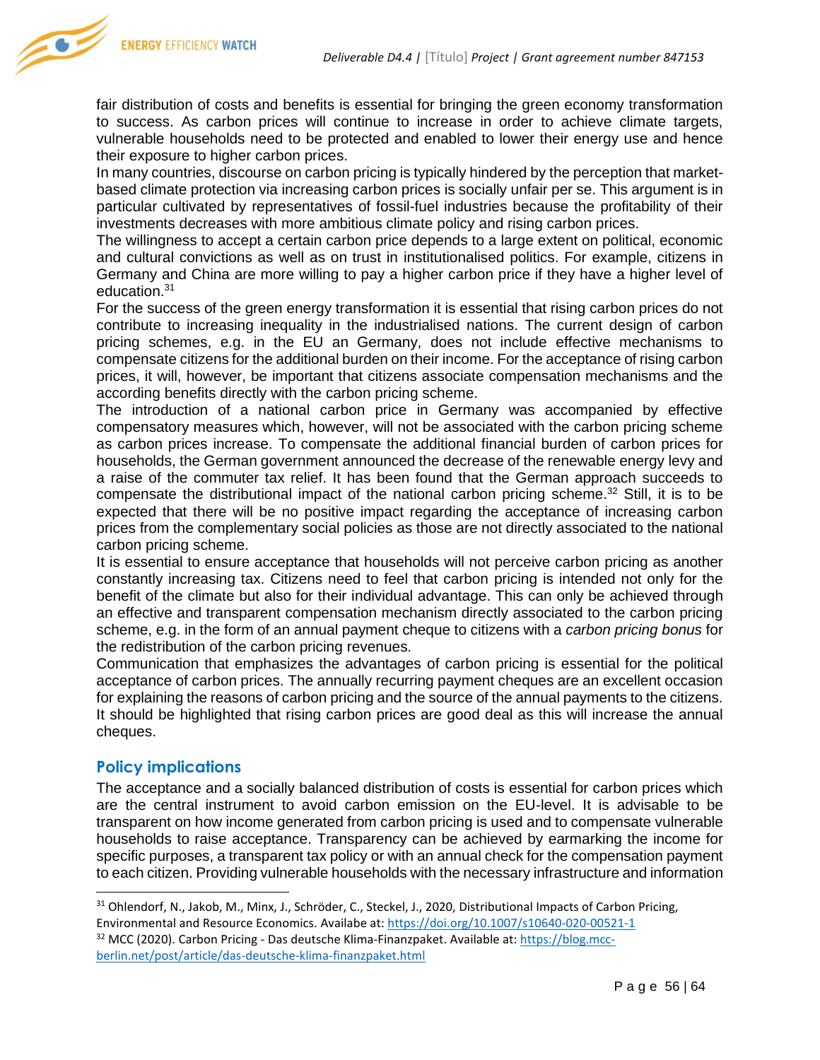fair distribution of costs and benefits is essential for bringing the green economy transformation to success. As carbon prices will continue to increase in order to achieve climate targets, vulnerable households need to be protected and enabled to lower their energy use and hence their exposure to higher carbon prices.

In many countries, discourse on carbon pricing is typically hindered by the perception that market-based climate protection via increasing carbon prices is socially unfair per se. This argument is in particular cultivated by representatives of fossil-fuel industries because the profitability of their investments decreases with more ambitious climate policy and rising carbon prices.

The willingness to accept a certain carbon price depends to a large extent on political, economic and cultural convictions as well as on trust in institutionalised politics. For example, citizens in Germany and China are more willing to pay a higher carbon price if they have a higher level of education.[31]

For the success of the green energy transformation it is essential that rising carbon prices do not contribute to increasing inequality in the industrialised nations. The current design of carbon pricing schemes, e.g. in the EU an Germany, does not include effective mechanisms to compensate citizens for the additional burden on their income. For the acceptance of rising carbon prices, it will, however, be important that citizens associate compensation mechanisms and the according benefits directly with the carbon pricing scheme.

The introduction of a national carbon price in Germany was accompanied by effective compensatory measures which, however, will not be associated with the carbon pricing scheme as carbon prices increase. To compensate the additional financial burden of carbon prices for households, the German government announced the decrease of the renewable energy levy and a raise of the commuter tax relief. It has been found that the German approach succeeds to compensate the distributional impact of the national carbon pricing scheme.[32] Still, it is to be expected that there will be no positive impact regarding the acceptance of increasing carbon prices from the complementary social policies as those are not directly associated to the national carbon pricing scheme.

It is essential to ensure acceptance that households will not perceive carbon pricing as another constantly increasing tax. Citizens need to feel that carbon pricing is intended not only for the benefit of the climate but also for their individual advantage. This can only be achieved through an effective and transparent compensation mechanism directly associated to the carbon pricing scheme, e.g. in the form of an annual payment cheque to citizens with a *carbon pricing bonus* for the redistribution of the carbon pricing revenues.

Communication that emphasizes the advantages of carbon pricing is essential for the political acceptance of carbon prices. The annually recurring payment cheques are an excellent occasion for explaining the reasons of carbon pricing and the source of the annual payments to the citizens. It should be highlighted that rising carbon prices are good deal as this will increase the annual cheques.

## Policy implications

The acceptance and a socially balanced distribution of costs is essential for carbon prices which are the central instrument to avoid carbon emission on the EU-level. It is advisable to be transparent on how income generated from carbon pricing is used and to compensate vulnerable households to raise acceptance. Transparency can be achieved by earmarking the income for specific purposes, a transparent tax policy or with an annual check for the compensation payment to each citizen. Providing vulnerable households with the necessary infrastructure and information

---

[31] Ohlendorf, N., Jakob, M., Minx, J., Schröder, C., Steckel, J., 2020, Distributional Impacts of Carbon Pricing, Environmental and Resource Economics. Availabe at: https://doi.org/10.1007/s10640-020-00521-1

[32] MCC (2020). Carbon Pricing - Das deutsche Klima-Finanzpaket. Available at: https://blog.mcc-berlin.net/post/article/das-deutsche-klima-finanzpaket.html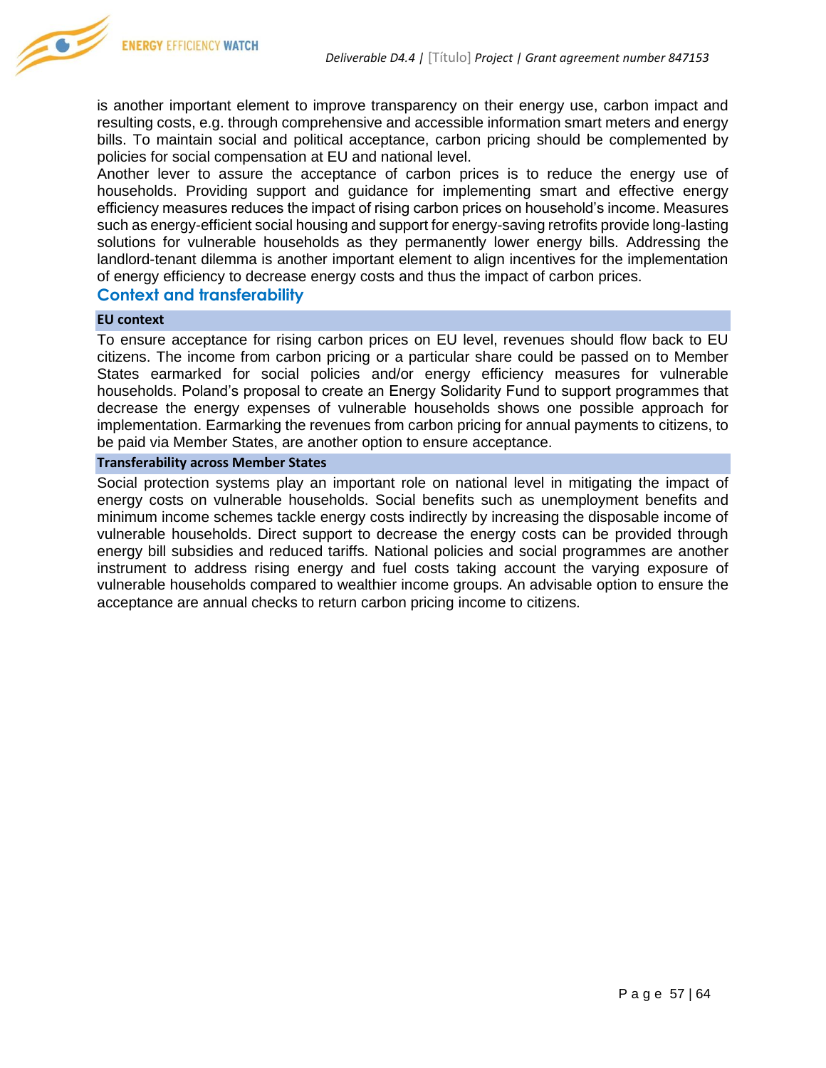is another important element to improve transparency on their energy use, carbon impact and resulting costs, e.g. through comprehensive and accessible information smart meters and energy bills. To maintain social and political acceptance, carbon pricing should be complemented by policies for social compensation at EU and national level.

Another lever to assure the acceptance of carbon prices is to reduce the energy use of households. Providing support and guidance for implementing smart and effective energy efficiency measures reduces the impact of rising carbon prices on household's income. Measures such as energy-efficient social housing and support for energy-saving retrofits provide long-lasting solutions for vulnerable households as they permanently lower energy bills. Addressing the landlord-tenant dilemma is another important element to align incentives for the implementation of energy efficiency to decrease energy costs and thus the impact of carbon prices.

## Context and transferability

### EU context

To ensure acceptance for rising carbon prices on EU level, revenues should flow back to EU citizens. The income from carbon pricing or a particular share could be passed on to Member States earmarked for social policies and/or energy efficiency measures for vulnerable households. Poland's proposal to create an Energy Solidarity Fund to support programmes that decrease the energy expenses of vulnerable households shows one possible approach for implementation. Earmarking the revenues from carbon pricing for annual payments to citizens, to be paid via Member States, are another option to ensure acceptance.

### Transferability across Member States

Social protection systems play an important role on national level in mitigating the impact of energy costs on vulnerable households. Social benefits such as unemployment benefits and minimum income schemes tackle energy costs indirectly by increasing the disposable income of vulnerable households. Direct support to decrease the energy costs can be provided through energy bill subsidies and reduced tariffs. National policies and social programmes are another instrument to address rising energy and fuel costs taking account the varying exposure of vulnerable households compared to wealthier income groups. An advisable option to ensure the acceptance are annual checks to return carbon pricing income to citizens.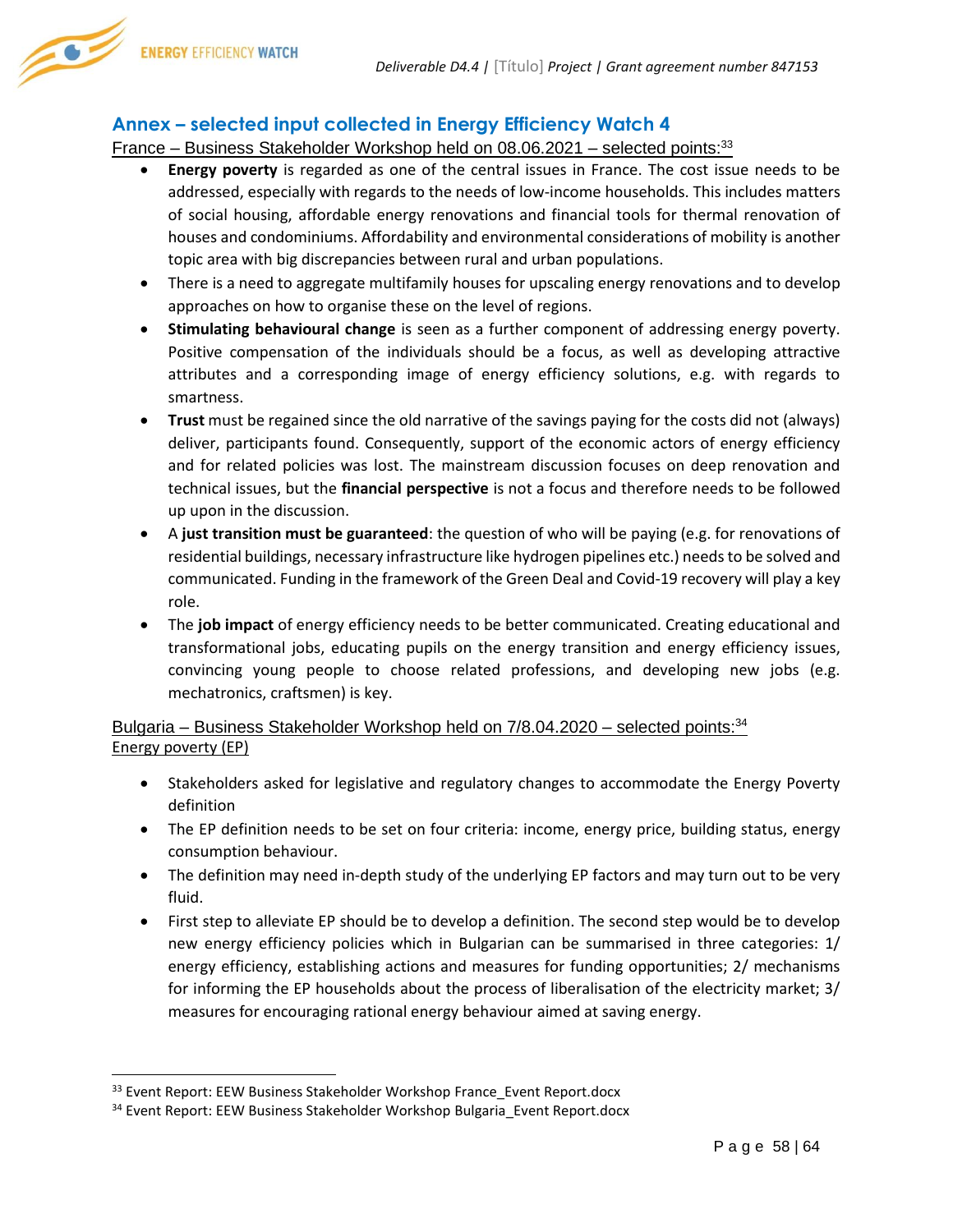## Annex – selected input collected in Energy Efficiency Watch 4

France – Business Stakeholder Workshop held on 08.06.2021 – selected points:[33]

- **Energy poverty** is regarded as one of the central issues in France. The cost issue needs to be addressed, especially with regards to the needs of low-income households. This includes matters of social housing, affordable energy renovations and financial tools for thermal renovation of houses and condominiums. Affordability and environmental considerations of mobility is another topic area with big discrepancies between rural and urban populations.
- There is a need to aggregate multifamily houses for upscaling energy renovations and to develop approaches on how to organise these on the level of regions.
- **Stimulating behavioural change** is seen as a further component of addressing energy poverty. Positive compensation of the individuals should be a focus, as well as developing attractive attributes and a corresponding image of energy efficiency solutions, e.g. with regards to smartness.
- **Trust** must be regained since the old narrative of the savings paying for the costs did not (always) deliver, participants found. Consequently, support of the economic actors of energy efficiency and for related policies was lost. The mainstream discussion focuses on deep renovation and technical issues, but the **financial perspective** is not a focus and therefore needs to be followed up upon in the discussion.
- A **just transition must be guaranteed**: the question of who will be paying (e.g. for renovations of residential buildings, necessary infrastructure like hydrogen pipelines etc.) needs to be solved and communicated. Funding in the framework of the Green Deal and Covid-19 recovery will play a key role.
- The **job impact** of energy efficiency needs to be better communicated. Creating educational and transformational jobs, educating pupils on the energy transition and energy efficiency issues, convincing young people to choose related professions, and developing new jobs (e.g. mechatronics, craftsmen) is key.

Bulgaria – Business Stakeholder Workshop held on 7/8.04.2020 – selected points:[34]

Energy poverty (EP)

- Stakeholders asked for legislative and regulatory changes to accommodate the Energy Poverty definition
- The EP definition needs to be set on four criteria: income, energy price, building status, energy consumption behaviour.
- The definition may need in-depth study of the underlying EP factors and may turn out to be very fluid.
- First step to alleviate EP should be to develop a definition. The second step would be to develop new energy efficiency policies which in Bulgarian can be summarised in three categories: 1/ energy efficiency, establishing actions and measures for funding opportunities; 2/ mechanisms for informing the EP households about the process of liberalisation of the electricity market; 3/ measures for encouraging rational energy behaviour aimed at saving energy.

[33] Event Report: EEW Business Stakeholder Workshop France_Event Report.docx

[34] Event Report: EEW Business Stakeholder Workshop Bulgaria_Event Report.docx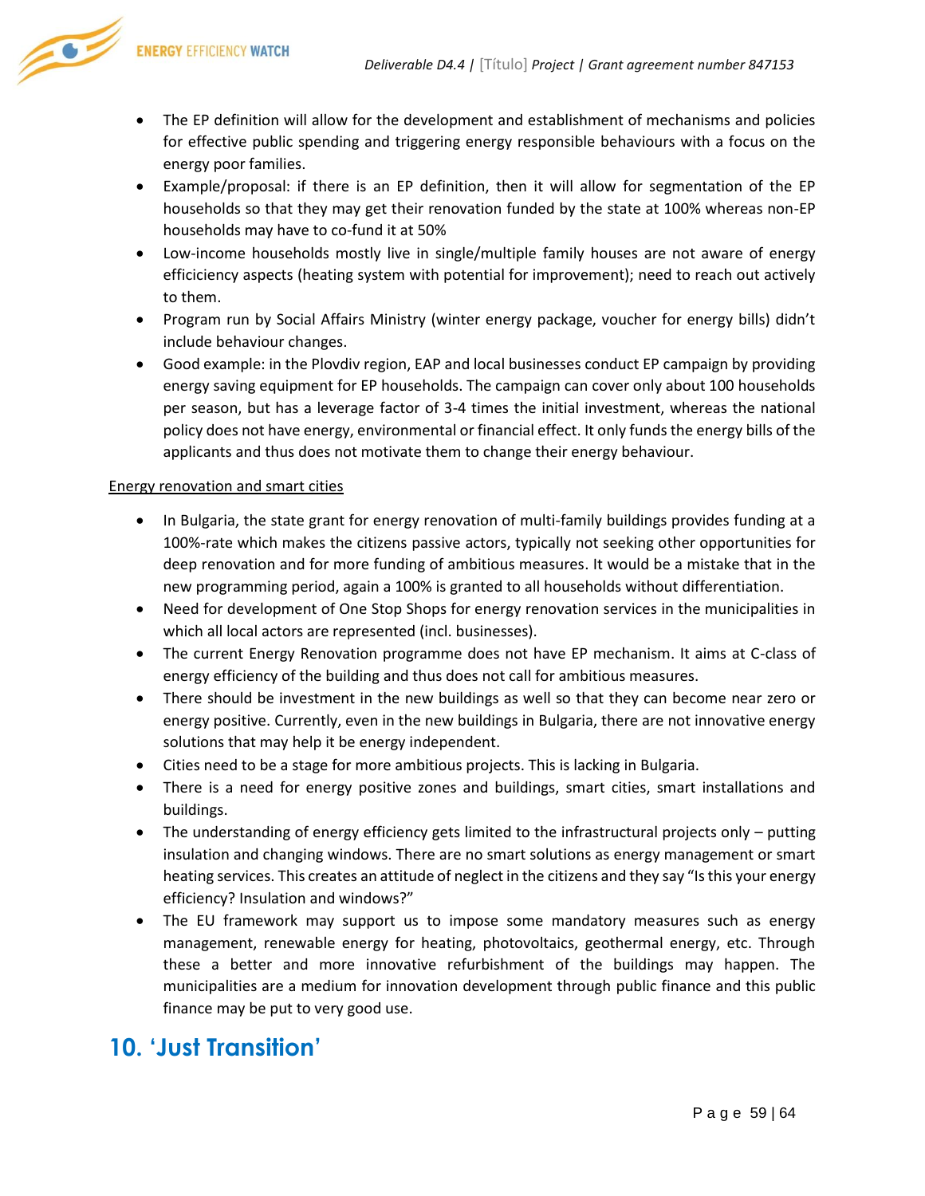- The EP definition will allow for the development and establishment of mechanisms and policies for effective public spending and triggering energy responsible behaviours with a focus on the energy poor families.
- Example/proposal: if there is an EP definition, then it will allow for segmentation of the EP households so that they may get their renovation funded by the state at 100% whereas non-EP households may have to co-fund it at 50%
- Low-income households mostly live in single/multiple family houses are not aware of energy efficiciency aspects (heating system with potential for improvement); need to reach out actively to them.
- Program run by Social Affairs Ministry (winter energy package, voucher for energy bills) didn't include behaviour changes.
- Good example: in the Plovdiv region, EAP and local businesses conduct EP campaign by providing energy saving equipment for EP households. The campaign can cover only about 100 households per season, but has a leverage factor of 3-4 times the initial investment, whereas the national policy does not have energy, environmental or financial effect. It only funds the energy bills of the applicants and thus does not motivate them to change their energy behaviour.

Energy renovation and smart cities

- In Bulgaria, the state grant for energy renovation of multi-family buildings provides funding at a 100%-rate which makes the citizens passive actors, typically not seeking other opportunities for deep renovation and for more funding of ambitious measures. It would be a mistake that in the new programming period, again a 100% is granted to all households without differentiation.
- Need for development of One Stop Shops for energy renovation services in the municipalities in which all local actors are represented (incl. businesses).
- The current Energy Renovation programme does not have EP mechanism. It aims at C-class of energy efficiency of the building and thus does not call for ambitious measures.
- There should be investment in the new buildings as well so that they can become near zero or energy positive. Currently, even in the new buildings in Bulgaria, there are not innovative energy solutions that may help it be energy independent.
- Cities need to be a stage for more ambitious projects. This is lacking in Bulgaria.
- There is a need for energy positive zones and buildings, smart cities, smart installations and buildings.
- The understanding of energy efficiency gets limited to the infrastructural projects only – putting insulation and changing windows. There are no smart solutions as energy management or smart heating services. This creates an attitude of neglect in the citizens and they say "Is this your energy efficiency? Insulation and windows?"
- The EU framework may support us to impose some mandatory measures such as energy management, renewable energy for heating, photovoltaics, geothermal energy, etc. Through these a better and more innovative refurbishment of the buildings may happen. The municipalities are a medium for innovation development through public finance and this public finance may be put to very good use.

## 10. 'Just Transition'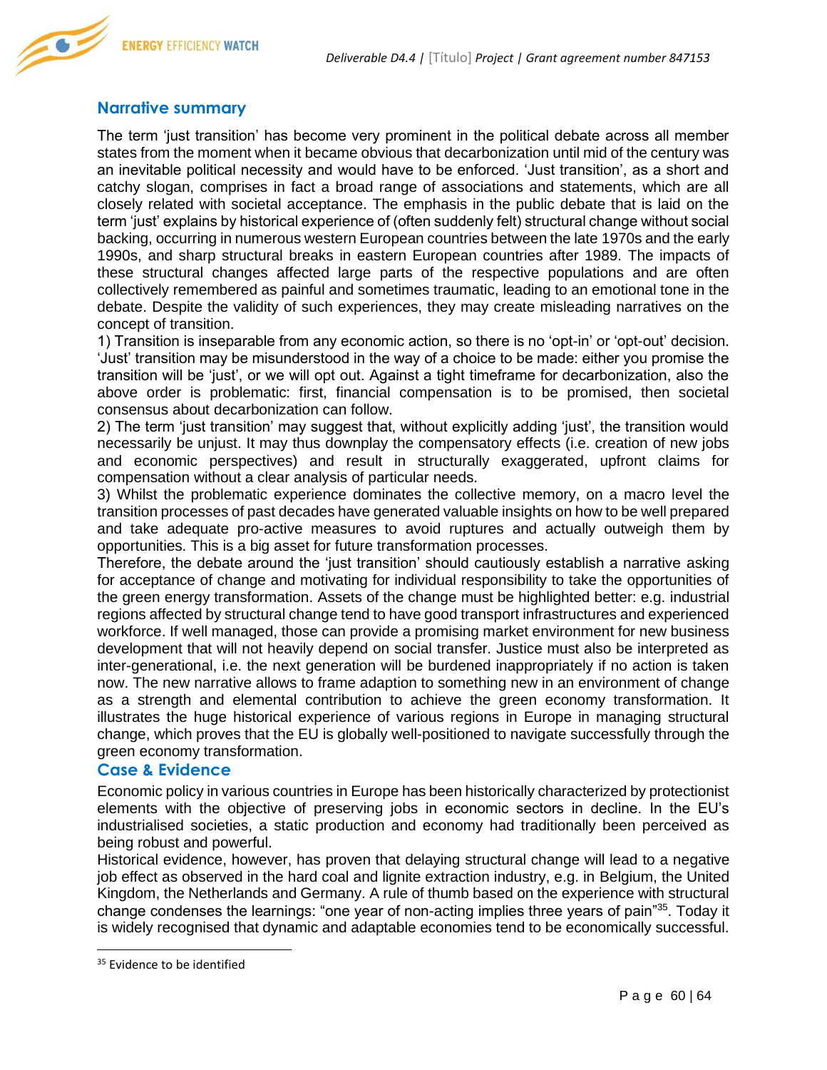## Narrative summary

The term 'just transition' has become very prominent in the political debate across all member states from the moment when it became obvious that decarbonization until mid of the century was an inevitable political necessity and would have to be enforced. 'Just transition', as a short and catchy slogan, comprises in fact a broad range of associations and statements, which are all closely related with societal acceptance. The emphasis in the public debate that is laid on the term 'just' explains by historical experience of (often suddenly felt) structural change without social backing, occurring in numerous western European countries between the late 1970s and the early 1990s, and sharp structural breaks in eastern European countries after 1989. The impacts of these structural changes affected large parts of the respective populations and are often collectively remembered as painful and sometimes traumatic, leading to an emotional tone in the debate. Despite the validity of such experiences, they may create misleading narratives on the concept of transition.

1) Transition is inseparable from any economic action, so there is no 'opt-in' or 'opt-out' decision. 'Just' transition may be misunderstood in the way of a choice to be made: either you promise the transition will be 'just', or we will opt out. Against a tight timeframe for decarbonization, also the above order is problematic: first, financial compensation is to be promised, then societal consensus about decarbonization can follow.

2) The term 'just transition' may suggest that, without explicitly adding 'just', the transition would necessarily be unjust. It may thus downplay the compensatory effects (i.e. creation of new jobs and economic perspectives) and result in structurally exaggerated, upfront claims for compensation without a clear analysis of particular needs.

3) Whilst the problematic experience dominates the collective memory, on a macro level the transition processes of past decades have generated valuable insights on how to be well prepared and take adequate pro-active measures to avoid ruptures and actually outweigh them by opportunities. This is a big asset for future transformation processes.

Therefore, the debate around the 'just transition' should cautiously establish a narrative asking for acceptance of change and motivating for individual responsibility to take the opportunities of the green energy transformation. Assets of the change must be highlighted better: e.g. industrial regions affected by structural change tend to have good transport infrastructures and experienced workforce. If well managed, those can provide a promising market environment for new business development that will not heavily depend on social transfer. Justice must also be interpreted as inter-generational, i.e. the next generation will be burdened inappropriately if no action is taken now. The new narrative allows to frame adaption to something new in an environment of change as a strength and elemental contribution to achieve the green economy transformation. It illustrates the huge historical experience of various regions in Europe in managing structural change, which proves that the EU is globally well-positioned to navigate successfully through the green economy transformation.

## Case & Evidence

Economic policy in various countries in Europe has been historically characterized by protectionist elements with the objective of preserving jobs in economic sectors in decline. In the EU's industrialised societies, a static production and economy had traditionally been perceived as being robust and powerful.

Historical evidence, however, has proven that delaying structural change will lead to a negative job effect as observed in the hard coal and lignite extraction industry, e.g. in Belgium, the United Kingdom, the Netherlands and Germany. A rule of thumb based on the experience with structural change condenses the learnings: "one year of non-acting implies three years of pain"[35]. Today it is widely recognised that dynamic and adaptable economies tend to be economically successful.

[35] Evidence to be identified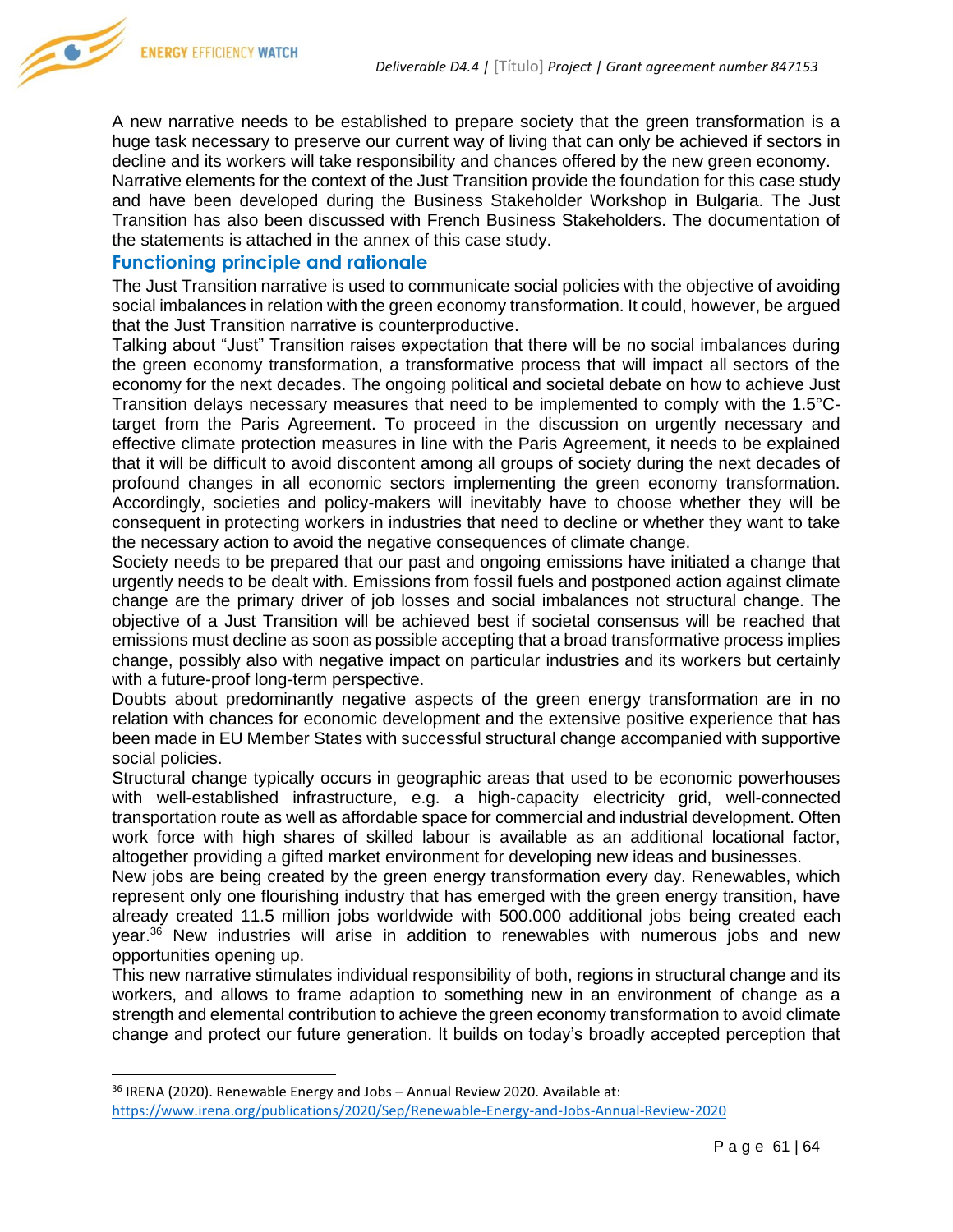A new narrative needs to be established to prepare society that the green transformation is a huge task necessary to preserve our current way of living that can only be achieved if sectors in decline and its workers will take responsibility and chances offered by the new green economy.
Narrative elements for the context of the Just Transition provide the foundation for this case study and have been developed during the Business Stakeholder Workshop in Bulgaria. The Just Transition has also been discussed with French Business Stakeholders. The documentation of the statements is attached in the annex of this case study.

## Functioning principle and rationale

The Just Transition narrative is used to communicate social policies with the objective of avoiding social imbalances in relation with the green economy transformation. It could, however, be argued that the Just Transition narrative is counterproductive.
Talking about "Just" Transition raises expectation that there will be no social imbalances during the green economy transformation, a transformative process that will impact all sectors of the economy for the next decades. The ongoing political and societal debate on how to achieve Just Transition delays necessary measures that need to be implemented to comply with the 1.5°C-target from the Paris Agreement. To proceed in the discussion on urgently necessary and effective climate protection measures in line with the Paris Agreement, it needs to be explained that it will be difficult to avoid discontent among all groups of society during the next decades of profound changes in all economic sectors implementing the green economy transformation. Accordingly, societies and policy-makers will inevitably have to choose whether they will be consequent in protecting workers in industries that need to decline or whether they want to take the necessary action to avoid the negative consequences of climate change.
Society needs to be prepared that our past and ongoing emissions have initiated a change that urgently needs to be dealt with. Emissions from fossil fuels and postponed action against climate change are the primary driver of job losses and social imbalances not structural change. The objective of a Just Transition will be achieved best if societal consensus will be reached that emissions must decline as soon as possible accepting that a broad transformative process implies change, possibly also with negative impact on particular industries and its workers but certainly with a future-proof long-term perspective.
Doubts about predominantly negative aspects of the green energy transformation are in no relation with chances for economic development and the extensive positive experience that has been made in EU Member States with successful structural change accompanied with supportive social policies.
Structural change typically occurs in geographic areas that used to be economic powerhouses with well-established infrastructure, e.g. a high-capacity electricity grid, well-connected transportation route as well as affordable space for commercial and industrial development. Often work force with high shares of skilled labour is available as an additional locational factor, altogether providing a gifted market environment for developing new ideas and businesses.
New jobs are being created by the green energy transformation every day. Renewables, which represent only one flourishing industry that has emerged with the green energy transition, have already created 11.5 million jobs worldwide with 500.000 additional jobs being created each year.[36] New industries will arise in addition to renewables with numerous jobs and new opportunities opening up.
This new narrative stimulates individual responsibility of both, regions in structural change and its workers, and allows to frame adaption to something new in an environment of change as a strength and elemental contribution to achieve the green economy transformation to avoid climate change and protect our future generation. It builds on today's broadly accepted perception that

---

[36] IRENA (2020). Renewable Energy and Jobs – Annual Review 2020. Available at: https://www.irena.org/publications/2020/Sep/Renewable-Energy-and-Jobs-Annual-Review-2020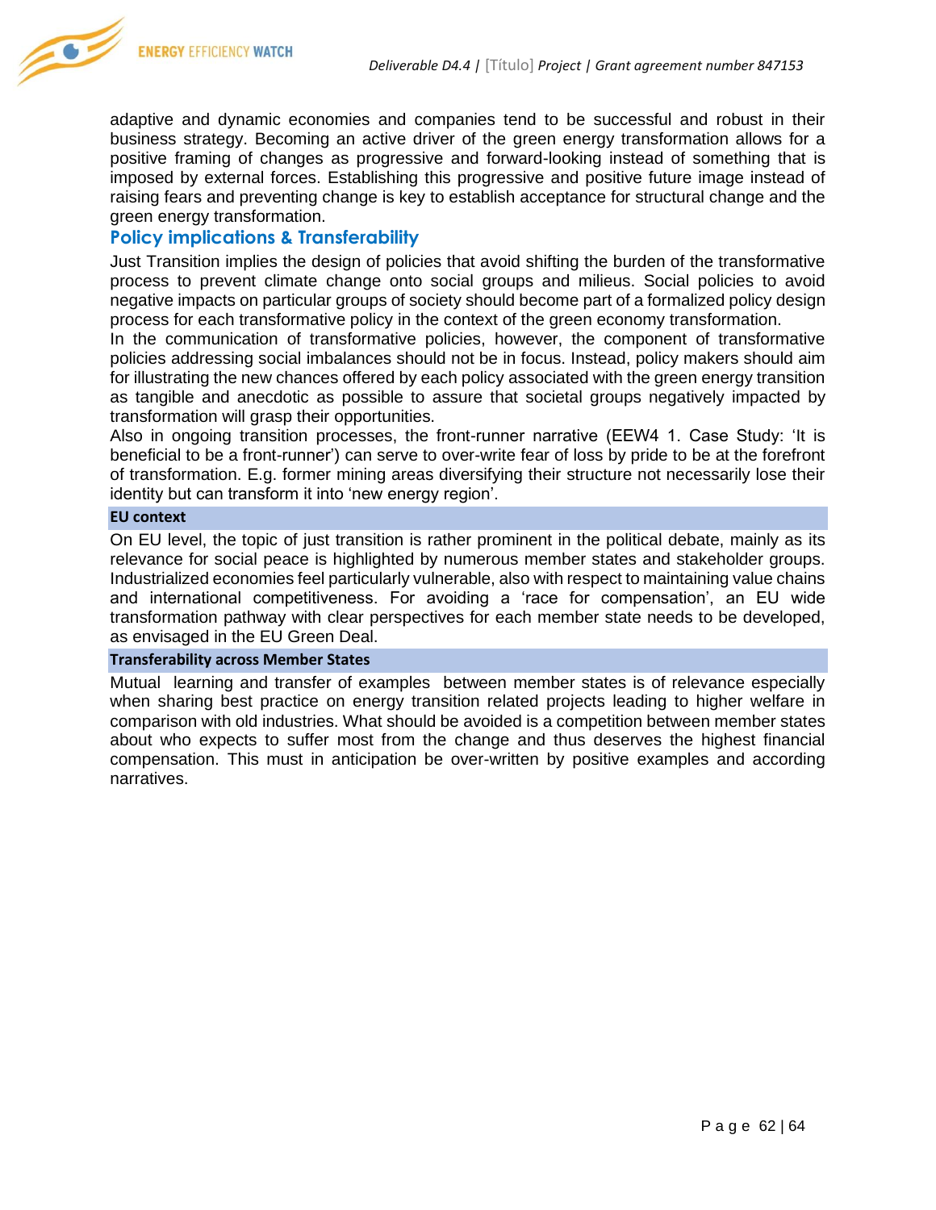adaptive and dynamic economies and companies tend to be successful and robust in their business strategy. Becoming an active driver of the green energy transformation allows for a positive framing of changes as progressive and forward-looking instead of something that is imposed by external forces. Establishing this progressive and positive future image instead of raising fears and preventing change is key to establish acceptance for structural change and the green energy transformation.

## Policy implications & Transferability

Just Transition implies the design of policies that avoid shifting the burden of the transformative process to prevent climate change onto social groups and milieus. Social policies to avoid negative impacts on particular groups of society should become part of a formalized policy design process for each transformative policy in the context of the green economy transformation.

In the communication of transformative policies, however, the component of transformative policies addressing social imbalances should not be in focus. Instead, policy makers should aim for illustrating the new chances offered by each policy associated with the green energy transition as tangible and anecdotic as possible to assure that societal groups negatively impacted by transformation will grasp their opportunities.

Also in ongoing transition processes, the front-runner narrative (EEW4 1. Case Study: 'It is beneficial to be a front-runner') can serve to over-write fear of loss by pride to be at the forefront of transformation. E.g. former mining areas diversifying their structure not necessarily lose their identity but can transform it into 'new energy region'.

### EU context

On EU level, the topic of just transition is rather prominent in the political debate, mainly as its relevance for social peace is highlighted by numerous member states and stakeholder groups. Industrialized economies feel particularly vulnerable, also with respect to maintaining value chains and international competitiveness. For avoiding a 'race for compensation', an EU wide transformation pathway with clear perspectives for each member state needs to be developed, as envisaged in the EU Green Deal.

### Transferability across Member States

Mutual learning and transfer of examples between member states is of relevance especially when sharing best practice on energy transition related projects leading to higher welfare in comparison with old industries. What should be avoided is a competition between member states about who expects to suffer most from the change and thus deserves the highest financial compensation. This must in anticipation be over-written by positive examples and according narratives.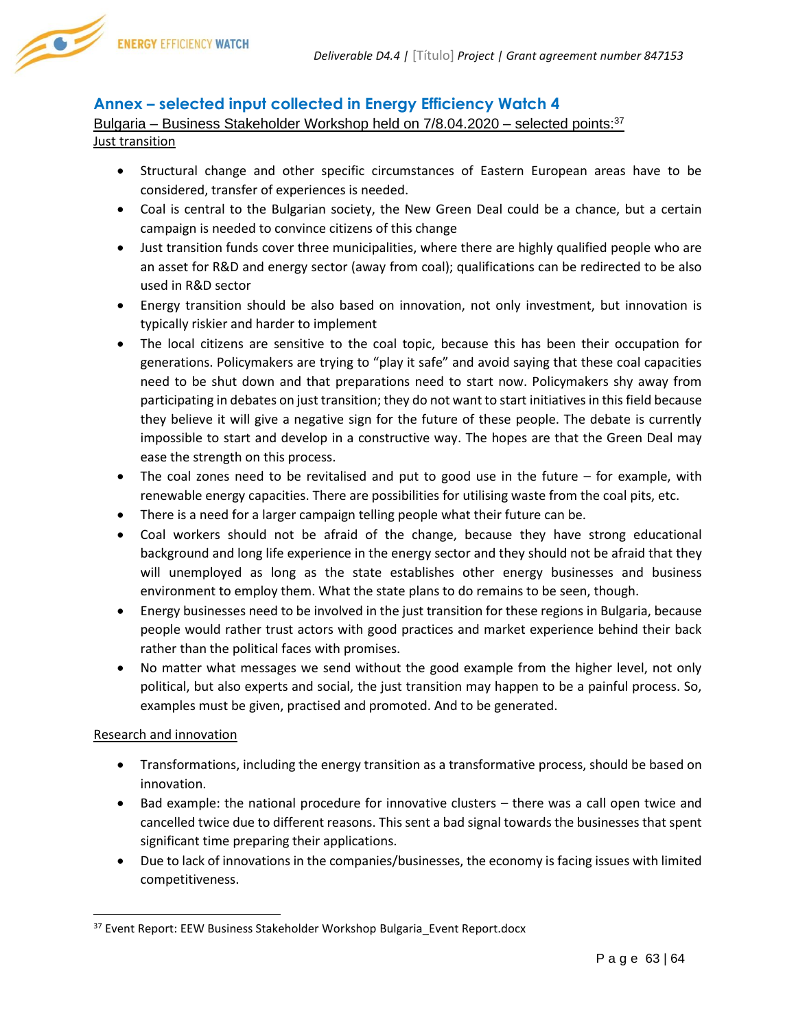## Annex – selected input collected in Energy Efficiency Watch 4

Bulgaria – Business Stakeholder Workshop held on 7/8.04.2020 – selected points:[37]

Just transition

- Structural change and other specific circumstances of Eastern European areas have to be considered, transfer of experiences is needed.
- Coal is central to the Bulgarian society, the New Green Deal could be a chance, but a certain campaign is needed to convince citizens of this change
- Just transition funds cover three municipalities, where there are highly qualified people who are an asset for R&D and energy sector (away from coal); qualifications can be redirected to be also used in R&D sector
- Energy transition should be also based on innovation, not only investment, but innovation is typically riskier and harder to implement
- The local citizens are sensitive to the coal topic, because this has been their occupation for generations. Policymakers are trying to "play it safe" and avoid saying that these coal capacities need to be shut down and that preparations need to start now. Policymakers shy away from participating in debates on just transition; they do not want to start initiatives in this field because they believe it will give a negative sign for the future of these people. The debate is currently impossible to start and develop in a constructive way. The hopes are that the Green Deal may ease the strength on this process.
- The coal zones need to be revitalised and put to good use in the future – for example, with renewable energy capacities. There are possibilities for utilising waste from the coal pits, etc.
- There is a need for a larger campaign telling people what their future can be.
- Coal workers should not be afraid of the change, because they have strong educational background and long life experience in the energy sector and they should not be afraid that they will unemployed as long as the state establishes other energy businesses and business environment to employ them. What the state plans to do remains to be seen, though.
- Energy businesses need to be involved in the just transition for these regions in Bulgaria, because people would rather trust actors with good practices and market experience behind their back rather than the political faces with promises.
- No matter what messages we send without the good example from the higher level, not only political, but also experts and social, the just transition may happen to be a painful process. So, examples must be given, practised and promoted. And to be generated.

Research and innovation

- Transformations, including the energy transition as a transformative process, should be based on innovation.
- Bad example: the national procedure for innovative clusters – there was a call open twice and cancelled twice due to different reasons. This sent a bad signal towards the businesses that spent significant time preparing their applications.
- Due to lack of innovations in the companies/businesses, the economy is facing issues with limited competitiveness.

[37] Event Report: EEW Business Stakeholder Workshop Bulgaria_Event Report.docx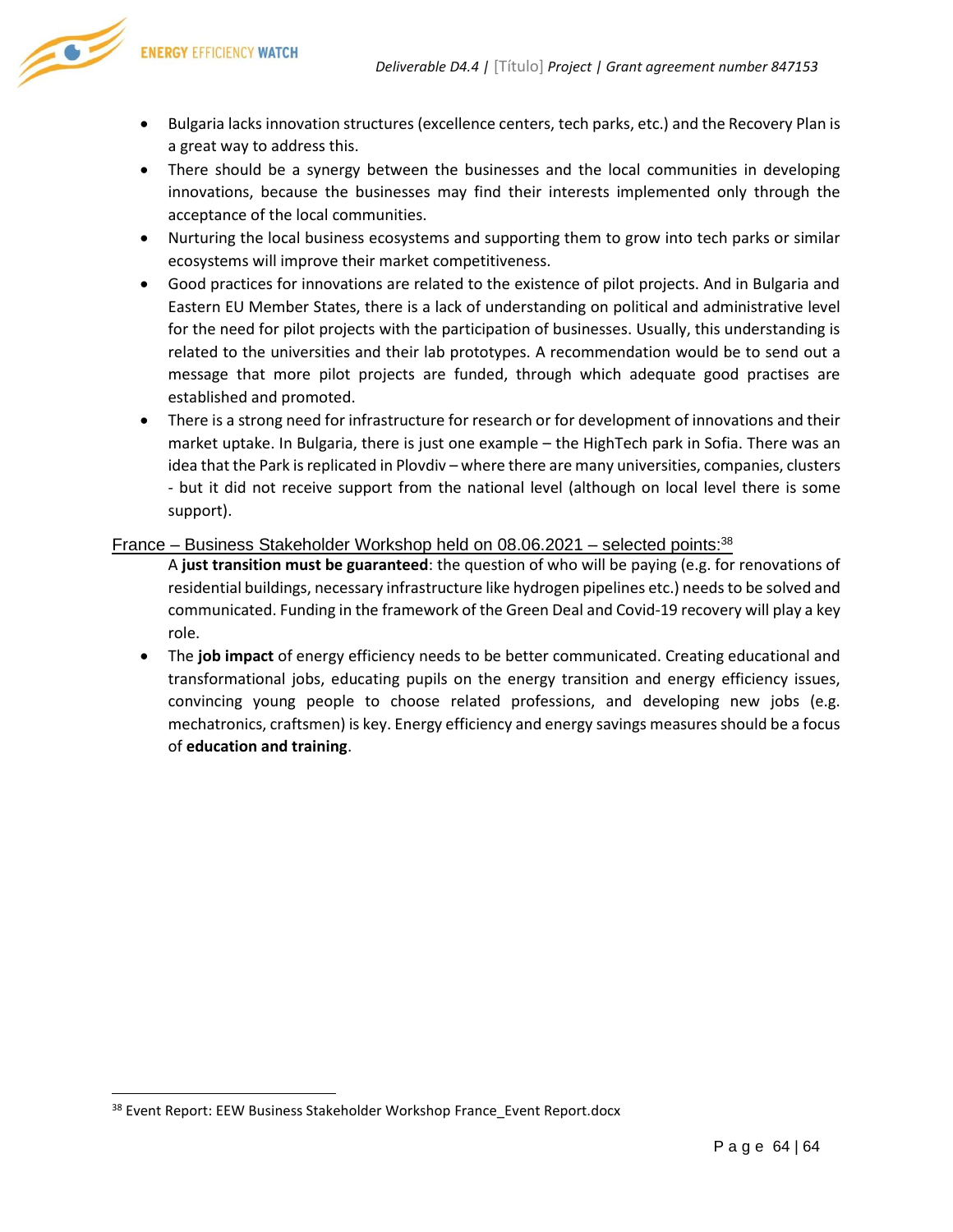- Bulgaria lacks innovation structures (excellence centers, tech parks, etc.) and the Recovery Plan is a great way to address this.
- There should be a synergy between the businesses and the local communities in developing innovations, because the businesses may find their interests implemented only through the acceptance of the local communities.
- Nurturing the local business ecosystems and supporting them to grow into tech parks or similar ecosystems will improve their market competitiveness.
- Good practices for innovations are related to the existence of pilot projects. And in Bulgaria and Eastern EU Member States, there is a lack of understanding on political and administrative level for the need for pilot projects with the participation of businesses. Usually, this understanding is related to the universities and their lab prototypes. A recommendation would be to send out a message that more pilot projects are funded, through which adequate good practises are established and promoted.
- There is a strong need for infrastructure for research or for development of innovations and their market uptake. In Bulgaria, there is just one example – the HighTech park in Sofia. There was an idea that the Park is replicated in Plovdiv – where there are many universities, companies, clusters - but it did not receive support from the national level (although on local level there is some support).

France – Business Stakeholder Workshop held on 08.06.2021 – selected points:[38]

- A **just transition must be guaranteed**: the question of who will be paying (e.g. for renovations of residential buildings, necessary infrastructure like hydrogen pipelines etc.) needs to be solved and communicated. Funding in the framework of the Green Deal and Covid-19 recovery will play a key role.
- The **job impact** of energy efficiency needs to be better communicated. Creating educational and transformational jobs, educating pupils on the energy transition and energy efficiency issues, convincing young people to choose related professions, and developing new jobs (e.g. mechatronics, craftsmen) is key. Energy efficiency and energy savings measures should be a focus of **education and training**.

[38] Event Report: EEW Business Stakeholder Workshop France_Event Report.docx